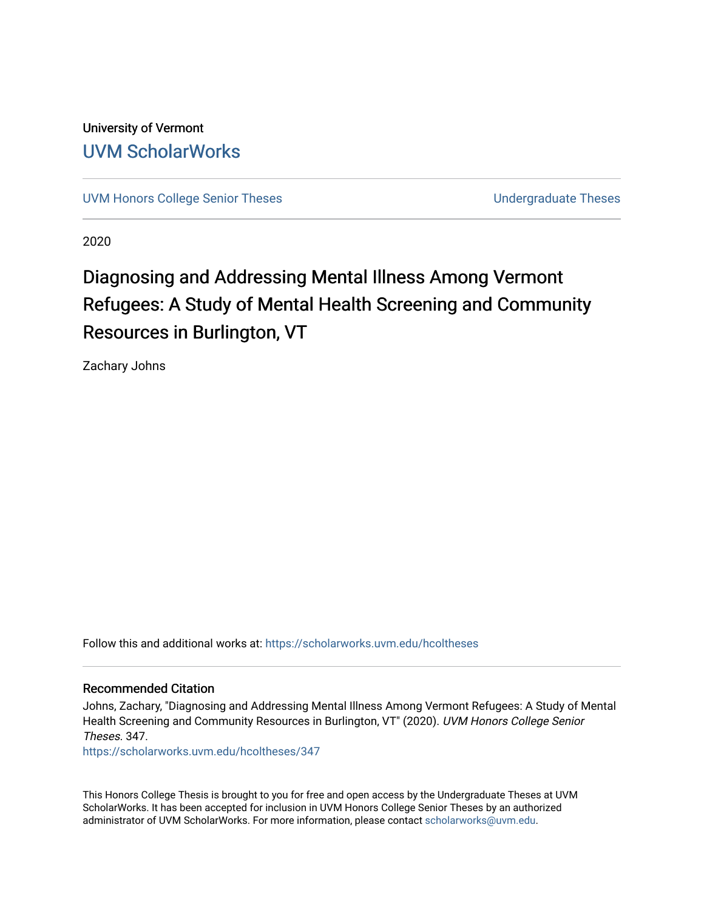University of Vermont

# UVM ScholarWorks

UVM Honors College Senior Theses | Undergraduate Theses

2020

# Diagnosing and Addressing Mental Illness Among Vermont Refugees: A Study of Mental Health Screening and Community Resources in Burlington, VT

Zachary Johns

Follow this and additional works at: https://scholarworks.uvm.edu/hcoltheses

## Recommended Citation

Johns, Zachary, "Diagnosing and Addressing Mental Illness Among Vermont Refugees: A Study of Mental Health Screening and Community Resources in Burlington, VT" (2020). *UVM Honors College Senior Theses*. 347.
https://scholarworks.uvm.edu/hcoltheses/347

This Honors College Thesis is brought to you for free and open access by the Undergraduate Theses at UVM ScholarWorks. It has been accepted for inclusion in UVM Honors College Senior Theses by an authorized administrator of UVM ScholarWorks. For more information, please contact scholarworks@uvm.edu.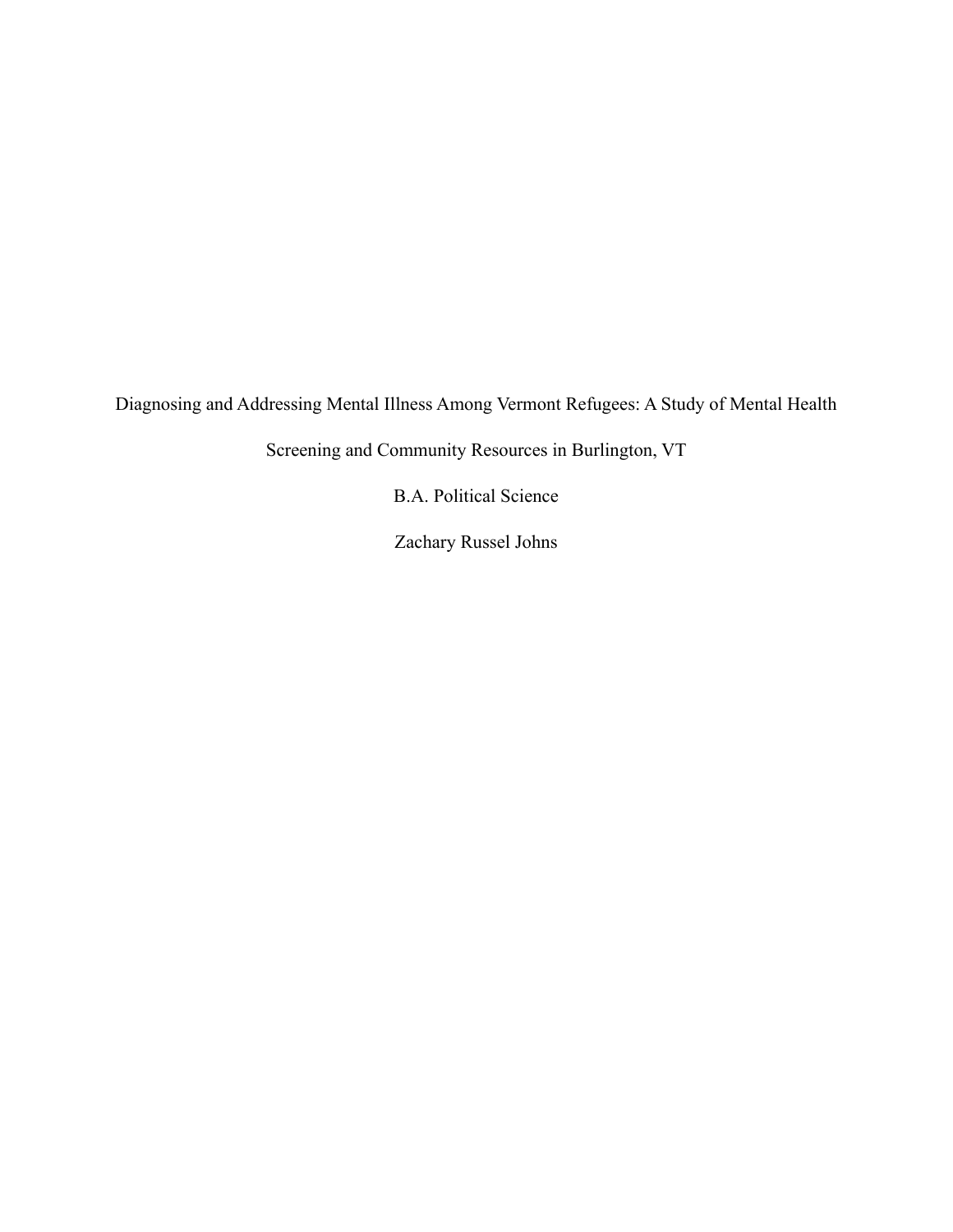# Diagnosing and Addressing Mental Illness Among Vermont Refugees: A Study of Mental Health Screening and Community Resources in Burlington, VT

B.A. Political Science

Zachary Russel Johns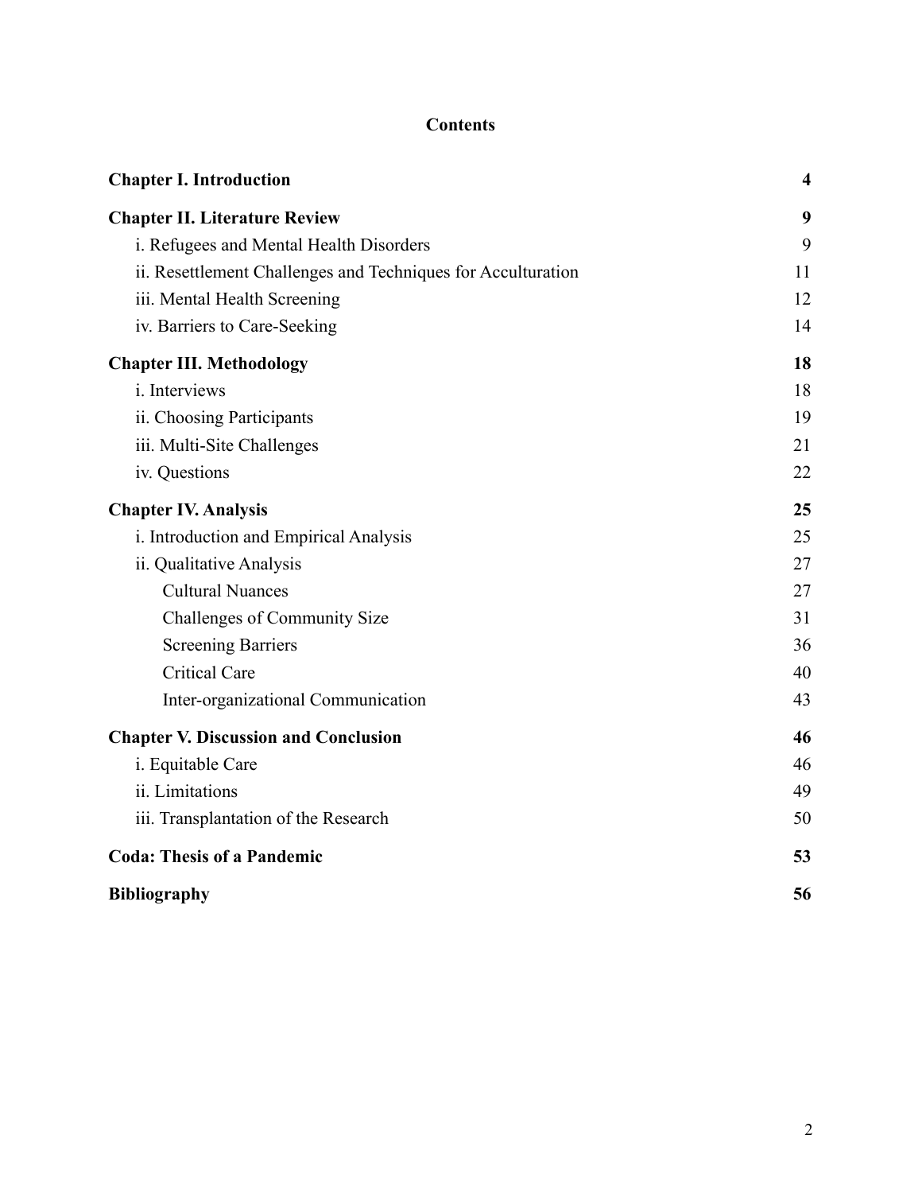# Contents

| | |
|---|---|
| **Chapter I. Introduction** | **4** |
| **Chapter II. Literature Review** | **9** |
| i. Refugees and Mental Health Disorders | 9 |
| ii. Resettlement Challenges and Techniques for Acculturation | 11 |
| iii. Mental Health Screening | 12 |
| iv. Barriers to Care-Seeking | 14 |
| **Chapter III. Methodology** | **18** |
| i. Interviews | 18 |
| ii. Choosing Participants | 19 |
| iii. Multi-Site Challenges | 21 |
| iv. Questions | 22 |
| **Chapter IV. Analysis** | **25** |
| i. Introduction and Empirical Analysis | 25 |
| ii. Qualitative Analysis | 27 |
| Cultural Nuances | 27 |
| Challenges of Community Size | 31 |
| Screening Barriers | 36 |
| Critical Care | 40 |
| Inter-organizational Communication | 43 |
| **Chapter V. Discussion and Conclusion** | **46** |
| i. Equitable Care | 46 |
| ii. Limitations | 49 |
| iii. Transplantation of the Research | 50 |
| **Coda: Thesis of a Pandemic** | **53** |
| **Bibliography** | **56** |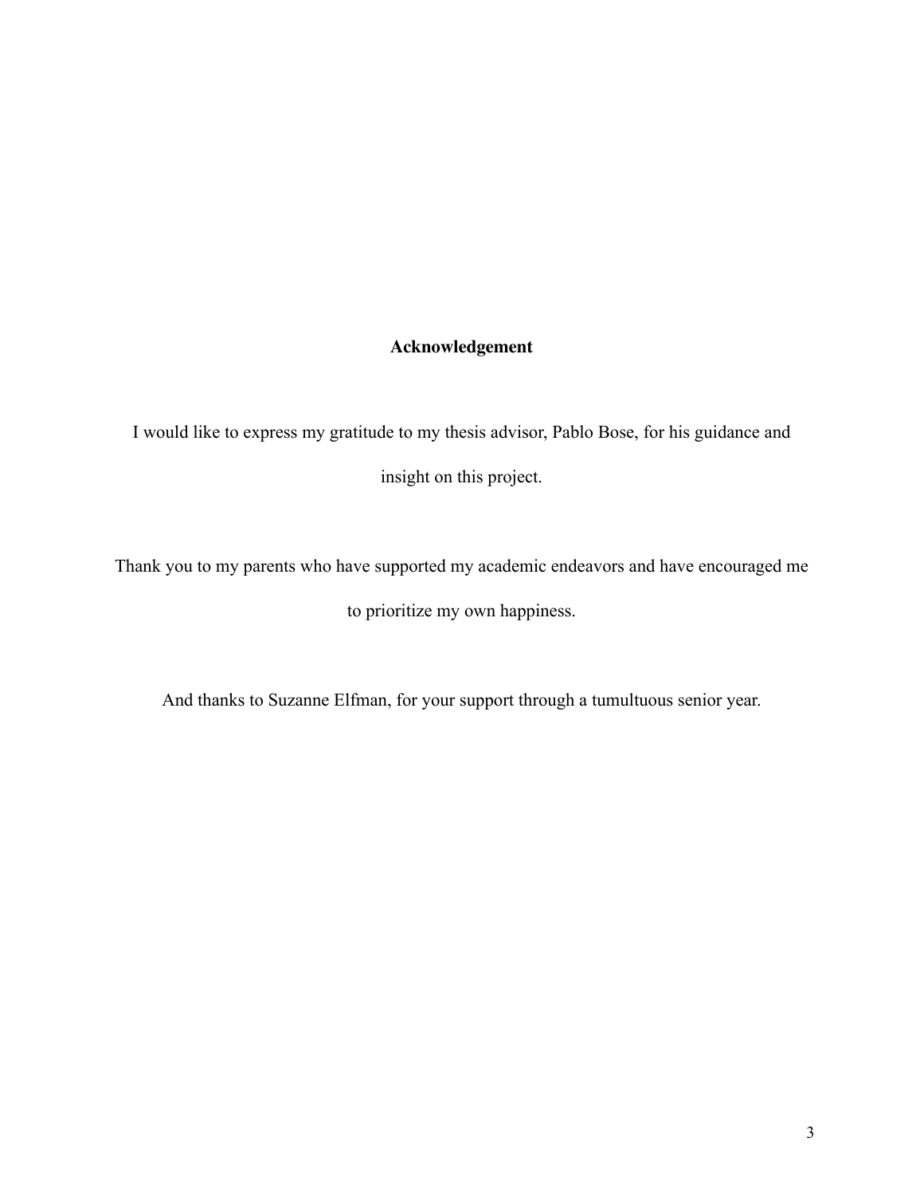## Acknowledgement

I would like to express my gratitude to my thesis advisor, Pablo Bose, for his guidance and insight on this project.

Thank you to my parents who have supported my academic endeavors and have encouraged me to prioritize my own happiness.

And thanks to Suzanne Elfman, for your support through a tumultuous senior year.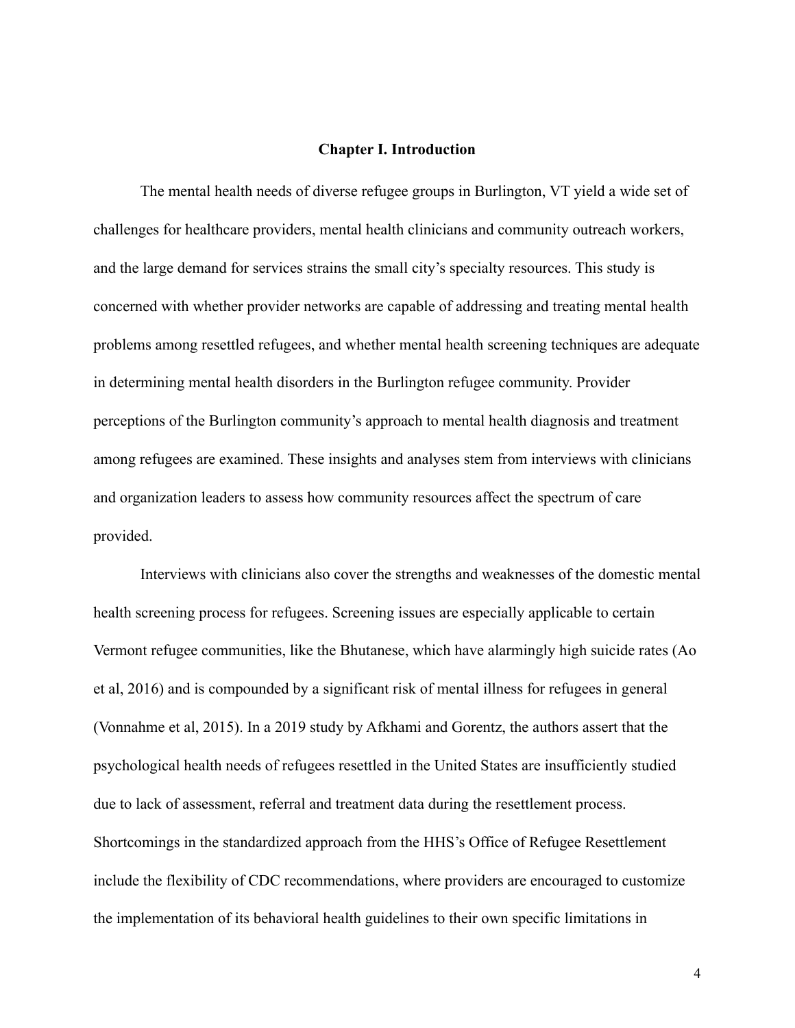# Chapter I. Introduction

The mental health needs of diverse refugee groups in Burlington, VT yield a wide set of challenges for healthcare providers, mental health clinicians and community outreach workers, and the large demand for services strains the small city's specialty resources. This study is concerned with whether provider networks are capable of addressing and treating mental health problems among resettled refugees, and whether mental health screening techniques are adequate in determining mental health disorders in the Burlington refugee community. Provider perceptions of the Burlington community's approach to mental health diagnosis and treatment among refugees are examined. These insights and analyses stem from interviews with clinicians and organization leaders to assess how community resources affect the spectrum of care provided.

Interviews with clinicians also cover the strengths and weaknesses of the domestic mental health screening process for refugees. Screening issues are especially applicable to certain Vermont refugee communities, like the Bhutanese, which have alarmingly high suicide rates (Ao et al, 2016) and is compounded by a significant risk of mental illness for refugees in general (Vonnahme et al, 2015). In a 2019 study by Afkhami and Gorentz, the authors assert that the psychological health needs of refugees resettled in the United States are insufficiently studied due to lack of assessment, referral and treatment data during the resettlement process. Shortcomings in the standardized approach from the HHS's Office of Refugee Resettlement include the flexibility of CDC recommendations, where providers are encouraged to customize the implementation of its behavioral health guidelines to their own specific limitations in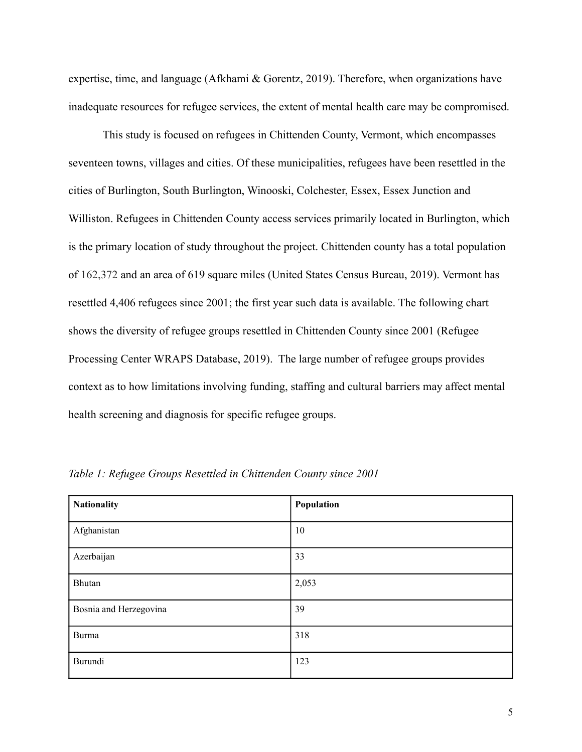expertise, time, and language (Afkhami & Gorentz, 2019). Therefore, when organizations have inadequate resources for refugee services, the extent of mental health care may be compromised.

This study is focused on refugees in Chittenden County, Vermont, which encompasses seventeen towns, villages and cities. Of these municipalities, refugees have been resettled in the cities of Burlington, South Burlington, Winooski, Colchester, Essex, Essex Junction and Williston. Refugees in Chittenden County access services primarily located in Burlington, which is the primary location of study throughout the project. Chittenden county has a total population of 162,372 and an area of 619 square miles (United States Census Bureau, 2019). Vermont has resettled 4,406 refugees since 2001; the first year such data is available. The following chart shows the diversity of refugee groups resettled in Chittenden County since 2001 (Refugee Processing Center WRAPS Database, 2019). The large number of refugee groups provides context as to how limitations involving funding, staffing and cultural barriers may affect mental health screening and diagnosis for specific refugee groups.

*Table 1: Refugee Groups Resettled in Chittenden County since 2001*

| Nationality | Population |
|---|---|
| Afghanistan | 10 |
| Azerbaijan | 33 |
| Bhutan | 2,053 |
| Bosnia and Herzegovina | 39 |
| Burma | 318 |
| Burundi | 123 |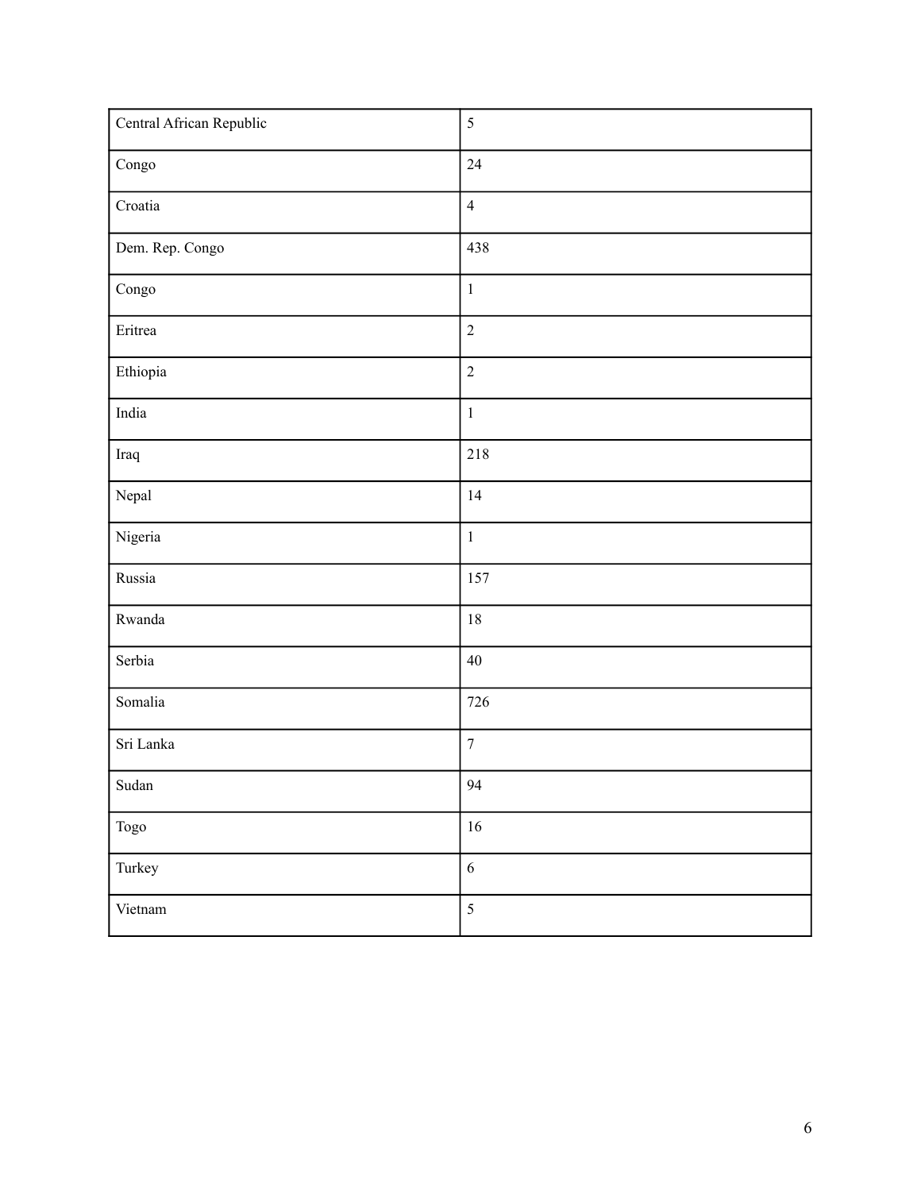| | |
|---|---|
| Central African Republic | 5 |
| Congo | 24 |
| Croatia | 4 |
| Dem. Rep. Congo | 438 |
| Congo | 1 |
| Eritrea | 2 |
| Ethiopia | 2 |
| India | 1 |
| Iraq | 218 |
| Nepal | 14 |
| Nigeria | 1 |
| Russia | 157 |
| Rwanda | 18 |
| Serbia | 40 |
| Somalia | 726 |
| Sri Lanka | 7 |
| Sudan | 94 |
| Togo | 16 |
| Turkey | 6 |
| Vietnam | 5 |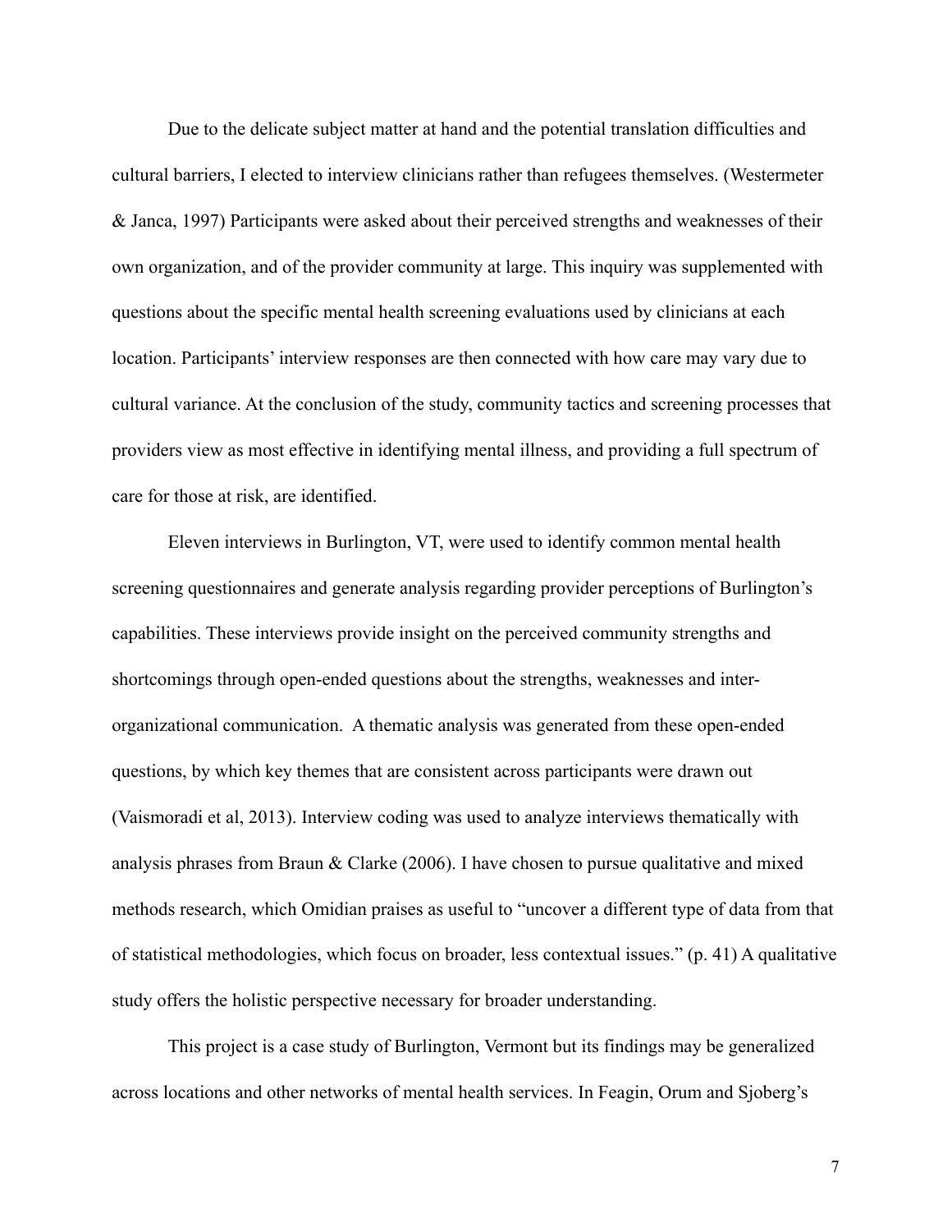Due to the delicate subject matter at hand and the potential translation difficulties and cultural barriers, I elected to interview clinicians rather than refugees themselves. (Westermeter & Janca, 1997) Participants were asked about their perceived strengths and weaknesses of their own organization, and of the provider community at large. This inquiry was supplemented with questions about the specific mental health screening evaluations used by clinicians at each location. Participants' interview responses are then connected with how care may vary due to cultural variance. At the conclusion of the study, community tactics and screening processes that providers view as most effective in identifying mental illness, and providing a full spectrum of care for those at risk, are identified.

Eleven interviews in Burlington, VT, were used to identify common mental health screening questionnaires and generate analysis regarding provider perceptions of Burlington's capabilities. These interviews provide insight on the perceived community strengths and shortcomings through open-ended questions about the strengths, weaknesses and inter-organizational communication. A thematic analysis was generated from these open-ended questions, by which key themes that are consistent across participants were drawn out (Vaismoradi et al, 2013). Interview coding was used to analyze interviews thematically with analysis phrases from Braun & Clarke (2006). I have chosen to pursue qualitative and mixed methods research, which Omidian praises as useful to "uncover a different type of data from that of statistical methodologies, which focus on broader, less contextual issues." (p. 41) A qualitative study offers the holistic perspective necessary for broader understanding.

This project is a case study of Burlington, Vermont but its findings may be generalized across locations and other networks of mental health services. In Feagin, Orum and Sjoberg's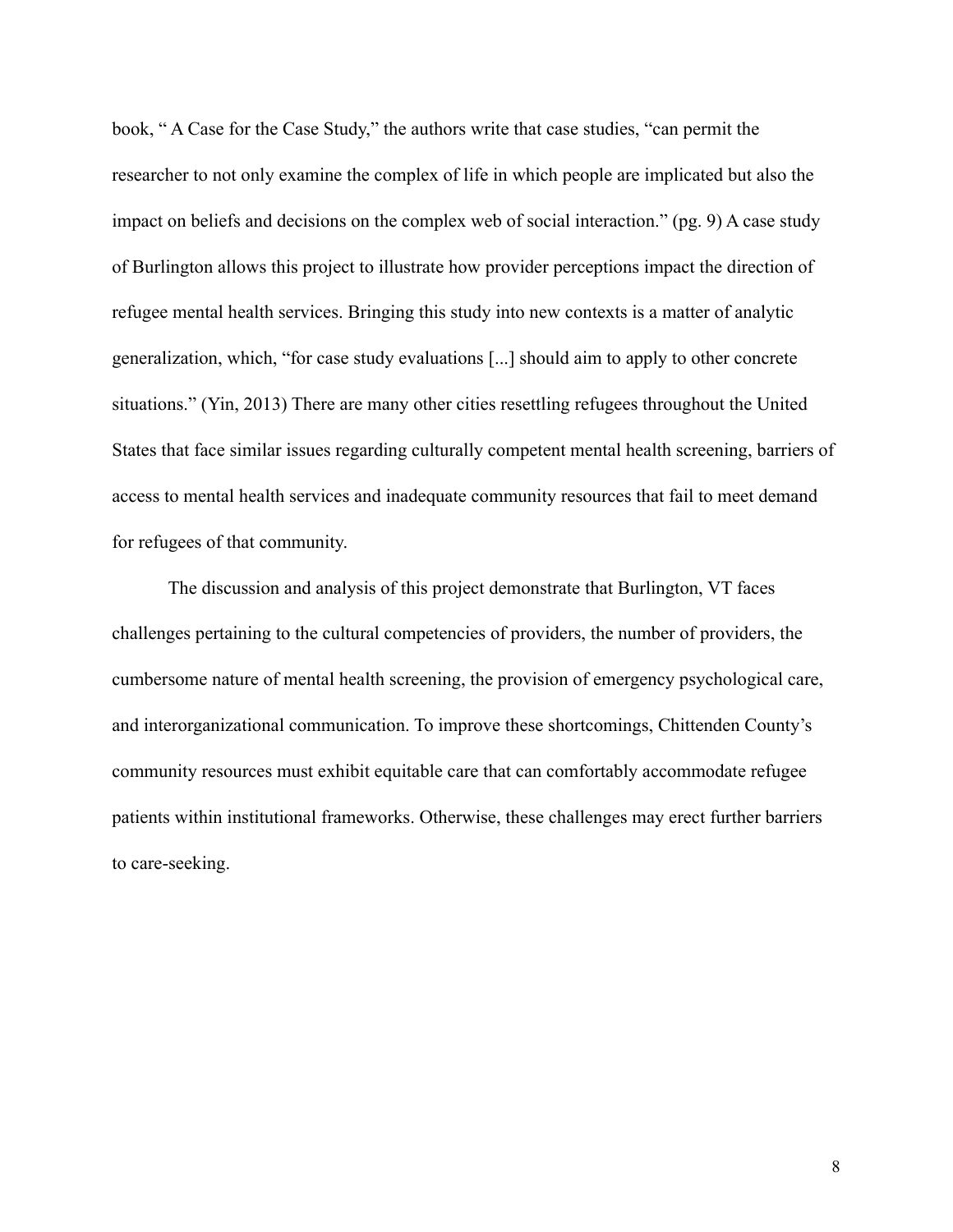book, " A Case for the Case Study," the authors write that case studies, "can permit the researcher to not only examine the complex of life in which people are implicated but also the impact on beliefs and decisions on the complex web of social interaction." (pg. 9) A case study of Burlington allows this project to illustrate how provider perceptions impact the direction of refugee mental health services. Bringing this study into new contexts is a matter of analytic generalization, which, "for case study evaluations [...] should aim to apply to other concrete situations." (Yin, 2013) There are many other cities resettling refugees throughout the United States that face similar issues regarding culturally competent mental health screening, barriers of access to mental health services and inadequate community resources that fail to meet demand for refugees of that community.

The discussion and analysis of this project demonstrate that Burlington, VT faces challenges pertaining to the cultural competencies of providers, the number of providers, the cumbersome nature of mental health screening, the provision of emergency psychological care, and interorganizational communication. To improve these shortcomings, Chittenden County's community resources must exhibit equitable care that can comfortably accommodate refugee patients within institutional frameworks. Otherwise, these challenges may erect further barriers to care-seeking.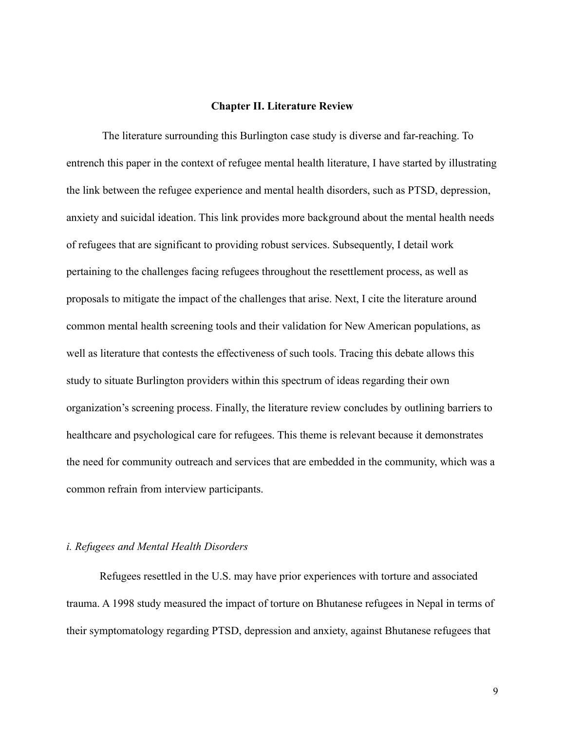## Chapter II. Literature Review

The literature surrounding this Burlington case study is diverse and far-reaching. To entrench this paper in the context of refugee mental health literature, I have started by illustrating the link between the refugee experience and mental health disorders, such as PTSD, depression, anxiety and suicidal ideation. This link provides more background about the mental health needs of refugees that are significant to providing robust services. Subsequently, I detail work pertaining to the challenges facing refugees throughout the resettlement process, as well as proposals to mitigate the impact of the challenges that arise. Next, I cite the literature around common mental health screening tools and their validation for New American populations, as well as literature that contests the effectiveness of such tools. Tracing this debate allows this study to situate Burlington providers within this spectrum of ideas regarding their own organization's screening process. Finally, the literature review concludes by outlining barriers to healthcare and psychological care for refugees. This theme is relevant because it demonstrates the need for community outreach and services that are embedded in the community, which was a common refrain from interview participants.

### *i. Refugees and Mental Health Disorders*

Refugees resettled in the U.S. may have prior experiences with torture and associated trauma. A 1998 study measured the impact of torture on Bhutanese refugees in Nepal in terms of their symptomatology regarding PTSD, depression and anxiety, against Bhutanese refugees that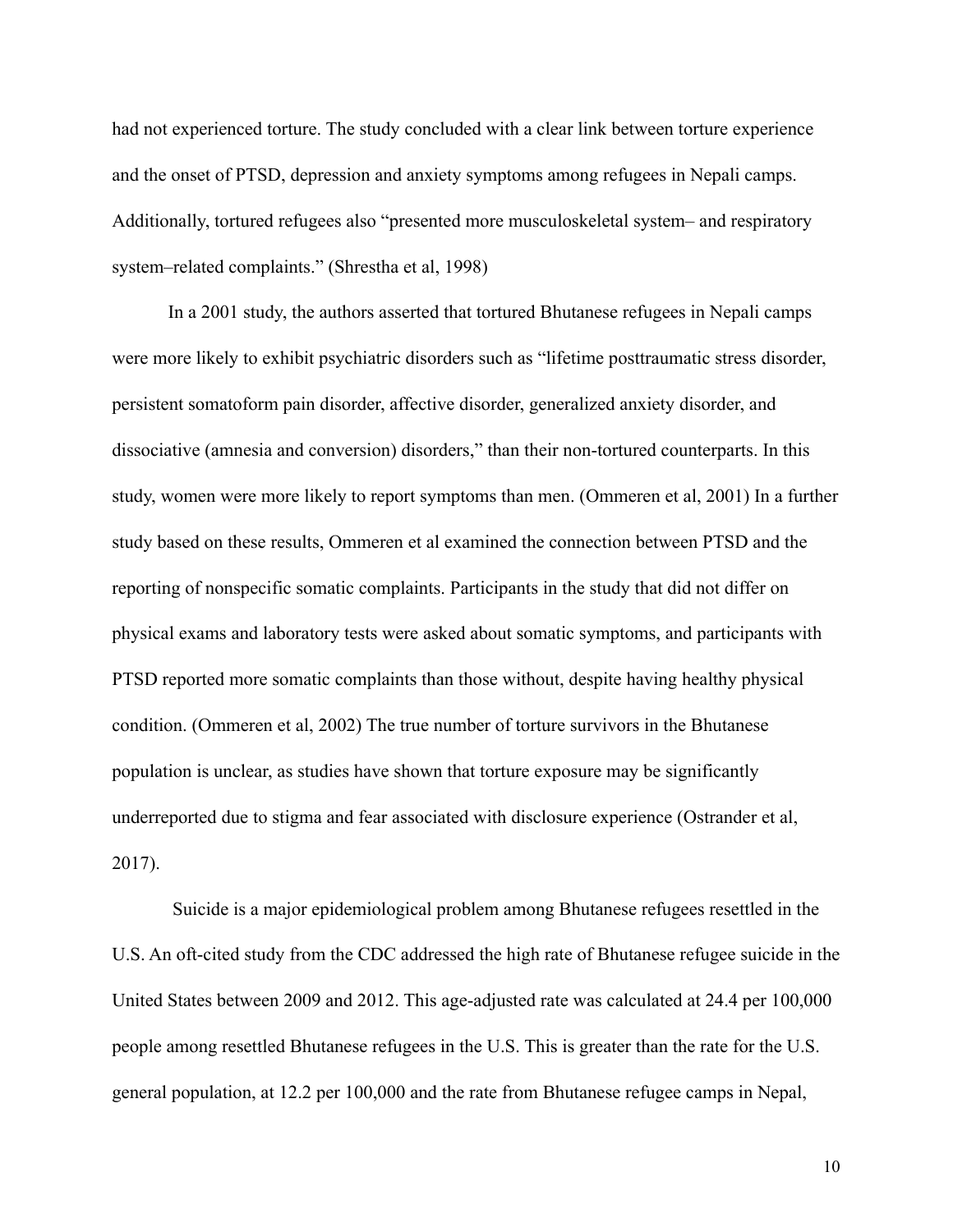had not experienced torture. The study concluded with a clear link between torture experience and the onset of PTSD, depression and anxiety symptoms among refugees in Nepali camps. Additionally, tortured refugees also "presented more musculoskeletal system– and respiratory system–related complaints." (Shrestha et al, 1998)

In a 2001 study, the authors asserted that tortured Bhutanese refugees in Nepali camps were more likely to exhibit psychiatric disorders such as "lifetime posttraumatic stress disorder, persistent somatoform pain disorder, affective disorder, generalized anxiety disorder, and dissociative (amnesia and conversion) disorders," than their non-tortured counterparts. In this study, women were more likely to report symptoms than men. (Ommeren et al, 2001) In a further study based on these results, Ommeren et al examined the connection between PTSD and the reporting of nonspecific somatic complaints. Participants in the study that did not differ on physical exams and laboratory tests were asked about somatic symptoms, and participants with PTSD reported more somatic complaints than those without, despite having healthy physical condition. (Ommeren et al, 2002) The true number of torture survivors in the Bhutanese population is unclear, as studies have shown that torture exposure may be significantly underreported due to stigma and fear associated with disclosure experience (Ostrander et al, 2017).

Suicide is a major epidemiological problem among Bhutanese refugees resettled in the U.S. An oft-cited study from the CDC addressed the high rate of Bhutanese refugee suicide in the United States between 2009 and 2012. This age-adjusted rate was calculated at 24.4 per 100,000 people among resettled Bhutanese refugees in the U.S. This is greater than the rate for the U.S. general population, at 12.2 per 100,000 and the rate from Bhutanese refugee camps in Nepal,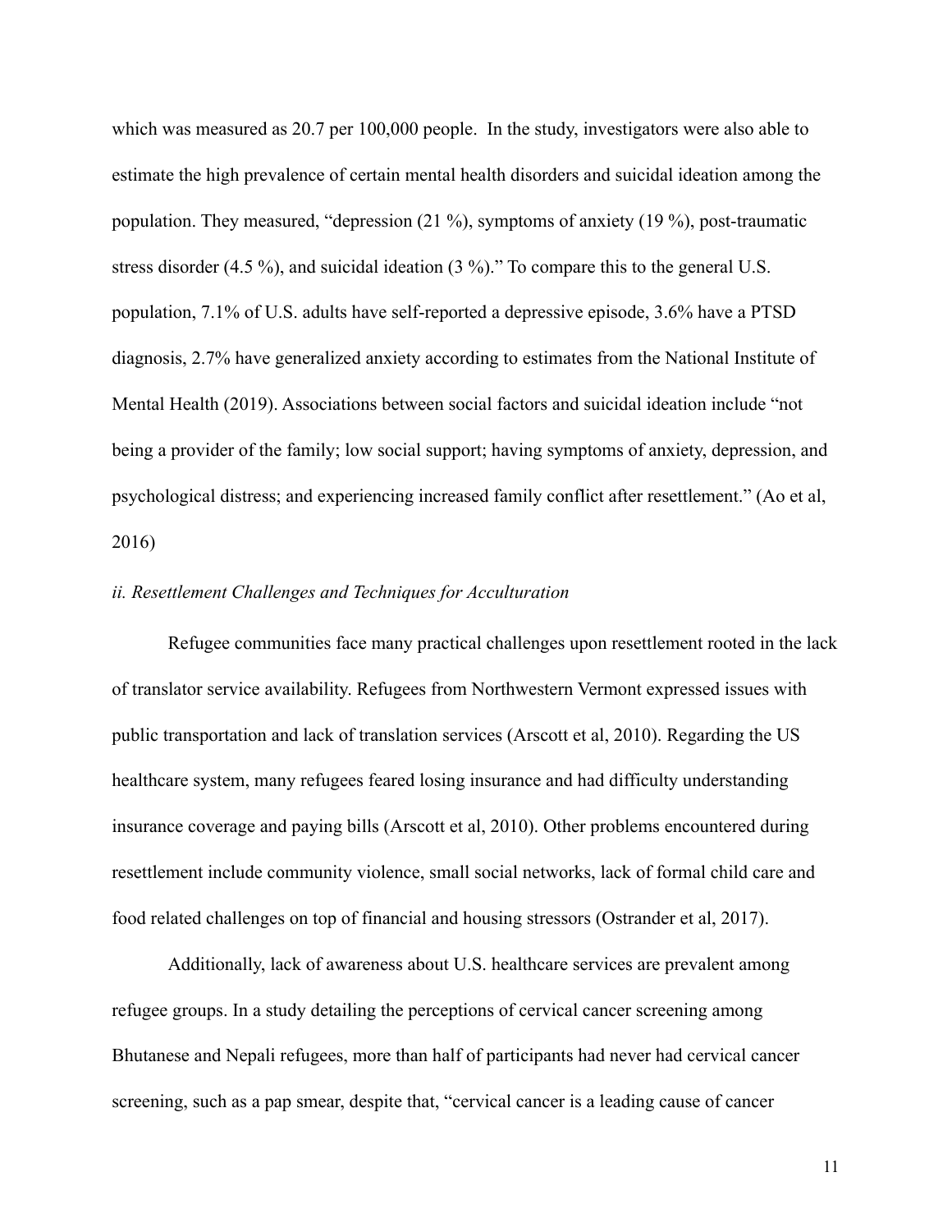which was measured as 20.7 per 100,000 people. In the study, investigators were also able to estimate the high prevalence of certain mental health disorders and suicidal ideation among the population. They measured, "depression (21 %), symptoms of anxiety (19 %), post-traumatic stress disorder (4.5 %), and suicidal ideation (3 %)." To compare this to the general U.S. population, 7.1% of U.S. adults have self-reported a depressive episode, 3.6% have a PTSD diagnosis, 2.7% have generalized anxiety according to estimates from the National Institute of Mental Health (2019). Associations between social factors and suicidal ideation include "not being a provider of the family; low social support; having symptoms of anxiety, depression, and psychological distress; and experiencing increased family conflict after resettlement." (Ao et al, 2016)

*ii. Resettlement Challenges and Techniques for Acculturation*

Refugee communities face many practical challenges upon resettlement rooted in the lack of translator service availability. Refugees from Northwestern Vermont expressed issues with public transportation and lack of translation services (Arscott et al, 2010). Regarding the US healthcare system, many refugees feared losing insurance and had difficulty understanding insurance coverage and paying bills (Arscott et al, 2010). Other problems encountered during resettlement include community violence, small social networks, lack of formal child care and food related challenges on top of financial and housing stressors (Ostrander et al, 2017).

Additionally, lack of awareness about U.S. healthcare services are prevalent among refugee groups. In a study detailing the perceptions of cervical cancer screening among Bhutanese and Nepali refugees, more than half of participants had never had cervical cancer screening, such as a pap smear, despite that, "cervical cancer is a leading cause of cancer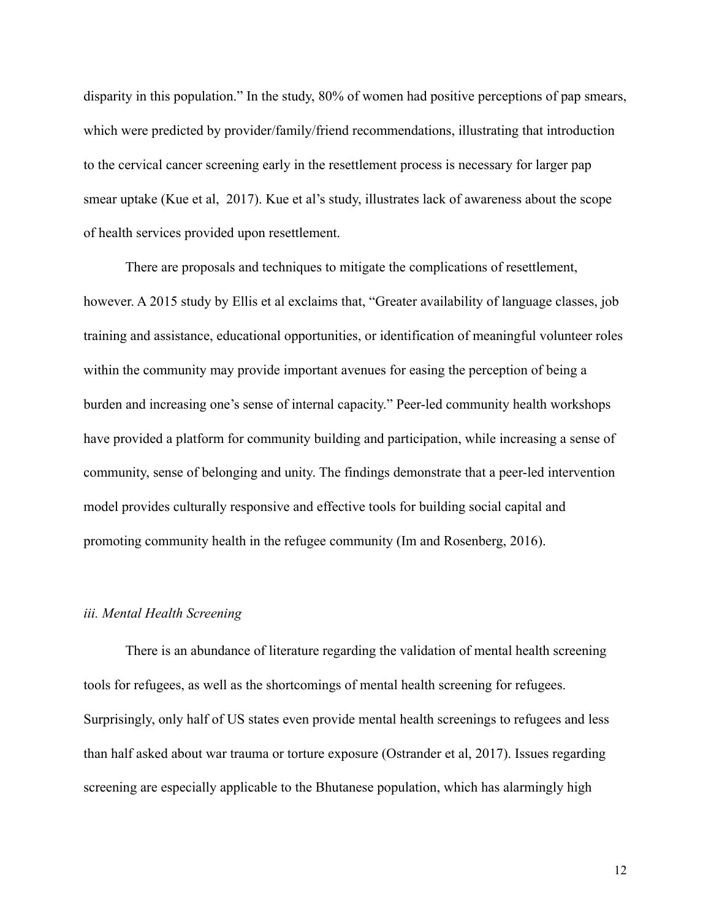disparity in this population." In the study, 80% of women had positive perceptions of pap smears, which were predicted by provider/family/friend recommendations, illustrating that introduction to the cervical cancer screening early in the resettlement process is necessary for larger pap smear uptake (Kue et al, 2017). Kue et al's study, illustrates lack of awareness about the scope of health services provided upon resettlement.

There are proposals and techniques to mitigate the complications of resettlement, however. A 2015 study by Ellis et al exclaims that, "Greater availability of language classes, job training and assistance, educational opportunities, or identification of meaningful volunteer roles within the community may provide important avenues for easing the perception of being a burden and increasing one's sense of internal capacity." Peer-led community health workshops have provided a platform for community building and participation, while increasing a sense of community, sense of belonging and unity. The findings demonstrate that a peer-led intervention model provides culturally responsive and effective tools for building social capital and promoting community health in the refugee community (Im and Rosenberg, 2016).

*iii. Mental Health Screening*

There is an abundance of literature regarding the validation of mental health screening tools for refugees, as well as the shortcomings of mental health screening for refugees. Surprisingly, only half of US states even provide mental health screenings to refugees and less than half asked about war trauma or torture exposure (Ostrander et al, 2017). Issues regarding screening are especially applicable to the Bhutanese population, which has alarmingly high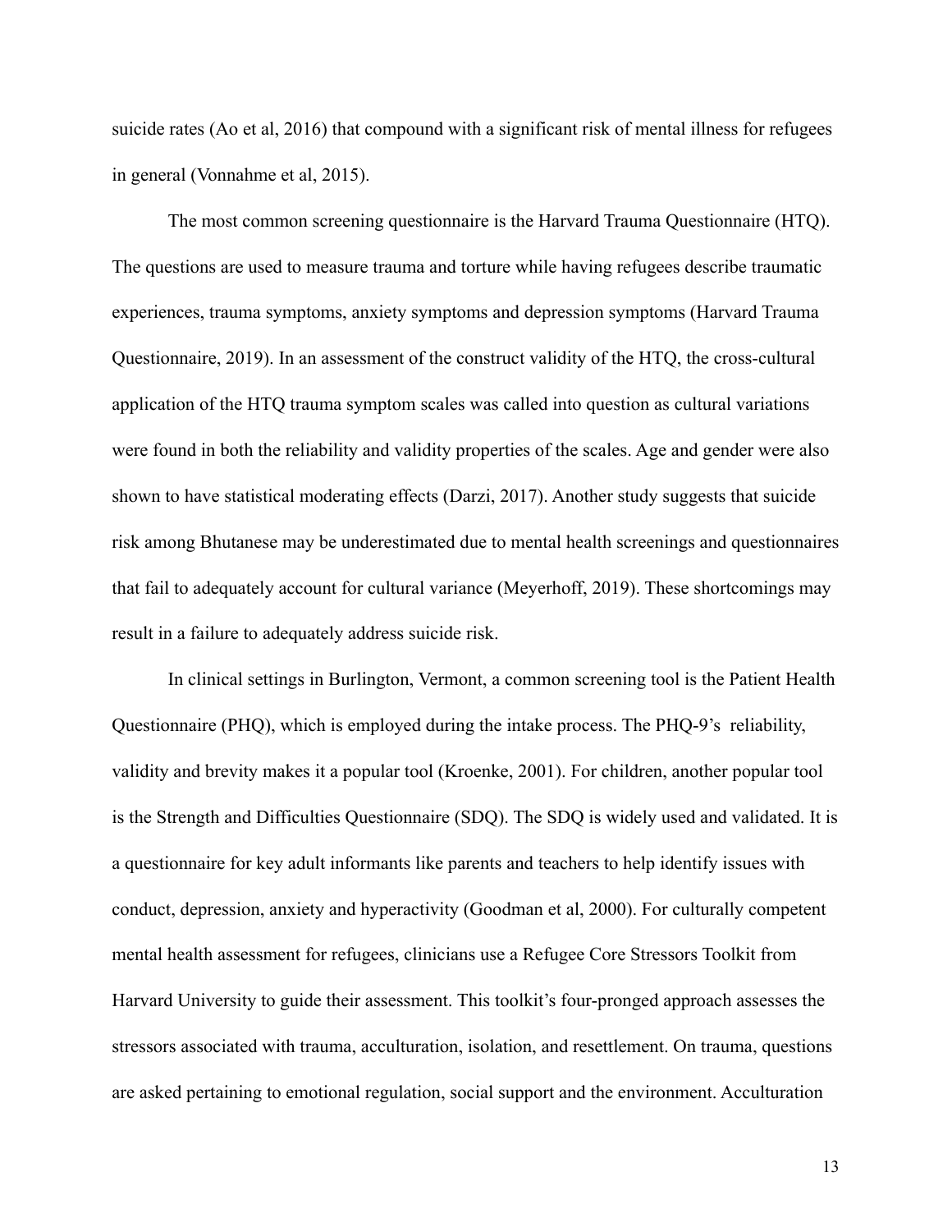suicide rates (Ao et al, 2016) that compound with a significant risk of mental illness for refugees in general (Vonnahme et al, 2015).

The most common screening questionnaire is the Harvard Trauma Questionnaire (HTQ). The questions are used to measure trauma and torture while having refugees describe traumatic experiences, trauma symptoms, anxiety symptoms and depression symptoms (Harvard Trauma Questionnaire, 2019). In an assessment of the construct validity of the HTQ, the cross-cultural application of the HTQ trauma symptom scales was called into question as cultural variations were found in both the reliability and validity properties of the scales. Age and gender were also shown to have statistical moderating effects (Darzi, 2017). Another study suggests that suicide risk among Bhutanese may be underestimated due to mental health screenings and questionnaires that fail to adequately account for cultural variance (Meyerhoff, 2019). These shortcomings may result in a failure to adequately address suicide risk.

In clinical settings in Burlington, Vermont, a common screening tool is the Patient Health Questionnaire (PHQ), which is employed during the intake process. The PHQ-9's reliability, validity and brevity makes it a popular tool (Kroenke, 2001). For children, another popular tool is the Strength and Difficulties Questionnaire (SDQ). The SDQ is widely used and validated. It is a questionnaire for key adult informants like parents and teachers to help identify issues with conduct, depression, anxiety and hyperactivity (Goodman et al, 2000). For culturally competent mental health assessment for refugees, clinicians use a Refugee Core Stressors Toolkit from Harvard University to guide their assessment. This toolkit's four-pronged approach assesses the stressors associated with trauma, acculturation, isolation, and resettlement. On trauma, questions are asked pertaining to emotional regulation, social support and the environment. Acculturation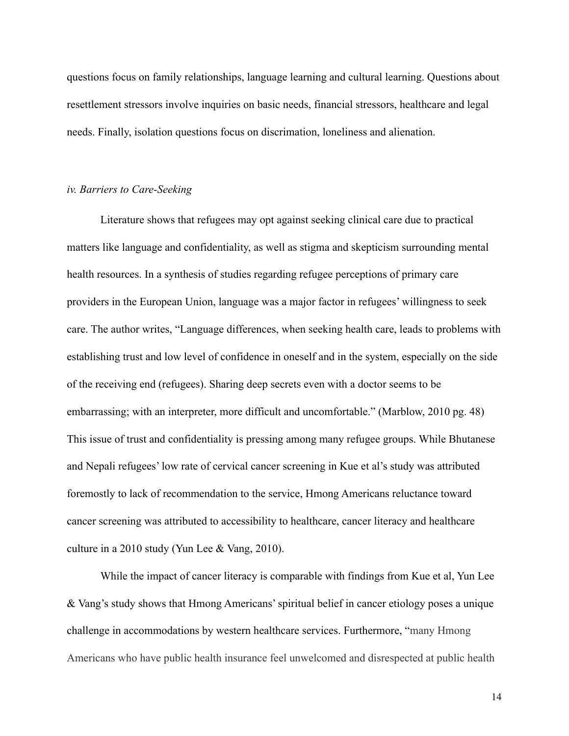questions focus on family relationships, language learning and cultural learning. Questions about resettlement stressors involve inquiries on basic needs, financial stressors, healthcare and legal needs. Finally, isolation questions focus on discrimation, loneliness and alienation.

*iv. Barriers to Care-Seeking*

Literature shows that refugees may opt against seeking clinical care due to practical matters like language and confidentiality, as well as stigma and skepticism surrounding mental health resources. In a synthesis of studies regarding refugee perceptions of primary care providers in the European Union, language was a major factor in refugees' willingness to seek care. The author writes, "Language differences, when seeking health care, leads to problems with establishing trust and low level of confidence in oneself and in the system, especially on the side of the receiving end (refugees). Sharing deep secrets even with a doctor seems to be embarrassing; with an interpreter, more difficult and uncomfortable." (Marblow, 2010 pg. 48) This issue of trust and confidentiality is pressing among many refugee groups. While Bhutanese and Nepali refugees' low rate of cervical cancer screening in Kue et al's study was attributed foremostly to lack of recommendation to the service, Hmong Americans reluctance toward cancer screening was attributed to accessibility to healthcare, cancer literacy and healthcare culture in a 2010 study (Yun Lee & Vang, 2010).

While the impact of cancer literacy is comparable with findings from Kue et al, Yun Lee & Vang's study shows that Hmong Americans' spiritual belief in cancer etiology poses a unique challenge in accommodations by western healthcare services. Furthermore, "many Hmong Americans who have public health insurance feel unwelcomed and disrespected at public health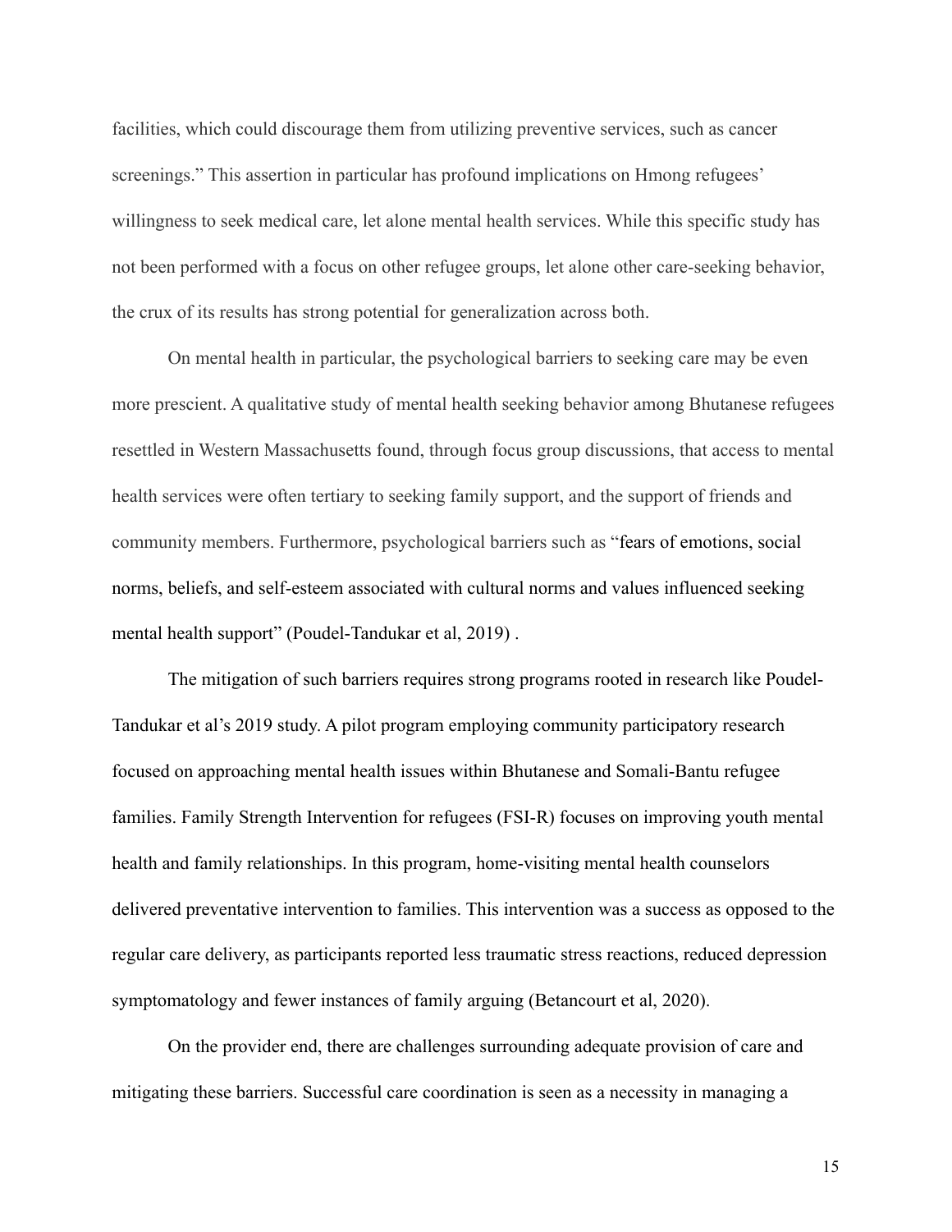facilities, which could discourage them from utilizing preventive services, such as cancer screenings." This assertion in particular has profound implications on Hmong refugees' willingness to seek medical care, let alone mental health services. While this specific study has not been performed with a focus on other refugee groups, let alone other care-seeking behavior, the crux of its results has strong potential for generalization across both.

On mental health in particular, the psychological barriers to seeking care may be even more prescient. A qualitative study of mental health seeking behavior among Bhutanese refugees resettled in Western Massachusetts found, through focus group discussions, that access to mental health services were often tertiary to seeking family support, and the support of friends and community members. Furthermore, psychological barriers such as "fears of emotions, social norms, beliefs, and self-esteem associated with cultural norms and values influenced seeking mental health support" (Poudel-Tandukar et al, 2019) .

The mitigation of such barriers requires strong programs rooted in research like Poudel-Tandukar et al's 2019 study. A pilot program employing community participatory research focused on approaching mental health issues within Bhutanese and Somali-Bantu refugee families. Family Strength Intervention for refugees (FSI-R) focuses on improving youth mental health and family relationships. In this program, home-visiting mental health counselors delivered preventative intervention to families. This intervention was a success as opposed to the regular care delivery, as participants reported less traumatic stress reactions, reduced depression symptomatology and fewer instances of family arguing (Betancourt et al, 2020).

On the provider end, there are challenges surrounding adequate provision of care and mitigating these barriers. Successful care coordination is seen as a necessity in managing a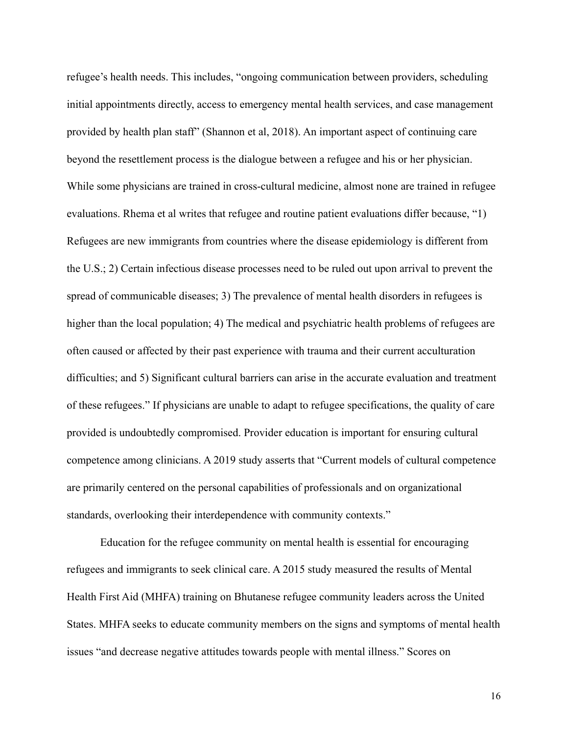refugee's health needs. This includes, "ongoing communication between providers, scheduling initial appointments directly, access to emergency mental health services, and case management provided by health plan staff" (Shannon et al, 2018). An important aspect of continuing care beyond the resettlement process is the dialogue between a refugee and his or her physician. While some physicians are trained in cross-cultural medicine, almost none are trained in refugee evaluations. Rhema et al writes that refugee and routine patient evaluations differ because, "1) Refugees are new immigrants from countries where the disease epidemiology is different from the U.S.; 2) Certain infectious disease processes need to be ruled out upon arrival to prevent the spread of communicable diseases; 3) The prevalence of mental health disorders in refugees is higher than the local population; 4) The medical and psychiatric health problems of refugees are often caused or affected by their past experience with trauma and their current acculturation difficulties; and 5) Significant cultural barriers can arise in the accurate evaluation and treatment of these refugees." If physicians are unable to adapt to refugee specifications, the quality of care provided is undoubtedly compromised. Provider education is important for ensuring cultural competence among clinicians. A 2019 study asserts that "Current models of cultural competence are primarily centered on the personal capabilities of professionals and on organizational standards, overlooking their interdependence with community contexts."

Education for the refugee community on mental health is essential for encouraging refugees and immigrants to seek clinical care. A 2015 study measured the results of Mental Health First Aid (MHFA) training on Bhutanese refugee community leaders across the United States. MHFA seeks to educate community members on the signs and symptoms of mental health issues "and decrease negative attitudes towards people with mental illness." Scores on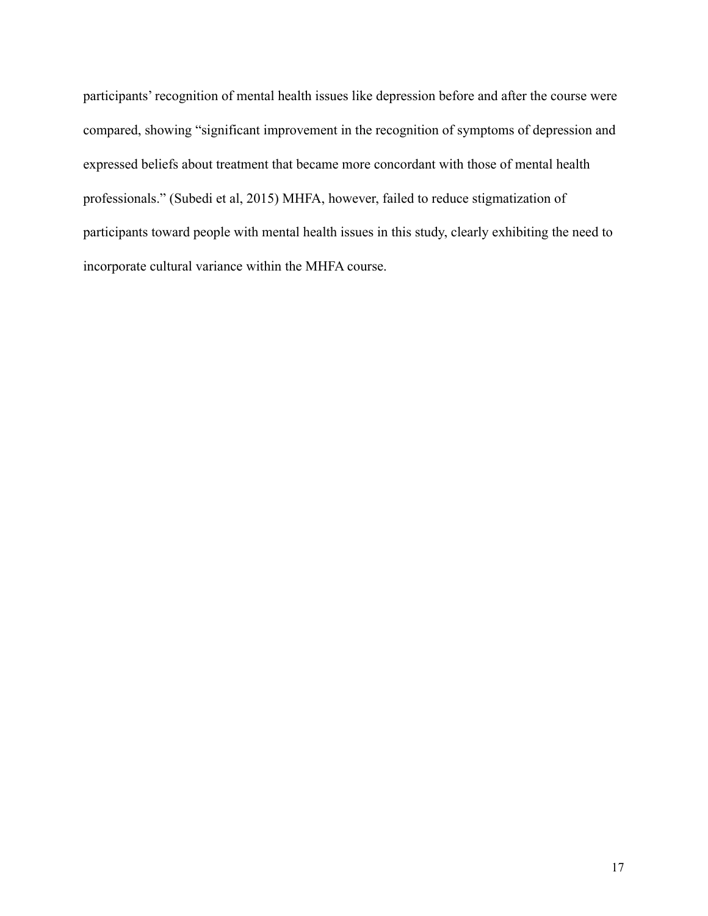participants' recognition of mental health issues like depression before and after the course were compared, showing "significant improvement in the recognition of symptoms of depression and expressed beliefs about treatment that became more concordant with those of mental health professionals." (Subedi et al, 2015) MHFA, however, failed to reduce stigmatization of participants toward people with mental health issues in this study, clearly exhibiting the need to incorporate cultural variance within the MHFA course.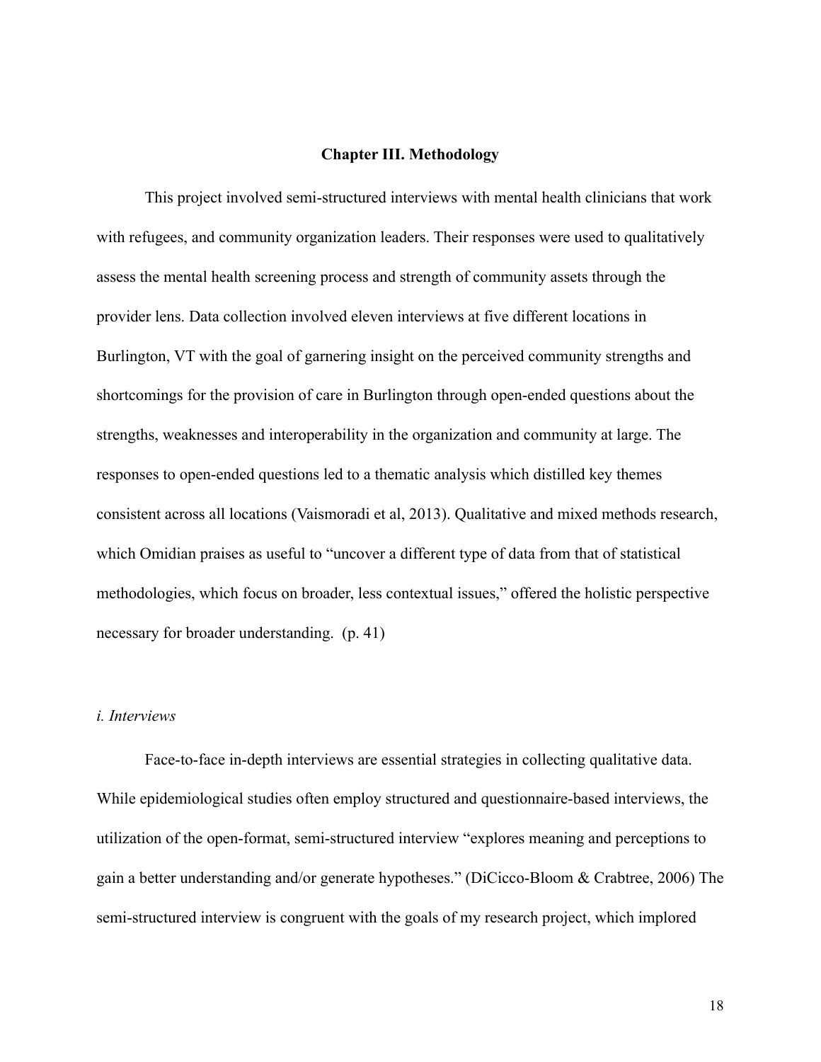# Chapter III. Methodology

This project involved semi-structured interviews with mental health clinicians that work with refugees, and community organization leaders. Their responses were used to qualitatively assess the mental health screening process and strength of community assets through the provider lens. Data collection involved eleven interviews at five different locations in Burlington, VT with the goal of garnering insight on the perceived community strengths and shortcomings for the provision of care in Burlington through open-ended questions about the strengths, weaknesses and interoperability in the organization and community at large. The responses to open-ended questions led to a thematic analysis which distilled key themes consistent across all locations (Vaismoradi et al, 2013). Qualitative and mixed methods research, which Omidian praises as useful to "uncover a different type of data from that of statistical methodologies, which focus on broader, less contextual issues," offered the holistic perspective necessary for broader understanding. (p. 41)

### *i. Interviews*

Face-to-face in-depth interviews are essential strategies in collecting qualitative data. While epidemiological studies often employ structured and questionnaire-based interviews, the utilization of the open-format, semi-structured interview "explores meaning and perceptions to gain a better understanding and/or generate hypotheses." (DiCicco-Bloom & Crabtree, 2006) The semi-structured interview is congruent with the goals of my research project, which implored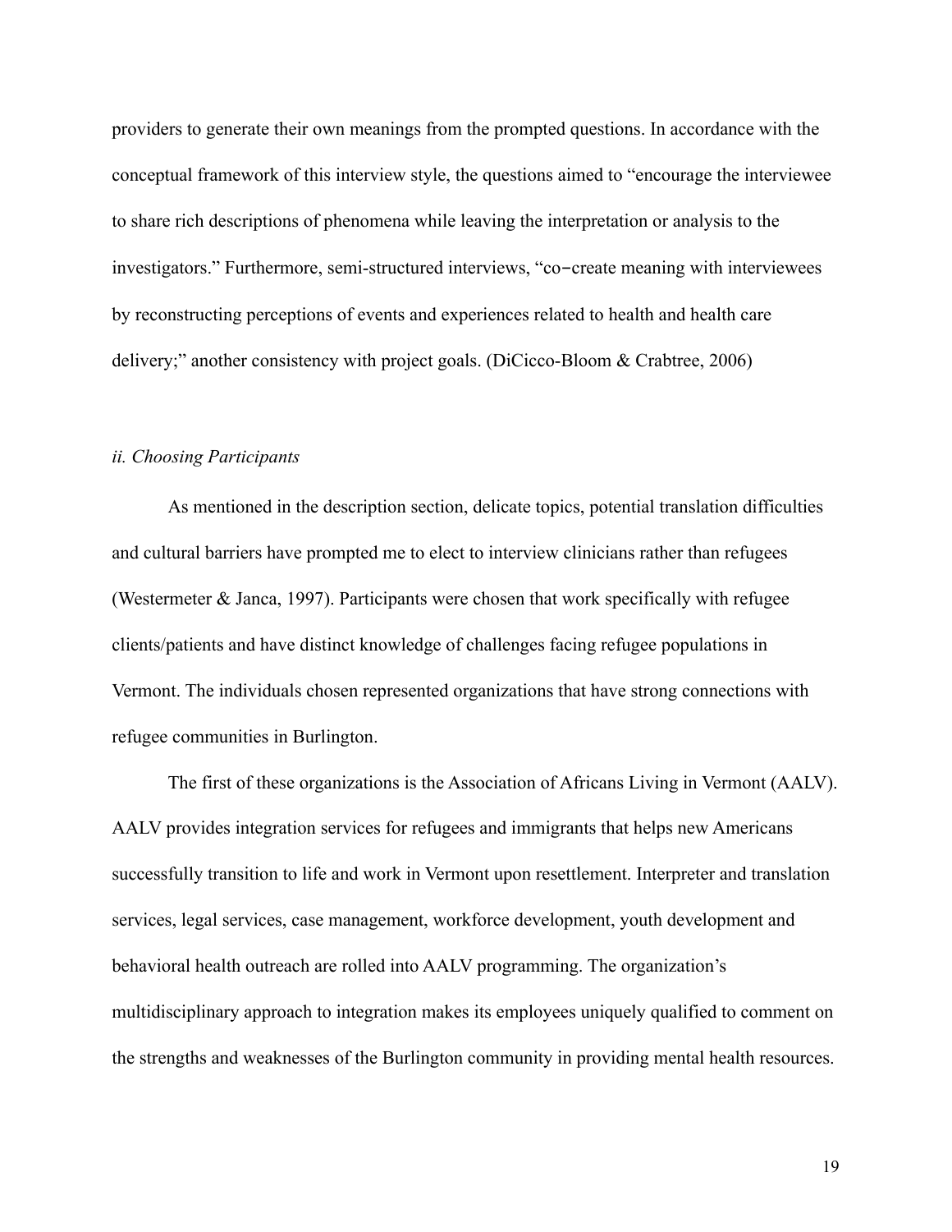providers to generate their own meanings from the prompted questions. In accordance with the conceptual framework of this interview style, the questions aimed to "encourage the interviewee to share rich descriptions of phenomena while leaving the interpretation or analysis to the investigators." Furthermore, semi-structured interviews, "co−create meaning with interviewees by reconstructing perceptions of events and experiences related to health and health care delivery;" another consistency with project goals. (DiCicco-Bloom & Crabtree, 2006)

*ii. Choosing Participants*

As mentioned in the description section, delicate topics, potential translation difficulties and cultural barriers have prompted me to elect to interview clinicians rather than refugees (Westermeter & Janca, 1997). Participants were chosen that work specifically with refugee clients/patients and have distinct knowledge of challenges facing refugee populations in Vermont. The individuals chosen represented organizations that have strong connections with refugee communities in Burlington.

The first of these organizations is the Association of Africans Living in Vermont (AALV). AALV provides integration services for refugees and immigrants that helps new Americans successfully transition to life and work in Vermont upon resettlement. Interpreter and translation services, legal services, case management, workforce development, youth development and behavioral health outreach are rolled into AALV programming. The organization's multidisciplinary approach to integration makes its employees uniquely qualified to comment on the strengths and weaknesses of the Burlington community in providing mental health resources.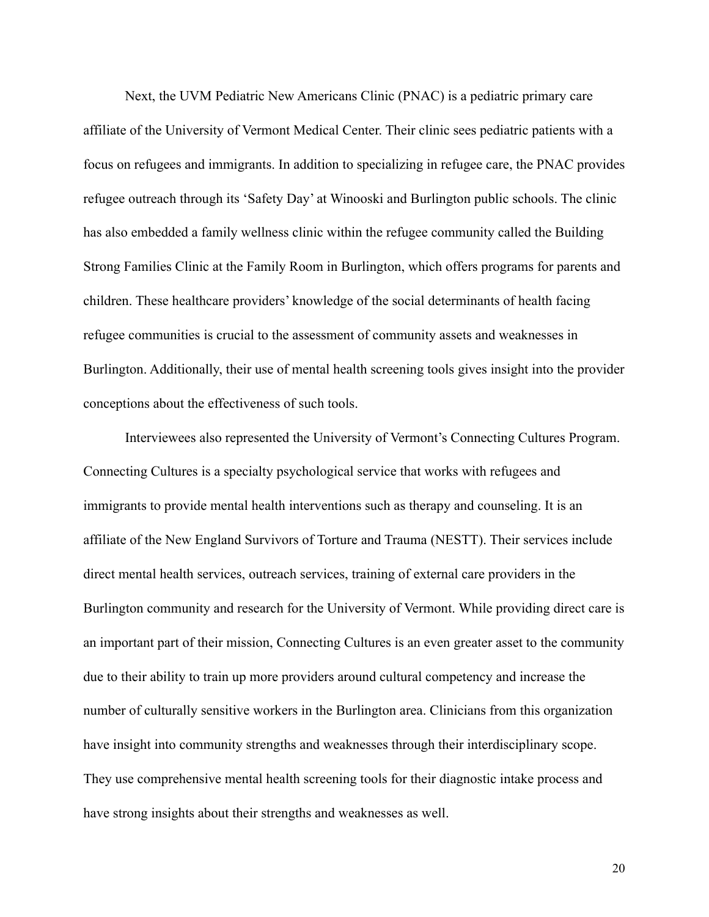Next, the UVM Pediatric New Americans Clinic (PNAC) is a pediatric primary care affiliate of the University of Vermont Medical Center. Their clinic sees pediatric patients with a focus on refugees and immigrants. In addition to specializing in refugee care, the PNAC provides refugee outreach through its 'Safety Day' at Winooski and Burlington public schools. The clinic has also embedded a family wellness clinic within the refugee community called the Building Strong Families Clinic at the Family Room in Burlington, which offers programs for parents and children. These healthcare providers' knowledge of the social determinants of health facing refugee communities is crucial to the assessment of community assets and weaknesses in Burlington. Additionally, their use of mental health screening tools gives insight into the provider conceptions about the effectiveness of such tools.

Interviewees also represented the University of Vermont's Connecting Cultures Program. Connecting Cultures is a specialty psychological service that works with refugees and immigrants to provide mental health interventions such as therapy and counseling. It is an affiliate of the New England Survivors of Torture and Trauma (NESTT). Their services include direct mental health services, outreach services, training of external care providers in the Burlington community and research for the University of Vermont. While providing direct care is an important part of their mission, Connecting Cultures is an even greater asset to the community due to their ability to train up more providers around cultural competency and increase the number of culturally sensitive workers in the Burlington area. Clinicians from this organization have insight into community strengths and weaknesses through their interdisciplinary scope. They use comprehensive mental health screening tools for their diagnostic intake process and have strong insights about their strengths and weaknesses as well.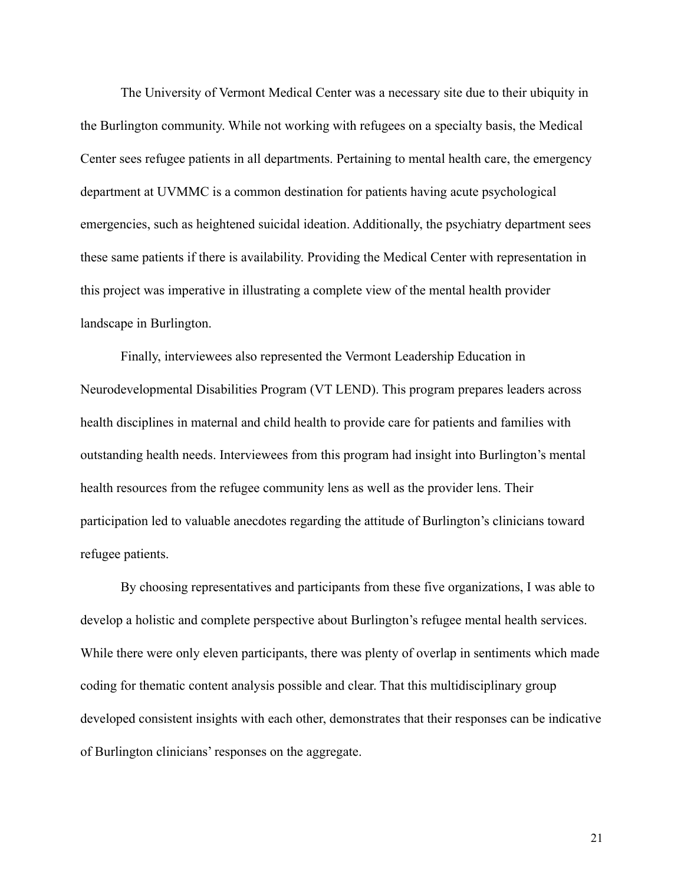The University of Vermont Medical Center was a necessary site due to their ubiquity in the Burlington community. While not working with refugees on a specialty basis, the Medical Center sees refugee patients in all departments. Pertaining to mental health care, the emergency department at UVMMC is a common destination for patients having acute psychological emergencies, such as heightened suicidal ideation. Additionally, the psychiatry department sees these same patients if there is availability. Providing the Medical Center with representation in this project was imperative in illustrating a complete view of the mental health provider landscape in Burlington.

Finally, interviewees also represented the Vermont Leadership Education in Neurodevelopmental Disabilities Program (VT LEND). This program prepares leaders across health disciplines in maternal and child health to provide care for patients and families with outstanding health needs. Interviewees from this program had insight into Burlington's mental health resources from the refugee community lens as well as the provider lens. Their participation led to valuable anecdotes regarding the attitude of Burlington's clinicians toward refugee patients.

By choosing representatives and participants from these five organizations, I was able to develop a holistic and complete perspective about Burlington's refugee mental health services. While there were only eleven participants, there was plenty of overlap in sentiments which made coding for thematic content analysis possible and clear. That this multidisciplinary group developed consistent insights with each other, demonstrates that their responses can be indicative of Burlington clinicians' responses on the aggregate.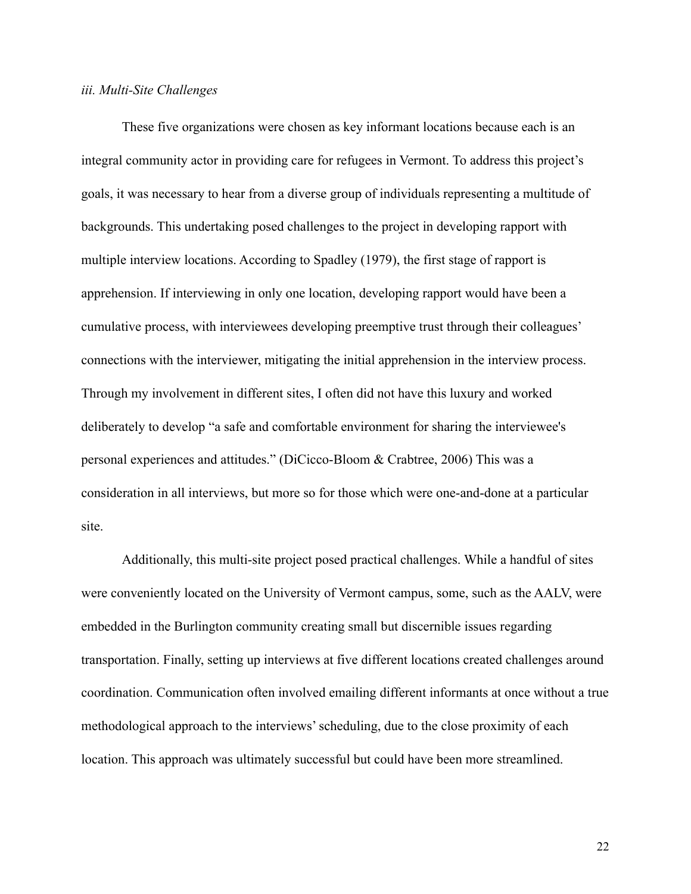*iii. Multi-Site Challenges*

These five organizations were chosen as key informant locations because each is an integral community actor in providing care for refugees in Vermont. To address this project's goals, it was necessary to hear from a diverse group of individuals representing a multitude of backgrounds. This undertaking posed challenges to the project in developing rapport with multiple interview locations. According to Spadley (1979), the first stage of rapport is apprehension. If interviewing in only one location, developing rapport would have been a cumulative process, with interviewees developing preemptive trust through their colleagues' connections with the interviewer, mitigating the initial apprehension in the interview process. Through my involvement in different sites, I often did not have this luxury and worked deliberately to develop "a safe and comfortable environment for sharing the interviewee's personal experiences and attitudes." (DiCicco-Bloom & Crabtree, 2006) This was a consideration in all interviews, but more so for those which were one-and-done at a particular site.

Additionally, this multi-site project posed practical challenges. While a handful of sites were conveniently located on the University of Vermont campus, some, such as the AALV, were embedded in the Burlington community creating small but discernible issues regarding transportation. Finally, setting up interviews at five different locations created challenges around coordination. Communication often involved emailing different informants at once without a true methodological approach to the interviews' scheduling, due to the close proximity of each location. This approach was ultimately successful but could have been more streamlined.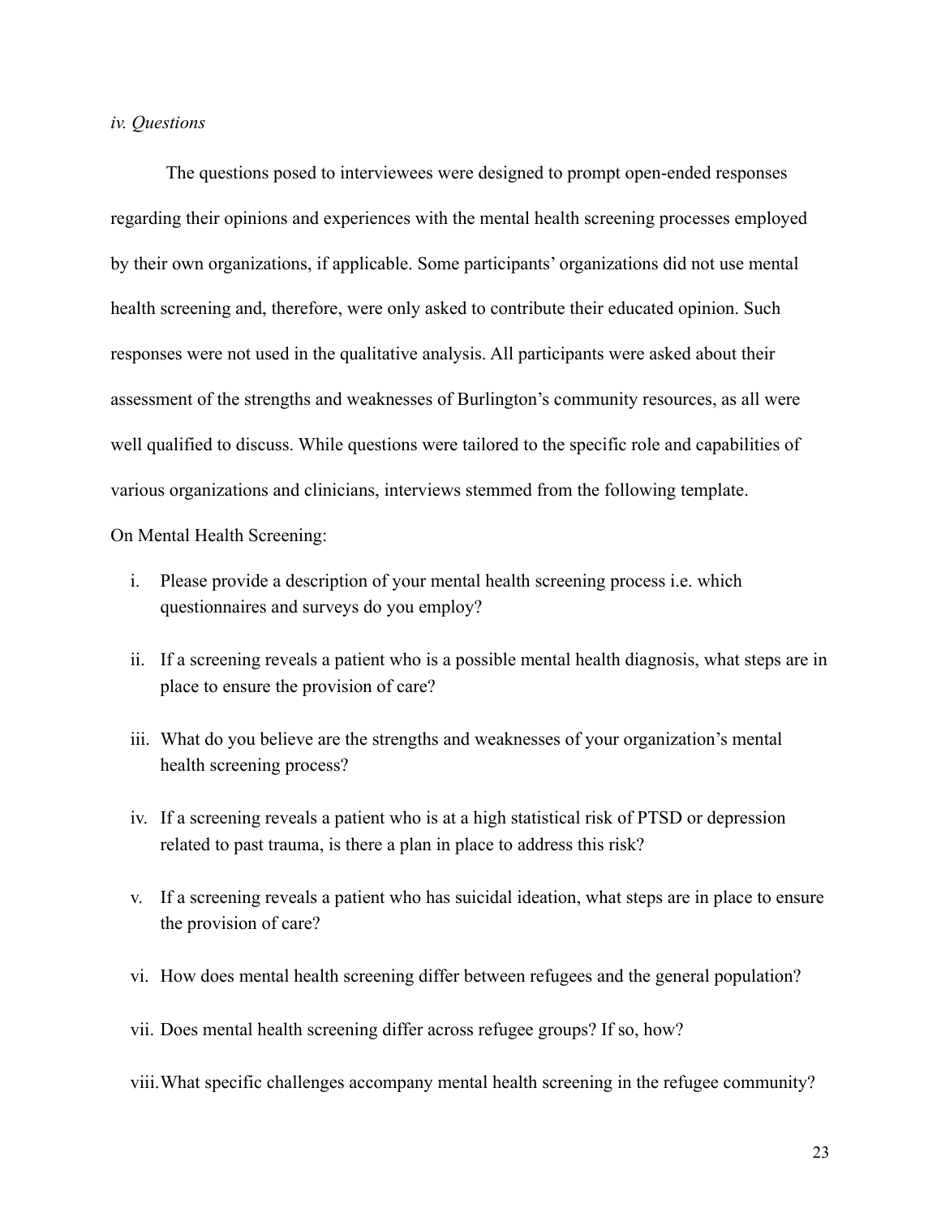*iv. Questions*

The questions posed to interviewees were designed to prompt open-ended responses regarding their opinions and experiences with the mental health screening processes employed by their own organizations, if applicable. Some participants' organizations did not use mental health screening and, therefore, were only asked to contribute their educated opinion. Such responses were not used in the qualitative analysis. All participants were asked about their assessment of the strengths and weaknesses of Burlington's community resources, as all were well qualified to discuss. While questions were tailored to the specific role and capabilities of various organizations and clinicians, interviews stemmed from the following template.

On Mental Health Screening:

i. Please provide a description of your mental health screening process i.e. which questionnaires and surveys do you employ?

ii. If a screening reveals a patient who is a possible mental health diagnosis, what steps are in place to ensure the provision of care?

iii. What do you believe are the strengths and weaknesses of your organization's mental health screening process?

iv. If a screening reveals a patient who is at a high statistical risk of PTSD or depression related to past trauma, is there a plan in place to address this risk?

v. If a screening reveals a patient who has suicidal ideation, what steps are in place to ensure the provision of care?

vi. How does mental health screening differ between refugees and the general population?

vii. Does mental health screening differ across refugee groups? If so, how?

viii. What specific challenges accompany mental health screening in the refugee community?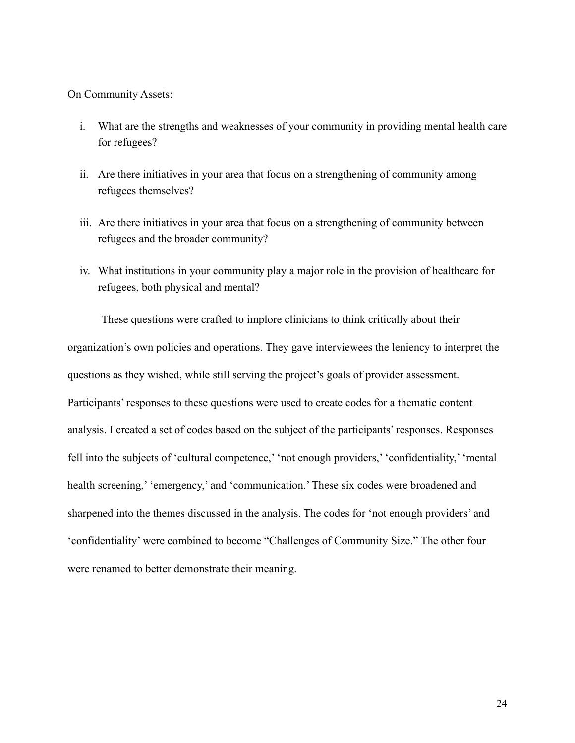On Community Assets:

i. What are the strengths and weaknesses of your community in providing mental health care for refugees?

ii. Are there initiatives in your area that focus on a strengthening of community among refugees themselves?

iii. Are there initiatives in your area that focus on a strengthening of community between refugees and the broader community?

iv. What institutions in your community play a major role in the provision of healthcare for refugees, both physical and mental?

These questions were crafted to implore clinicians to think critically about their organization's own policies and operations. They gave interviewees the leniency to interpret the questions as they wished, while still serving the project's goals of provider assessment. Participants' responses to these questions were used to create codes for a thematic content analysis. I created a set of codes based on the subject of the participants' responses. Responses fell into the subjects of 'cultural competence,' 'not enough providers,' 'confidentiality,' 'mental health screening,' 'emergency,' and 'communication.' These six codes were broadened and sharpened into the themes discussed in the analysis. The codes for 'not enough providers' and 'confidentiality' were combined to become "Challenges of Community Size." The other four were renamed to better demonstrate their meaning.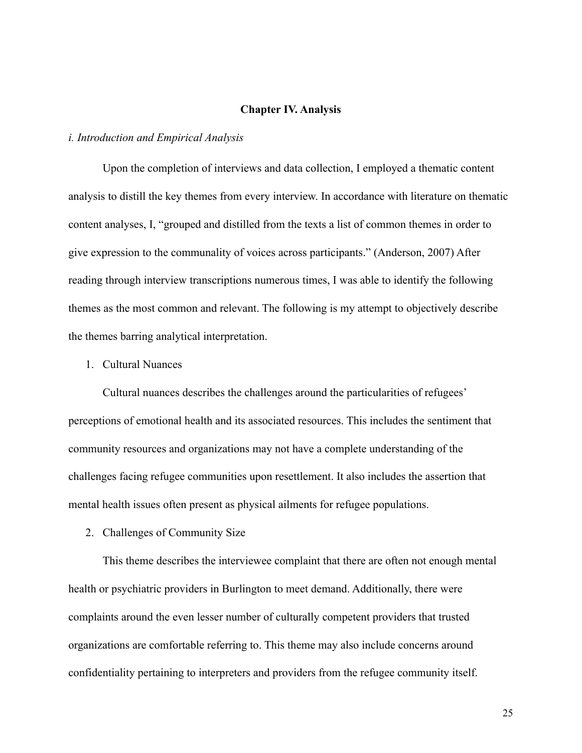## Chapter IV. Analysis

### *i. Introduction and Empirical Analysis*

Upon the completion of interviews and data collection, I employed a thematic content analysis to distill the key themes from every interview. In accordance with literature on thematic content analyses, I, "grouped and distilled from the texts a list of common themes in order to give expression to the communality of voices across participants." (Anderson, 2007) After reading through interview transcriptions numerous times, I was able to identify the following themes as the most common and relevant. The following is my attempt to objectively describe the themes barring analytical interpretation.

1. Cultural Nuances

Cultural nuances describes the challenges around the particularities of refugees' perceptions of emotional health and its associated resources. This includes the sentiment that community resources and organizations may not have a complete understanding of the challenges facing refugee communities upon resettlement. It also includes the assertion that mental health issues often present as physical ailments for refugee populations.

2. Challenges of Community Size

This theme describes the interviewee complaint that there are often not enough mental health or psychiatric providers in Burlington to meet demand. Additionally, there were complaints around the even lesser number of culturally competent providers that trusted organizations are comfortable referring to. This theme may also include concerns around confidentiality pertaining to interpreters and providers from the refugee community itself.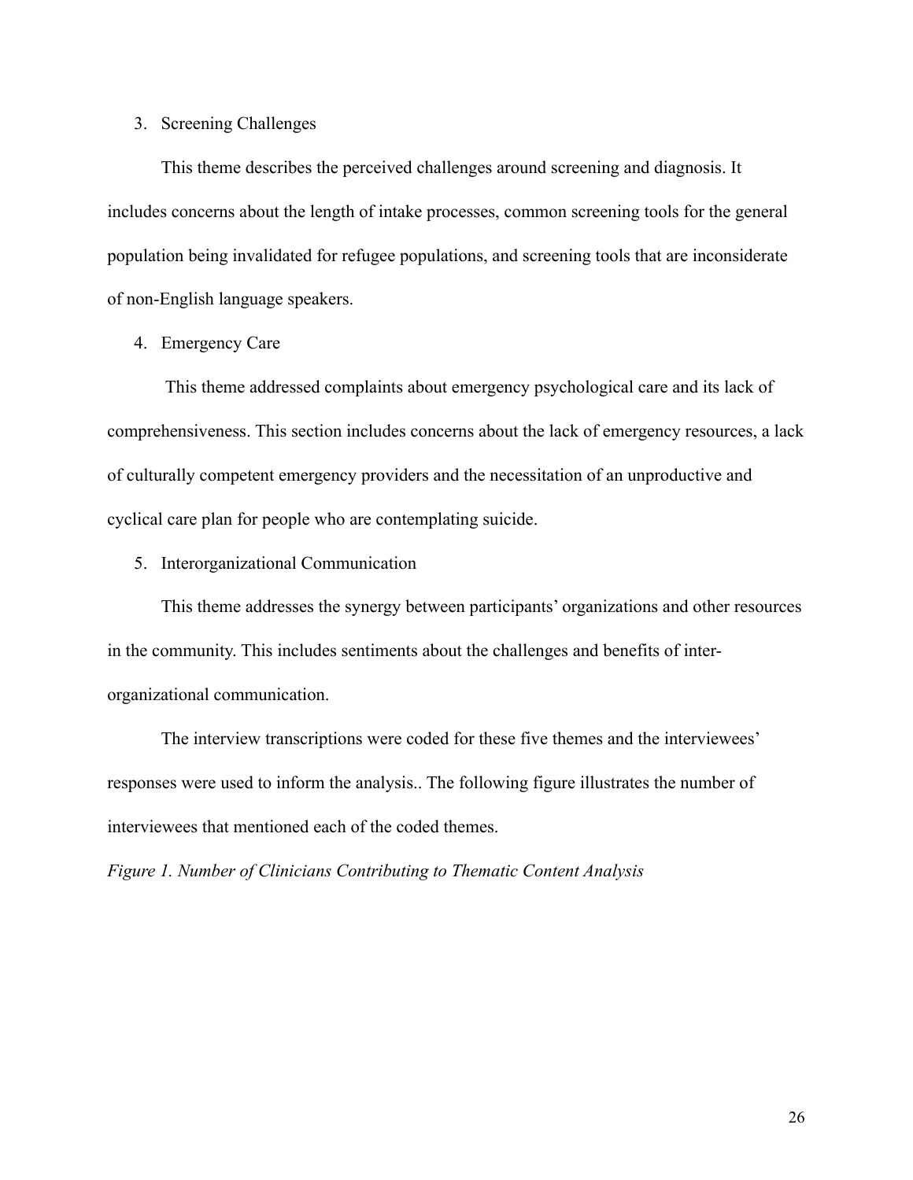3. Screening Challenges

This theme describes the perceived challenges around screening and diagnosis. It includes concerns about the length of intake processes, common screening tools for the general population being invalidated for refugee populations, and screening tools that are inconsiderate of non-English language speakers.

4. Emergency Care

This theme addressed complaints about emergency psychological care and its lack of comprehensiveness. This section includes concerns about the lack of emergency resources, a lack of culturally competent emergency providers and the necessitation of an unproductive and cyclical care plan for people who are contemplating suicide.

5. Interorganizational Communication

This theme addresses the synergy between participants' organizations and other resources in the community. This includes sentiments about the challenges and benefits of inter-organizational communication.

The interview transcriptions were coded for these five themes and the interviewees' responses were used to inform the analysis.. The following figure illustrates the number of interviewees that mentioned each of the coded themes.

*Figure 1. Number of Clinicians Contributing to Thematic Content Analysis*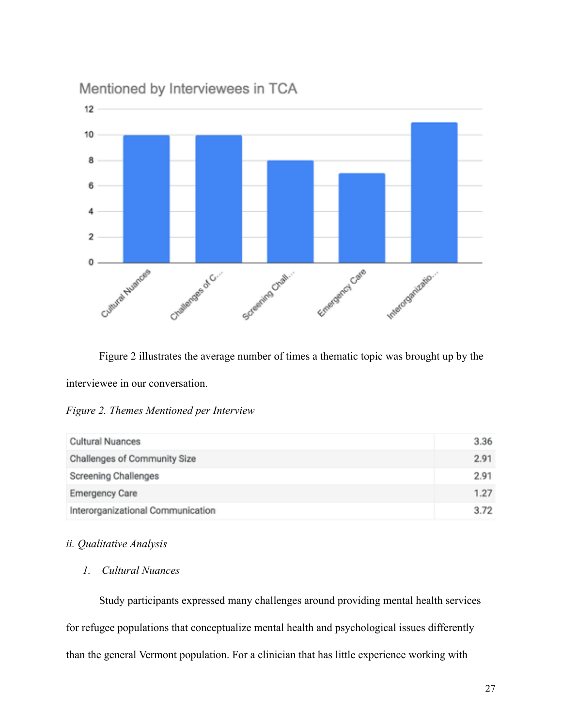Mentioned by Interviewees in TCA

Figure 2 illustrates the average number of times a thematic topic was brought up by the interviewee in our conversation.

*Figure 2. Themes Mentioned per Interview*

| | |
|---|---|
| Cultural Nuances | 3.36 |
| Challenges of Community Size | 2.91 |
| Screening Challenges | 2.91 |
| Emergency Care | 1.27 |
| Interorganizational Communication | 3.72 |

*ii. Qualitative Analysis*

1. *Cultural Nuances*

Study participants expressed many challenges around providing mental health services for refugee populations that conceptualize mental health and psychological issues differently than the general Vermont population. For a clinician that has little experience working with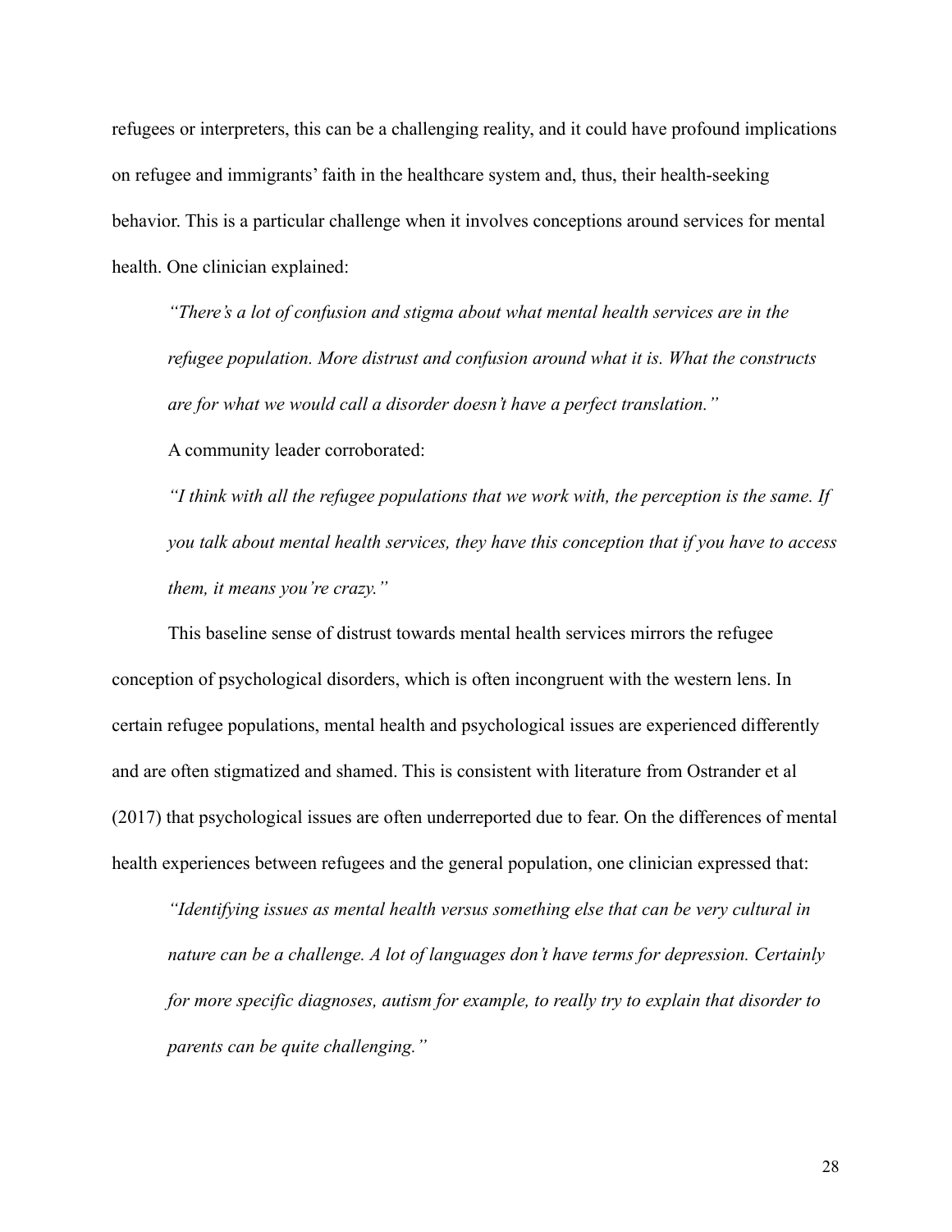refugees or interpreters, this can be a challenging reality, and it could have profound implications on refugee and immigrants' faith in the healthcare system and, thus, their health-seeking behavior. This is a particular challenge when it involves conceptions around services for mental health. One clinician explained:

> *"There's a lot of confusion and stigma about what mental health services are in the refugee population. More distrust and confusion around what it is. What the constructs are for what we would call a disorder doesn't have a perfect translation."*

A community leader corroborated:

> *"I think with all the refugee populations that we work with, the perception is the same. If you talk about mental health services, they have this conception that if you have to access them, it means you're crazy."*

This baseline sense of distrust towards mental health services mirrors the refugee conception of psychological disorders, which is often incongruent with the western lens. In certain refugee populations, mental health and psychological issues are experienced differently and are often stigmatized and shamed. This is consistent with literature from Ostrander et al (2017) that psychological issues are often underreported due to fear. On the differences of mental health experiences between refugees and the general population, one clinician expressed that:

> *"Identifying issues as mental health versus something else that can be very cultural in nature can be a challenge. A lot of languages don't have terms for depression. Certainly for more specific diagnoses, autism for example, to really try to explain that disorder to parents can be quite challenging."*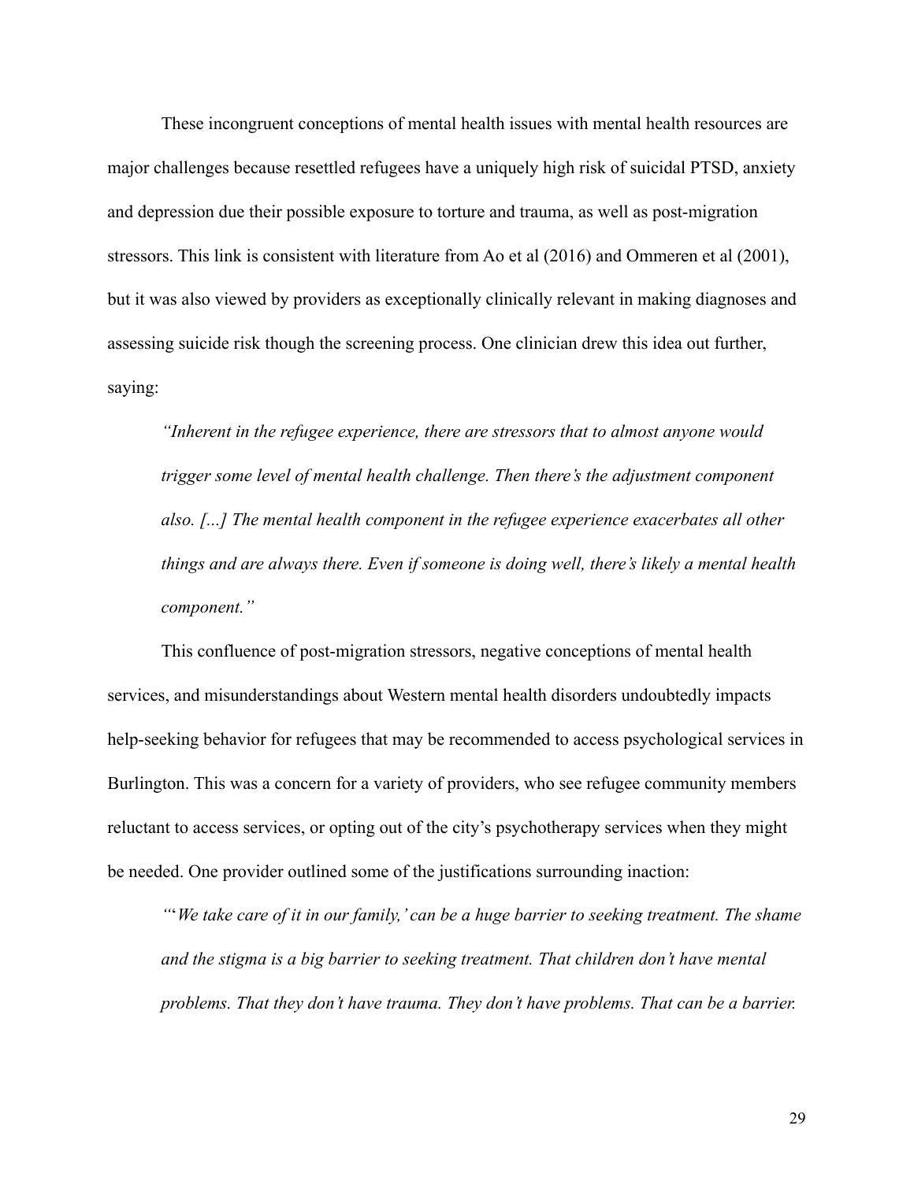These incongruent conceptions of mental health issues with mental health resources are major challenges because resettled refugees have a uniquely high risk of suicidal PTSD, anxiety and depression due their possible exposure to torture and trauma, as well as post-migration stressors. This link is consistent with literature from Ao et al (2016) and Ommeren et al (2001), but it was also viewed by providers as exceptionally clinically relevant in making diagnoses and assessing suicide risk though the screening process. One clinician drew this idea out further, saying:

> *"Inherent in the refugee experience, there are stressors that to almost anyone would trigger some level of mental health challenge. Then there's the adjustment component also. [...] The mental health component in the refugee experience exacerbates all other things and are always there. Even if someone is doing well, there's likely a mental health component."*

This confluence of post-migration stressors, negative conceptions of mental health services, and misunderstandings about Western mental health disorders undoubtedly impacts help-seeking behavior for refugees that may be recommended to access psychological services in Burlington. This was a concern for a variety of providers, who see refugee community members reluctant to access services, or opting out of the city's psychotherapy services when they might be needed. One provider outlined some of the justifications surrounding inaction:

> *"'We take care of it in our family,' can be a huge barrier to seeking treatment. The shame and the stigma is a big barrier to seeking treatment. That children don't have mental problems. That they don't have trauma. They don't have problems. That can be a barrier.*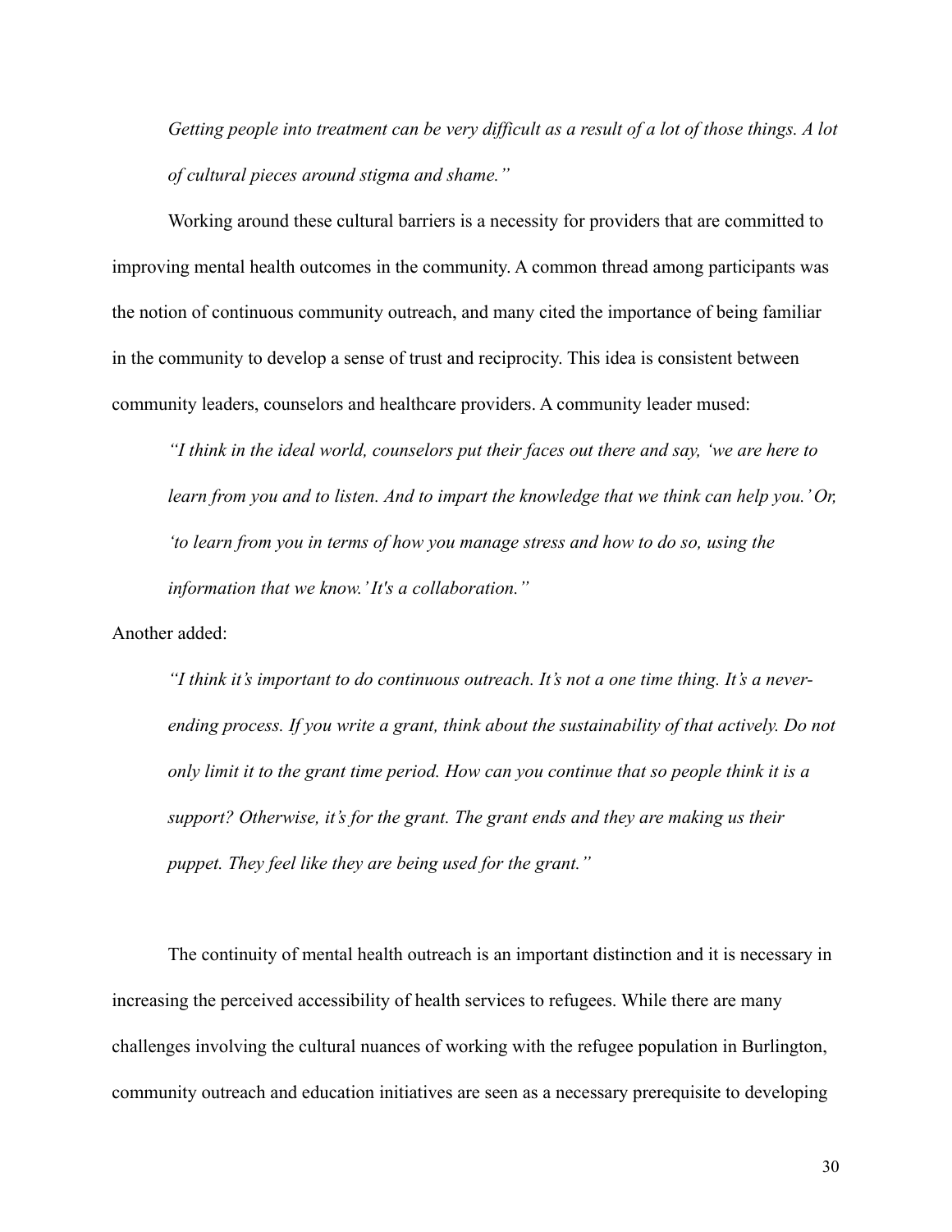*Getting people into treatment can be very difficult as a result of a lot of those things. A lot of cultural pieces around stigma and shame."*

Working around these cultural barriers is a necessity for providers that are committed to improving mental health outcomes in the community. A common thread among participants was the notion of continuous community outreach, and many cited the importance of being familiar in the community to develop a sense of trust and reciprocity. This idea is consistent between community leaders, counselors and healthcare providers. A community leader mused:

> *"I think in the ideal world, counselors put their faces out there and say, 'we are here to learn from you and to listen. And to impart the knowledge that we think can help you.' Or, 'to learn from you in terms of how you manage stress and how to do so, using the information that we know.' It's a collaboration."*

Another added:

> *"I think it's important to do continuous outreach. It's not a one time thing. It's a never-ending process. If you write a grant, think about the sustainability of that actively. Do not only limit it to the grant time period. How can you continue that so people think it is a support? Otherwise, it's for the grant. The grant ends and they are making us their puppet. They feel like they are being used for the grant."*

The continuity of mental health outreach is an important distinction and it is necessary in increasing the perceived accessibility of health services to refugees. While there are many challenges involving the cultural nuances of working with the refugee population in Burlington, community outreach and education initiatives are seen as a necessary prerequisite to developing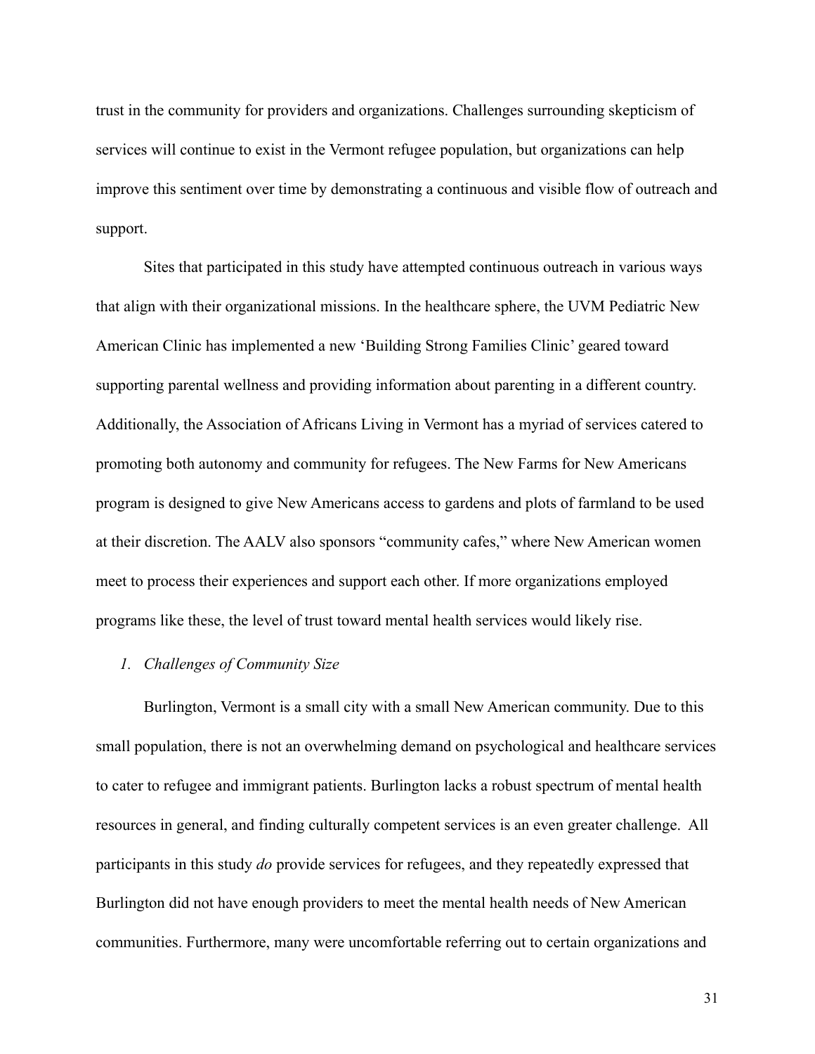trust in the community for providers and organizations. Challenges surrounding skepticism of services will continue to exist in the Vermont refugee population, but organizations can help improve this sentiment over time by demonstrating a continuous and visible flow of outreach and support.

Sites that participated in this study have attempted continuous outreach in various ways that align with their organizational missions. In the healthcare sphere, the UVM Pediatric New American Clinic has implemented a new 'Building Strong Families Clinic' geared toward supporting parental wellness and providing information about parenting in a different country. Additionally, the Association of Africans Living in Vermont has a myriad of services catered to promoting both autonomy and community for refugees. The New Farms for New Americans program is designed to give New Americans access to gardens and plots of farmland to be used at their discretion. The AALV also sponsors "community cafes," where New American women meet to process their experiences and support each other. If more organizations employed programs like these, the level of trust toward mental health services would likely rise.

*1. Challenges of Community Size*

Burlington, Vermont is a small city with a small New American community. Due to this small population, there is not an overwhelming demand on psychological and healthcare services to cater to refugee and immigrant patients. Burlington lacks a robust spectrum of mental health resources in general, and finding culturally competent services is an even greater challenge. All participants in this study *do* provide services for refugees, and they repeatedly expressed that Burlington did not have enough providers to meet the mental health needs of New American communities. Furthermore, many were uncomfortable referring out to certain organizations and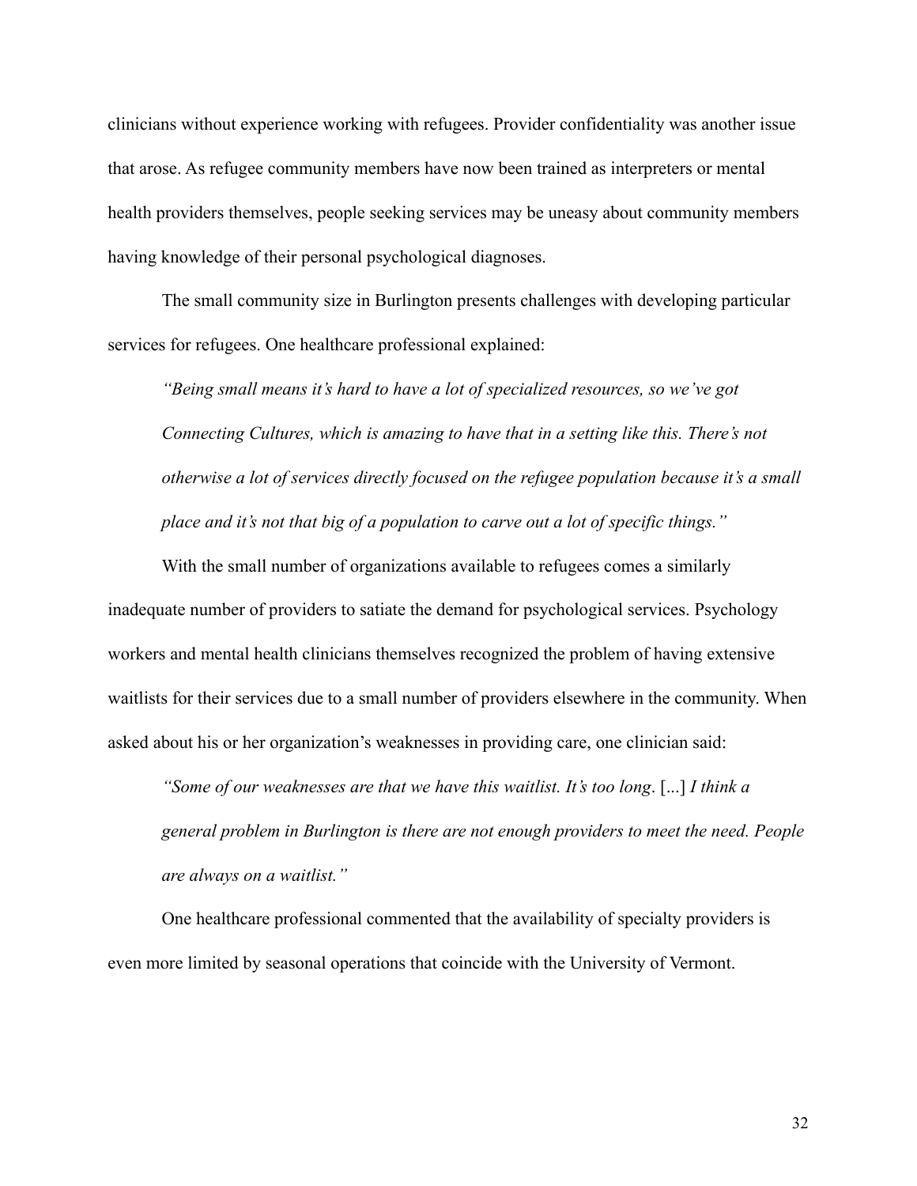clinicians without experience working with refugees. Provider confidentiality was another issue that arose. As refugee community members have now been trained as interpreters or mental health providers themselves, people seeking services may be uneasy about community members having knowledge of their personal psychological diagnoses.

The small community size in Burlington presents challenges with developing particular services for refugees. One healthcare professional explained:

> *"Being small means it's hard to have a lot of specialized resources, so we've got Connecting Cultures, which is amazing to have that in a setting like this. There's not otherwise a lot of services directly focused on the refugee population because it's a small place and it's not that big of a population to carve out a lot of specific things."*

With the small number of organizations available to refugees comes a similarly inadequate number of providers to satiate the demand for psychological services. Psychology workers and mental health clinicians themselves recognized the problem of having extensive waitlists for their services due to a small number of providers elsewhere in the community. When asked about his or her organization's weaknesses in providing care, one clinician said:

> *"Some of our weaknesses are that we have this waitlist. It's too long*. [...] *I think a general problem in Burlington is there are not enough providers to meet the need. People are always on a waitlist."*

One healthcare professional commented that the availability of specialty providers is even more limited by seasonal operations that coincide with the University of Vermont.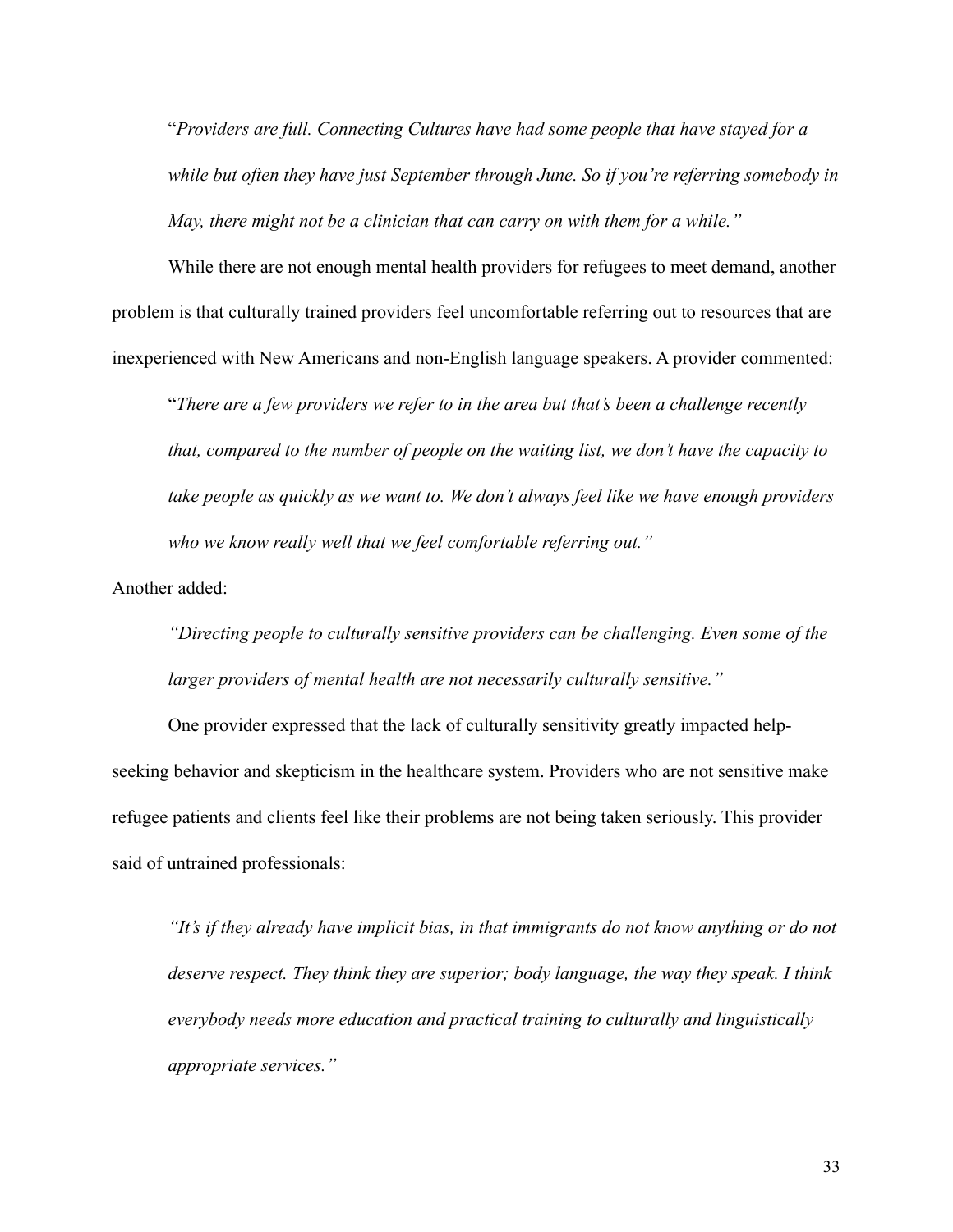"*Providers are full. Connecting Cultures have had some people that have stayed for a while but often they have just September through June. So if you're referring somebody in May, there might not be a clinician that can carry on with them for a while.*"

While there are not enough mental health providers for refugees to meet demand, another problem is that culturally trained providers feel uncomfortable referring out to resources that are inexperienced with New Americans and non-English language speakers. A provider commented:

"*There are a few providers we refer to in the area but that's been a challenge recently that, compared to the number of people on the waiting list, we don't have the capacity to take people as quickly as we want to. We don't always feel like we have enough providers who we know really well that we feel comfortable referring out.*"

Another added:

*"Directing people to culturally sensitive providers can be challenging. Even some of the larger providers of mental health are not necessarily culturally sensitive."*

One provider expressed that the lack of culturally sensitivity greatly impacted help-seeking behavior and skepticism in the healthcare system. Providers who are not sensitive make refugee patients and clients feel like their problems are not being taken seriously. This provider said of untrained professionals:

*"It's if they already have implicit bias, in that immigrants do not know anything or do not deserve respect. They think they are superior; body language, the way they speak. I think everybody needs more education and practical training to culturally and linguistically appropriate services."*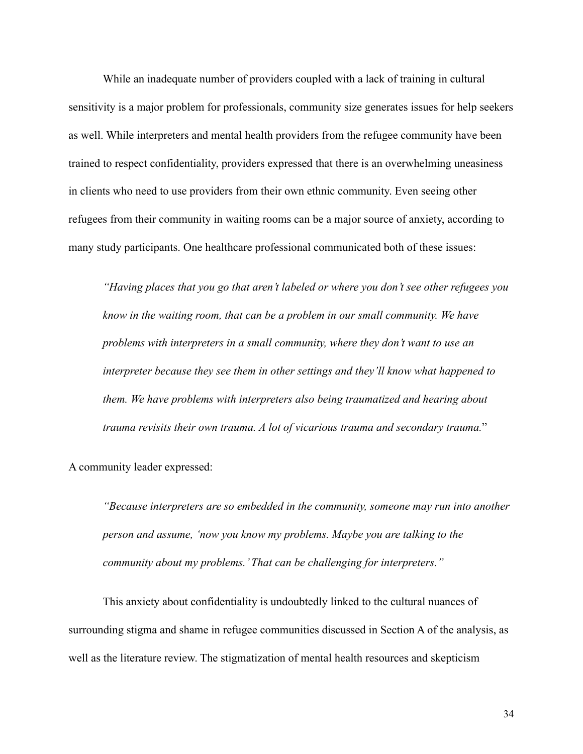While an inadequate number of providers coupled with a lack of training in cultural sensitivity is a major problem for professionals, community size generates issues for help seekers as well. While interpreters and mental health providers from the refugee community have been trained to respect confidentiality, providers expressed that there is an overwhelming uneasiness in clients who need to use providers from their own ethnic community. Even seeing other refugees from their community in waiting rooms can be a major source of anxiety, according to many study participants. One healthcare professional communicated both of these issues:

> *"Having places that you go that aren't labeled or where you don't see other refugees you know in the waiting room, that can be a problem in our small community. We have problems with interpreters in a small community, where they don't want to use an interpreter because they see them in other settings and they'll know what happened to them. We have problems with interpreters also being traumatized and hearing about trauma revisits their own trauma. A lot of vicarious trauma and secondary trauma.*"

A community leader expressed:

> *"Because interpreters are so embedded in the community, someone may run into another person and assume, 'now you know my problems. Maybe you are talking to the community about my problems.' That can be challenging for interpreters."*

This anxiety about confidentiality is undoubtedly linked to the cultural nuances of surrounding stigma and shame in refugee communities discussed in Section A of the analysis, as well as the literature review. The stigmatization of mental health resources and skepticism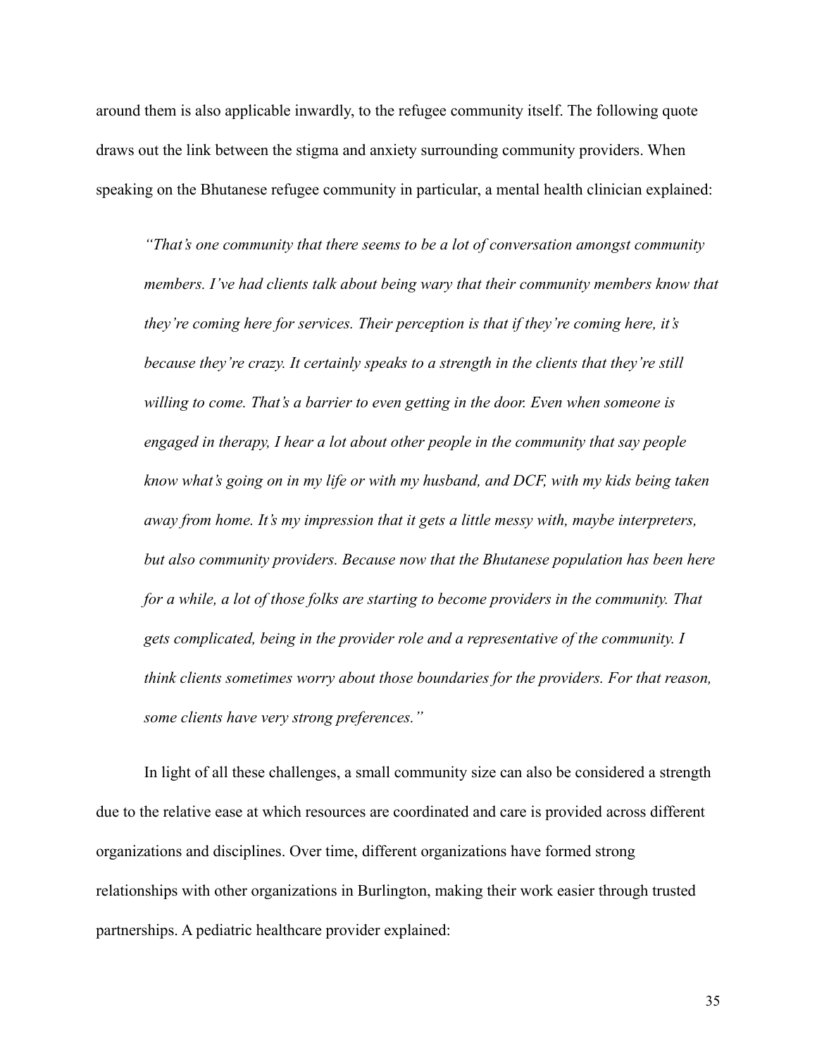around them is also applicable inwardly, to the refugee community itself. The following quote draws out the link between the stigma and anxiety surrounding community providers. When speaking on the Bhutanese refugee community in particular, a mental health clinician explained:

> *"That's one community that there seems to be a lot of conversation amongst community members. I've had clients talk about being wary that their community members know that they're coming here for services. Their perception is that if they're coming here, it's because they're crazy. It certainly speaks to a strength in the clients that they're still willing to come. That's a barrier to even getting in the door. Even when someone is engaged in therapy, I hear a lot about other people in the community that say people know what's going on in my life or with my husband, and DCF, with my kids being taken away from home. It's my impression that it gets a little messy with, maybe interpreters, but also community providers. Because now that the Bhutanese population has been here for a while, a lot of those folks are starting to become providers in the community. That gets complicated, being in the provider role and a representative of the community. I think clients sometimes worry about those boundaries for the providers. For that reason, some clients have very strong preferences."*

In light of all these challenges, a small community size can also be considered a strength due to the relative ease at which resources are coordinated and care is provided across different organizations and disciplines. Over time, different organizations have formed strong relationships with other organizations in Burlington, making their work easier through trusted partnerships. A pediatric healthcare provider explained: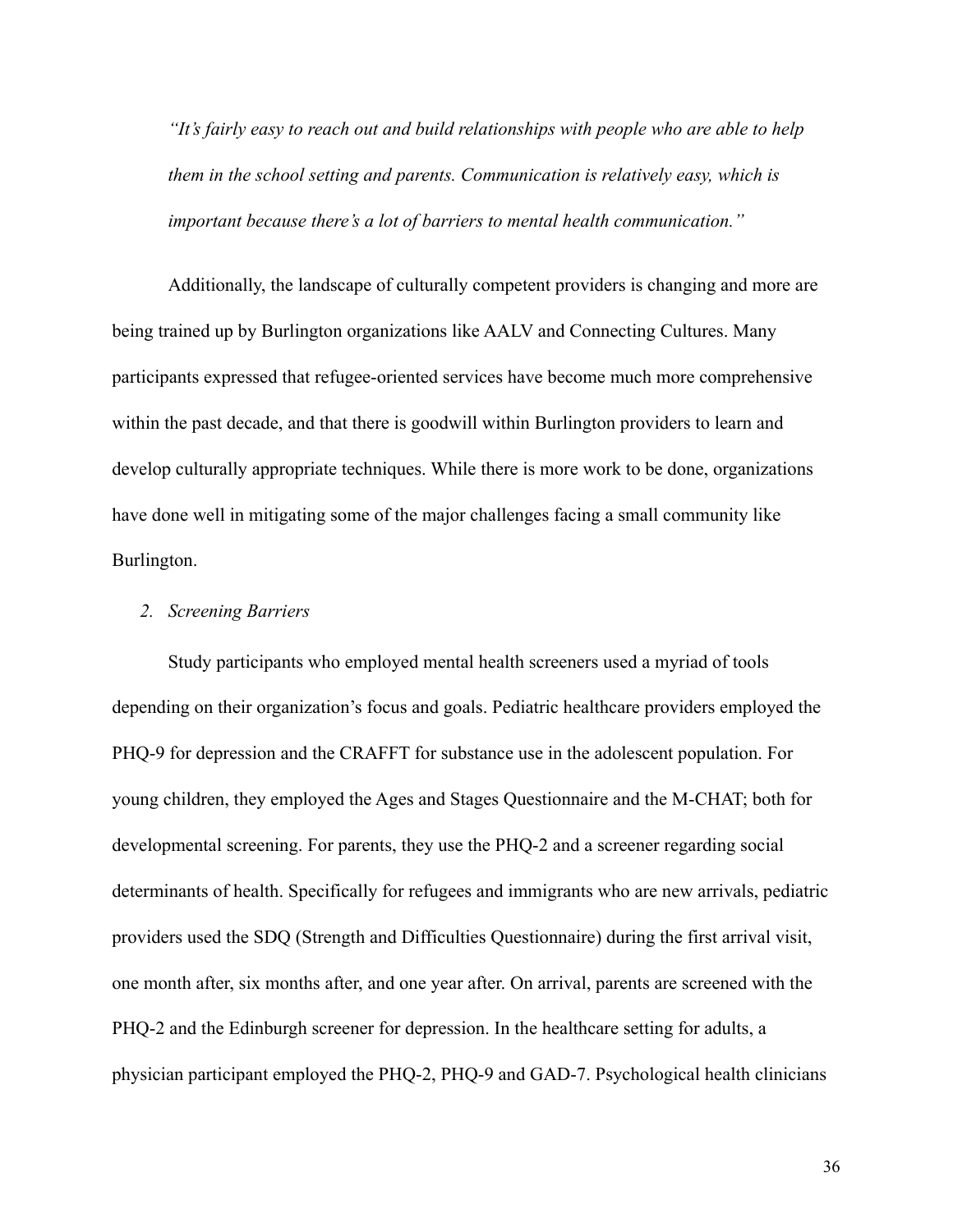*"It's fairly easy to reach out and build relationships with people who are able to help them in the school setting and parents. Communication is relatively easy, which is important because there's a lot of barriers to mental health communication."*

Additionally, the landscape of culturally competent providers is changing and more are being trained up by Burlington organizations like AALV and Connecting Cultures. Many participants expressed that refugee-oriented services have become much more comprehensive within the past decade, and that there is goodwill within Burlington providers to learn and develop culturally appropriate techniques. While there is more work to be done, organizations have done well in mitigating some of the major challenges facing a small community like Burlington.

*2. Screening Barriers*

Study participants who employed mental health screeners used a myriad of tools depending on their organization's focus and goals. Pediatric healthcare providers employed the PHQ-9 for depression and the CRAFFT for substance use in the adolescent population. For young children, they employed the Ages and Stages Questionnaire and the M-CHAT; both for developmental screening. For parents, they use the PHQ-2 and a screener regarding social determinants of health. Specifically for refugees and immigrants who are new arrivals, pediatric providers used the SDQ (Strength and Difficulties Questionnaire) during the first arrival visit, one month after, six months after, and one year after. On arrival, parents are screened with the PHQ-2 and the Edinburgh screener for depression. In the healthcare setting for adults, a physician participant employed the PHQ-2, PHQ-9 and GAD-7. Psychological health clinicians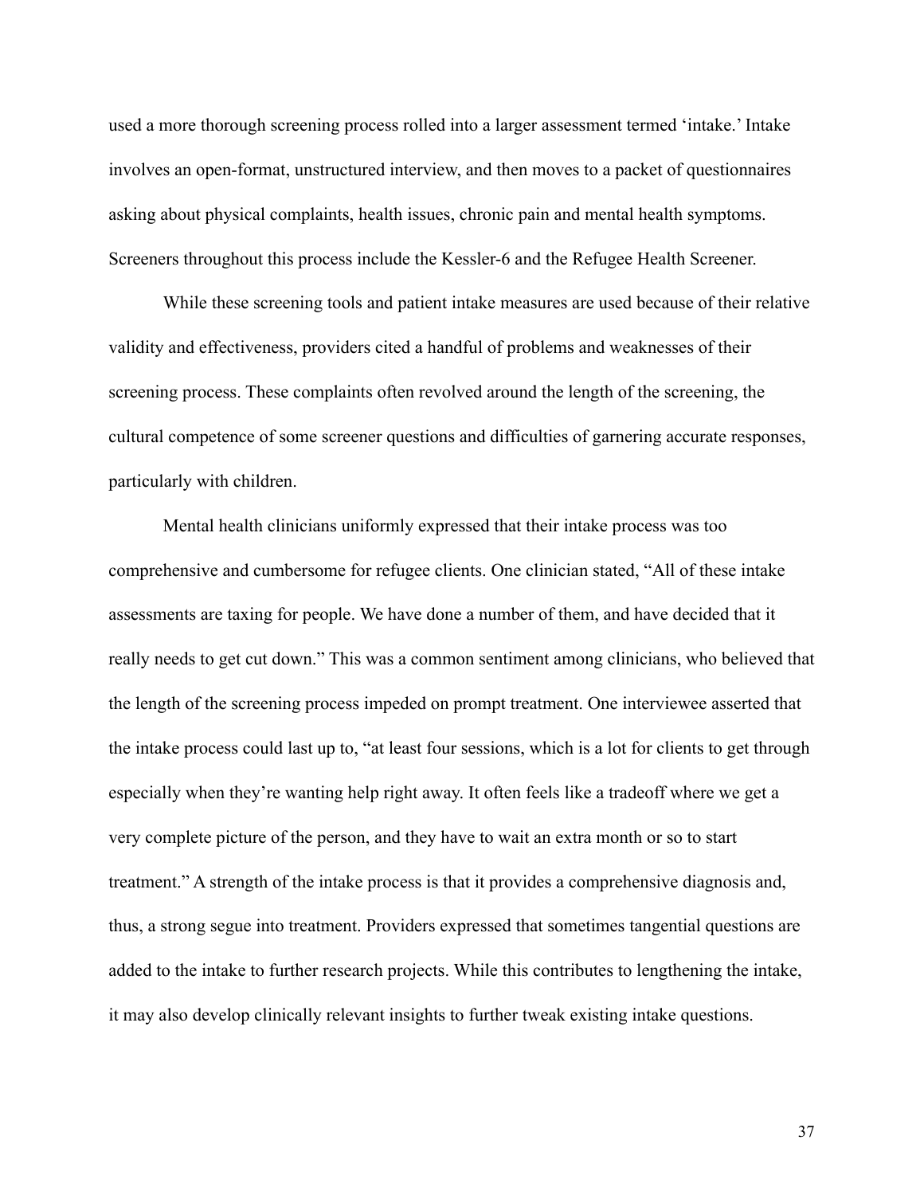used a more thorough screening process rolled into a larger assessment termed 'intake.' Intake involves an open-format, unstructured interview, and then moves to a packet of questionnaires asking about physical complaints, health issues, chronic pain and mental health symptoms. Screeners throughout this process include the Kessler-6 and the Refugee Health Screener.

While these screening tools and patient intake measures are used because of their relative validity and effectiveness, providers cited a handful of problems and weaknesses of their screening process. These complaints often revolved around the length of the screening, the cultural competence of some screener questions and difficulties of garnering accurate responses, particularly with children.

Mental health clinicians uniformly expressed that their intake process was too comprehensive and cumbersome for refugee clients. One clinician stated, "All of these intake assessments are taxing for people. We have done a number of them, and have decided that it really needs to get cut down." This was a common sentiment among clinicians, who believed that the length of the screening process impeded on prompt treatment. One interviewee asserted that the intake process could last up to, "at least four sessions, which is a lot for clients to get through especially when they're wanting help right away. It often feels like a tradeoff where we get a very complete picture of the person, and they have to wait an extra month or so to start treatment." A strength of the intake process is that it provides a comprehensive diagnosis and, thus, a strong segue into treatment. Providers expressed that sometimes tangential questions are added to the intake to further research projects. While this contributes to lengthening the intake, it may also develop clinically relevant insights to further tweak existing intake questions.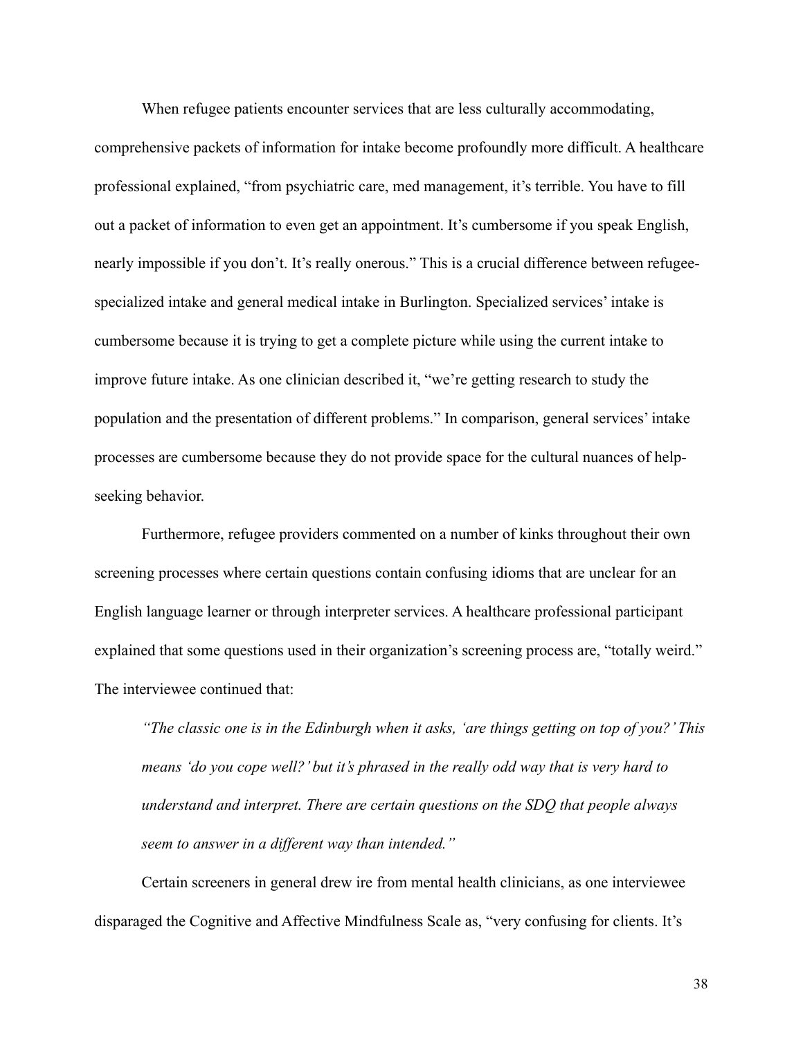When refugee patients encounter services that are less culturally accommodating, comprehensive packets of information for intake become profoundly more difficult. A healthcare professional explained, "from psychiatric care, med management, it's terrible. You have to fill out a packet of information to even get an appointment. It's cumbersome if you speak English, nearly impossible if you don't. It's really onerous." This is a crucial difference between refugee-specialized intake and general medical intake in Burlington. Specialized services' intake is cumbersome because it is trying to get a complete picture while using the current intake to improve future intake. As one clinician described it, "we're getting research to study the population and the presentation of different problems." In comparison, general services' intake processes are cumbersome because they do not provide space for the cultural nuances of help-seeking behavior.

Furthermore, refugee providers commented on a number of kinks throughout their own screening processes where certain questions contain confusing idioms that are unclear for an English language learner or through interpreter services. A healthcare professional participant explained that some questions used in their organization's screening process are, "totally weird." The interviewee continued that:

> *"The classic one is in the Edinburgh when it asks, 'are things getting on top of you?' This means 'do you cope well?' but it's phrased in the really odd way that is very hard to understand and interpret. There are certain questions on the SDQ that people always seem to answer in a different way than intended."*

Certain screeners in general drew ire from mental health clinicians, as one interviewee disparaged the Cognitive and Affective Mindfulness Scale as, "very confusing for clients. It's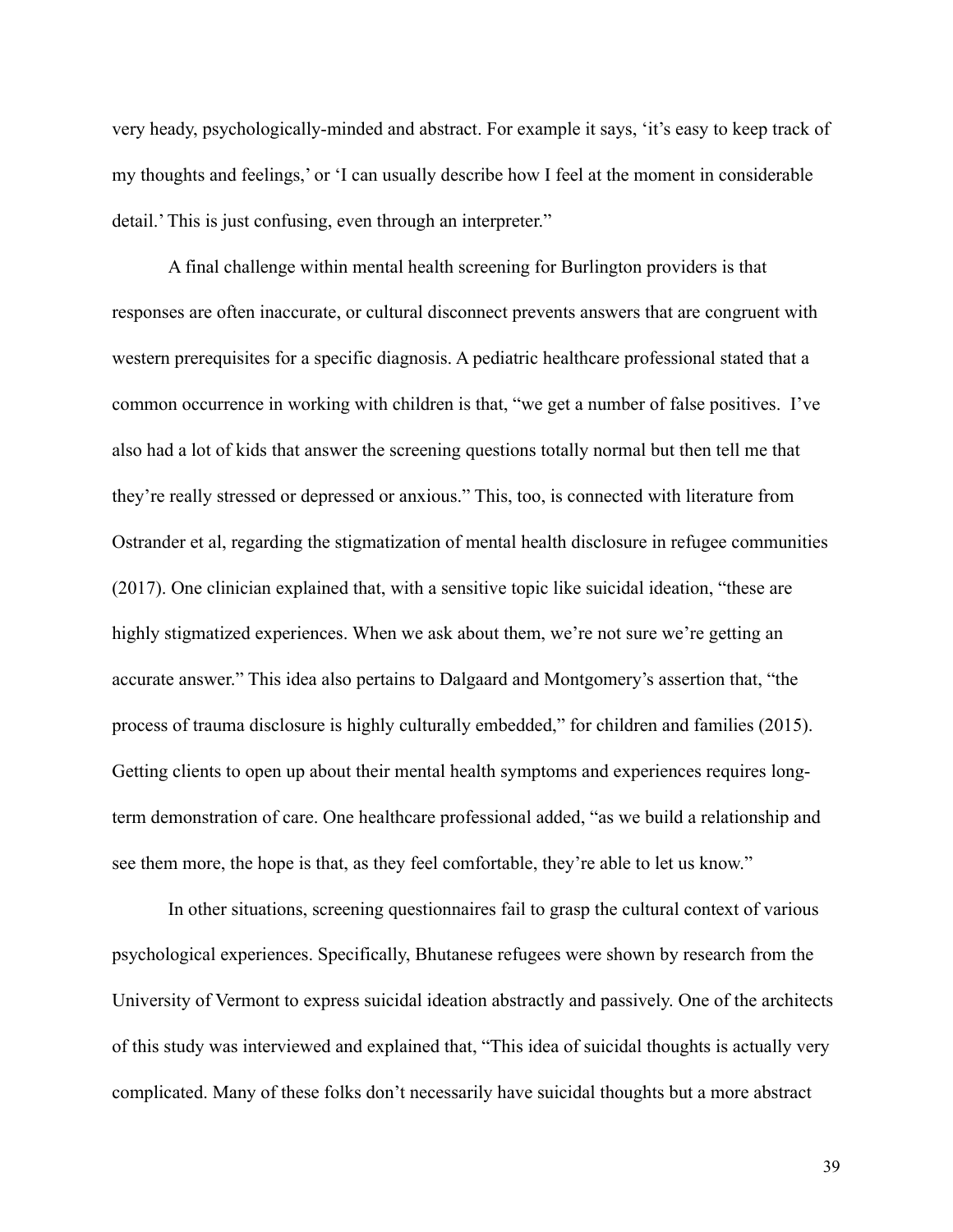very heady, psychologically-minded and abstract. For example it says, 'it's easy to keep track of my thoughts and feelings,' or 'I can usually describe how I feel at the moment in considerable detail.' This is just confusing, even through an interpreter."

A final challenge within mental health screening for Burlington providers is that responses are often inaccurate, or cultural disconnect prevents answers that are congruent with western prerequisites for a specific diagnosis. A pediatric healthcare professional stated that a common occurrence in working with children is that, "we get a number of false positives. I've also had a lot of kids that answer the screening questions totally normal but then tell me that they're really stressed or depressed or anxious." This, too, is connected with literature from Ostrander et al, regarding the stigmatization of mental health disclosure in refugee communities (2017). One clinician explained that, with a sensitive topic like suicidal ideation, "these are highly stigmatized experiences. When we ask about them, we're not sure we're getting an accurate answer." This idea also pertains to Dalgaard and Montgomery's assertion that, "the process of trauma disclosure is highly culturally embedded," for children and families (2015). Getting clients to open up about their mental health symptoms and experiences requires long-term demonstration of care. One healthcare professional added, "as we build a relationship and see them more, the hope is that, as they feel comfortable, they're able to let us know."

In other situations, screening questionnaires fail to grasp the cultural context of various psychological experiences. Specifically, Bhutanese refugees were shown by research from the University of Vermont to express suicidal ideation abstractly and passively. One of the architects of this study was interviewed and explained that, "This idea of suicidal thoughts is actually very complicated. Many of these folks don't necessarily have suicidal thoughts but a more abstract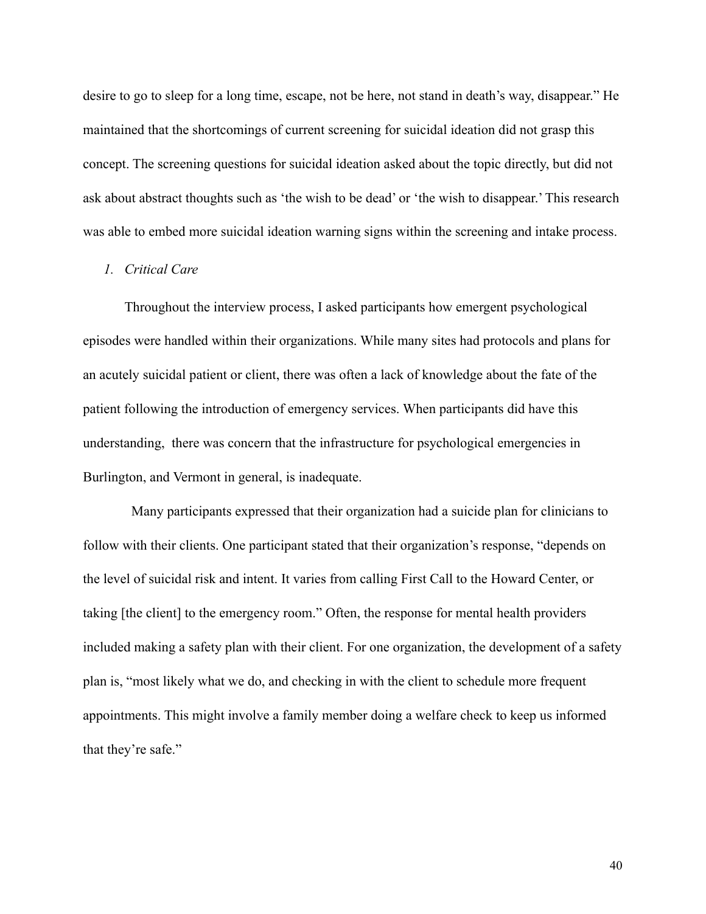desire to go to sleep for a long time, escape, not be here, not stand in death's way, disappear." He maintained that the shortcomings of current screening for suicidal ideation did not grasp this concept. The screening questions for suicidal ideation asked about the topic directly, but did not ask about abstract thoughts such as 'the wish to be dead' or 'the wish to disappear.' This research was able to embed more suicidal ideation warning signs within the screening and intake process.

### 1. *Critical Care*

Throughout the interview process, I asked participants how emergent psychological episodes were handled within their organizations. While many sites had protocols and plans for an acutely suicidal patient or client, there was often a lack of knowledge about the fate of the patient following the introduction of emergency services. When participants did have this understanding, there was concern that the infrastructure for psychological emergencies in Burlington, and Vermont in general, is inadequate.

Many participants expressed that their organization had a suicide plan for clinicians to follow with their clients. One participant stated that their organization's response, "depends on the level of suicidal risk and intent. It varies from calling First Call to the Howard Center, or taking [the client] to the emergency room." Often, the response for mental health providers included making a safety plan with their client. For one organization, the development of a safety plan is, "most likely what we do, and checking in with the client to schedule more frequent appointments. This might involve a family member doing a welfare check to keep us informed that they're safe."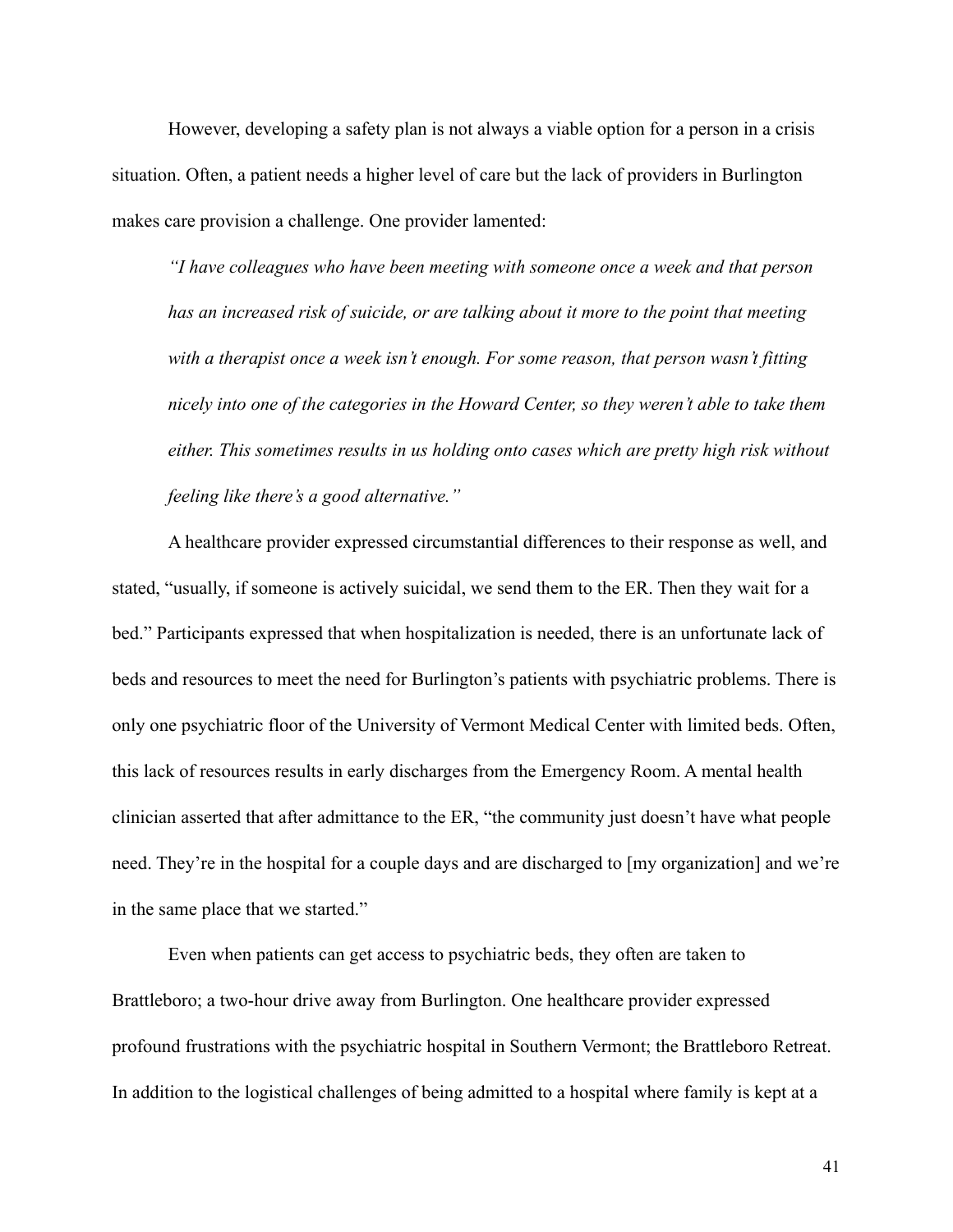However, developing a safety plan is not always a viable option for a person in a crisis situation. Often, a patient needs a higher level of care but the lack of providers in Burlington makes care provision a challenge. One provider lamented:

> *"I have colleagues who have been meeting with someone once a week and that person has an increased risk of suicide, or are talking about it more to the point that meeting with a therapist once a week isn't enough. For some reason, that person wasn't fitting nicely into one of the categories in the Howard Center, so they weren't able to take them either. This sometimes results in us holding onto cases which are pretty high risk without feeling like there's a good alternative."*

A healthcare provider expressed circumstantial differences to their response as well, and stated, "usually, if someone is actively suicidal, we send them to the ER. Then they wait for a bed." Participants expressed that when hospitalization is needed, there is an unfortunate lack of beds and resources to meet the need for Burlington's patients with psychiatric problems. There is only one psychiatric floor of the University of Vermont Medical Center with limited beds. Often, this lack of resources results in early discharges from the Emergency Room. A mental health clinician asserted that after admittance to the ER, "the community just doesn't have what people need. They're in the hospital for a couple days and are discharged to [my organization] and we're in the same place that we started."

Even when patients can get access to psychiatric beds, they often are taken to Brattleboro; a two-hour drive away from Burlington. One healthcare provider expressed profound frustrations with the psychiatric hospital in Southern Vermont; the Brattleboro Retreat. In addition to the logistical challenges of being admitted to a hospital where family is kept at a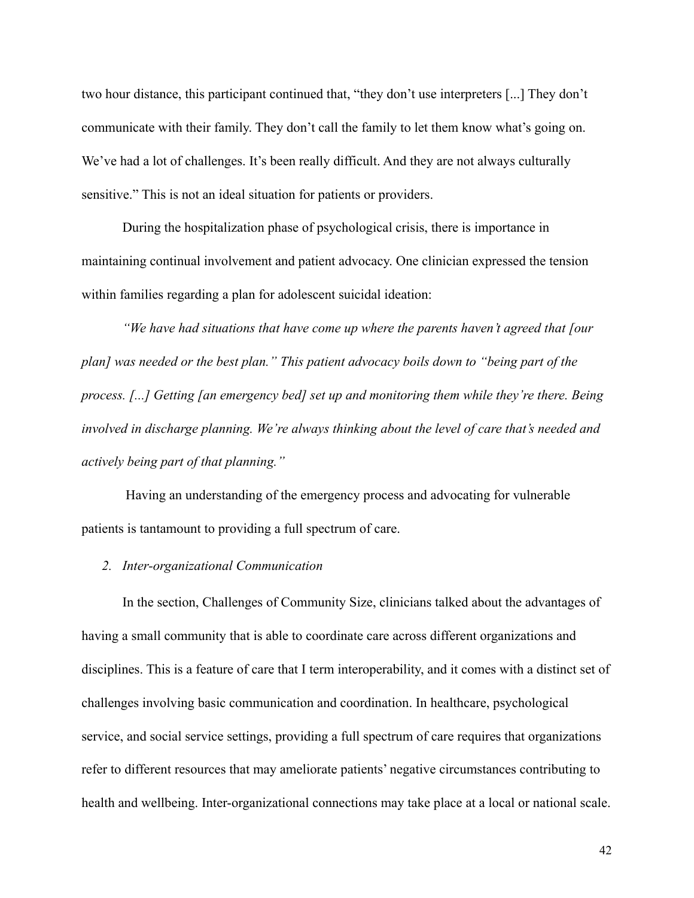two hour distance, this participant continued that, "they don't use interpreters [...] They don't communicate with their family. They don't call the family to let them know what's going on. We've had a lot of challenges. It's been really difficult. And they are not always culturally sensitive." This is not an ideal situation for patients or providers.

During the hospitalization phase of psychological crisis, there is importance in maintaining continual involvement and patient advocacy. One clinician expressed the tension within families regarding a plan for adolescent suicidal ideation:

*"We have had situations that have come up where the parents haven't agreed that [our plan] was needed or the best plan." This patient advocacy boils down to "being part of the process. [...] Getting [an emergency bed] set up and monitoring them while they're there. Being involved in discharge planning. We're always thinking about the level of care that's needed and actively being part of that planning."*

Having an understanding of the emergency process and advocating for vulnerable patients is tantamount to providing a full spectrum of care.

*2. Inter-organizational Communication*

In the section, Challenges of Community Size, clinicians talked about the advantages of having a small community that is able to coordinate care across different organizations and disciplines. This is a feature of care that I term interoperability, and it comes with a distinct set of challenges involving basic communication and coordination. In healthcare, psychological service, and social service settings, providing a full spectrum of care requires that organizations refer to different resources that may ameliorate patients' negative circumstances contributing to health and wellbeing. Inter-organizational connections may take place at a local or national scale.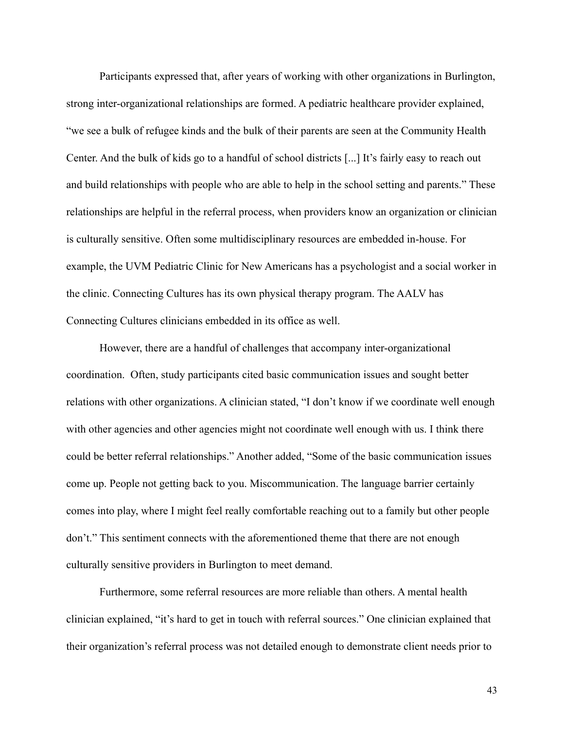Participants expressed that, after years of working with other organizations in Burlington, strong inter-organizational relationships are formed. A pediatric healthcare provider explained, "we see a bulk of refugee kinds and the bulk of their parents are seen at the Community Health Center. And the bulk of kids go to a handful of school districts [...] It's fairly easy to reach out and build relationships with people who are able to help in the school setting and parents." These relationships are helpful in the referral process, when providers know an organization or clinician is culturally sensitive. Often some multidisciplinary resources are embedded in-house. For example, the UVM Pediatric Clinic for New Americans has a psychologist and a social worker in the clinic. Connecting Cultures has its own physical therapy program. The AALV has Connecting Cultures clinicians embedded in its office as well.

However, there are a handful of challenges that accompany inter-organizational coordination. Often, study participants cited basic communication issues and sought better relations with other organizations. A clinician stated, "I don't know if we coordinate well enough with other agencies and other agencies might not coordinate well enough with us. I think there could be better referral relationships." Another added, "Some of the basic communication issues come up. People not getting back to you. Miscommunication. The language barrier certainly comes into play, where I might feel really comfortable reaching out to a family but other people don't." This sentiment connects with the aforementioned theme that there are not enough culturally sensitive providers in Burlington to meet demand.

Furthermore, some referral resources are more reliable than others. A mental health clinician explained, "it's hard to get in touch with referral sources." One clinician explained that their organization's referral process was not detailed enough to demonstrate client needs prior to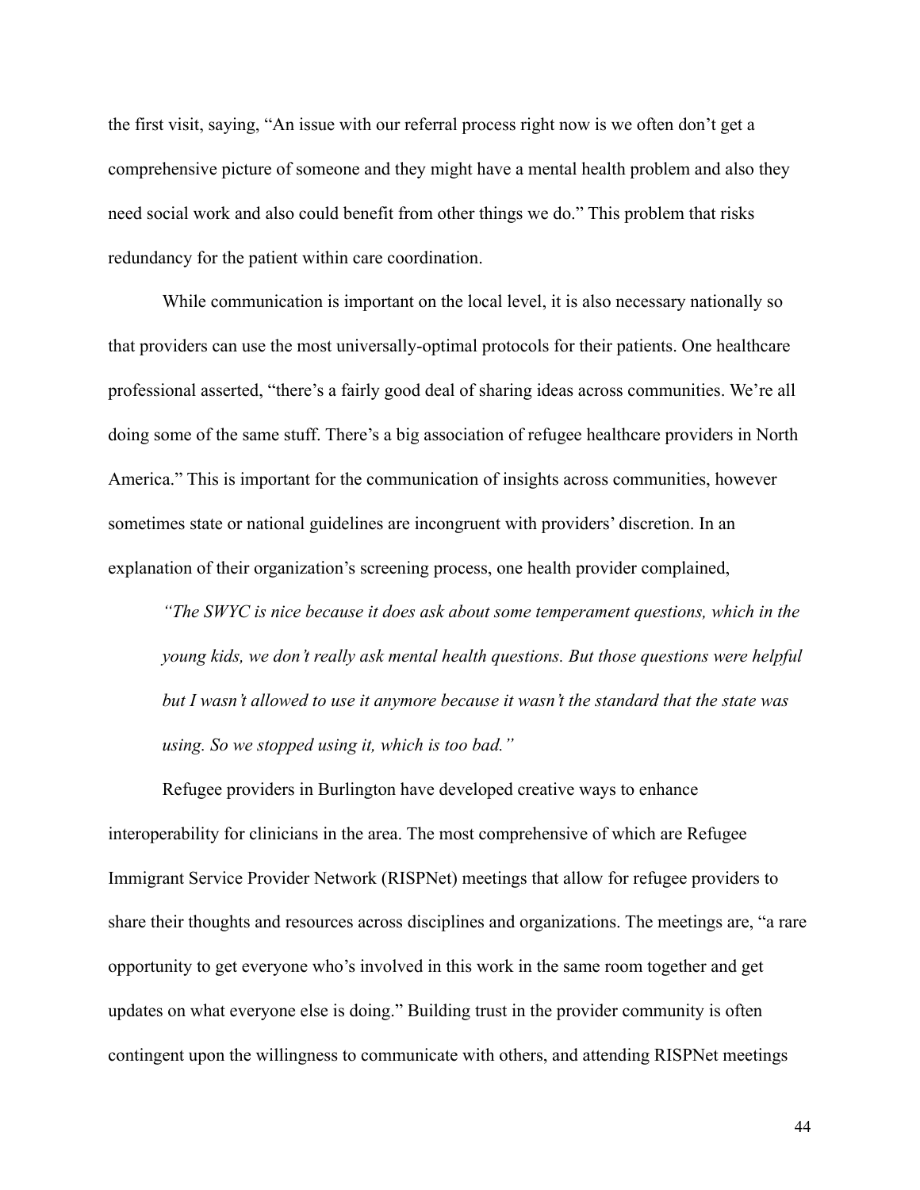the first visit, saying, "An issue with our referral process right now is we often don't get a comprehensive picture of someone and they might have a mental health problem and also they need social work and also could benefit from other things we do." This problem that risks redundancy for the patient within care coordination.

While communication is important on the local level, it is also necessary nationally so that providers can use the most universally-optimal protocols for their patients. One healthcare professional asserted, "there's a fairly good deal of sharing ideas across communities. We're all doing some of the same stuff. There's a big association of refugee healthcare providers in North America." This is important for the communication of insights across communities, however sometimes state or national guidelines are incongruent with providers' discretion. In an explanation of their organization's screening process, one health provider complained,

> *"The SWYC is nice because it does ask about some temperament questions, which in the young kids, we don't really ask mental health questions. But those questions were helpful but I wasn't allowed to use it anymore because it wasn't the standard that the state was using. So we stopped using it, which is too bad."*

Refugee providers in Burlington have developed creative ways to enhance interoperability for clinicians in the area. The most comprehensive of which are Refugee Immigrant Service Provider Network (RISPNet) meetings that allow for refugee providers to share their thoughts and resources across disciplines and organizations. The meetings are, "a rare opportunity to get everyone who's involved in this work in the same room together and get updates on what everyone else is doing." Building trust in the provider community is often contingent upon the willingness to communicate with others, and attending RISPNet meetings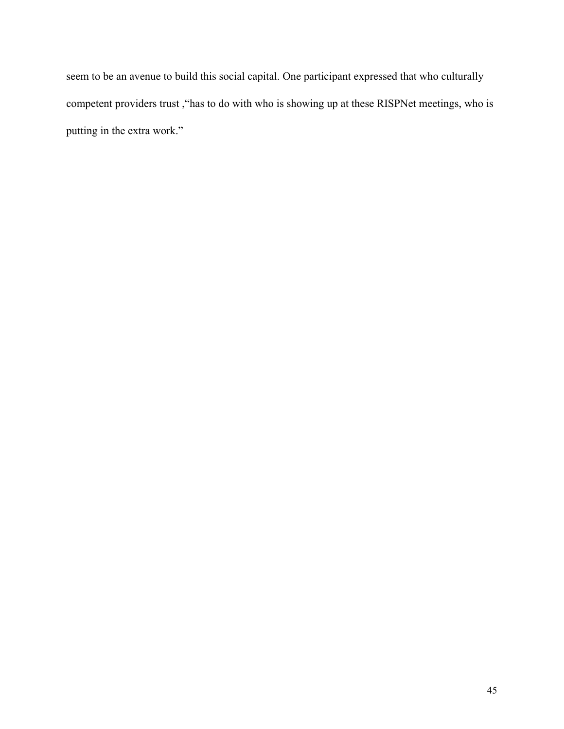seem to be an avenue to build this social capital. One participant expressed that who culturally competent providers trust ,"has to do with who is showing up at these RISPNet meetings, who is putting in the extra work."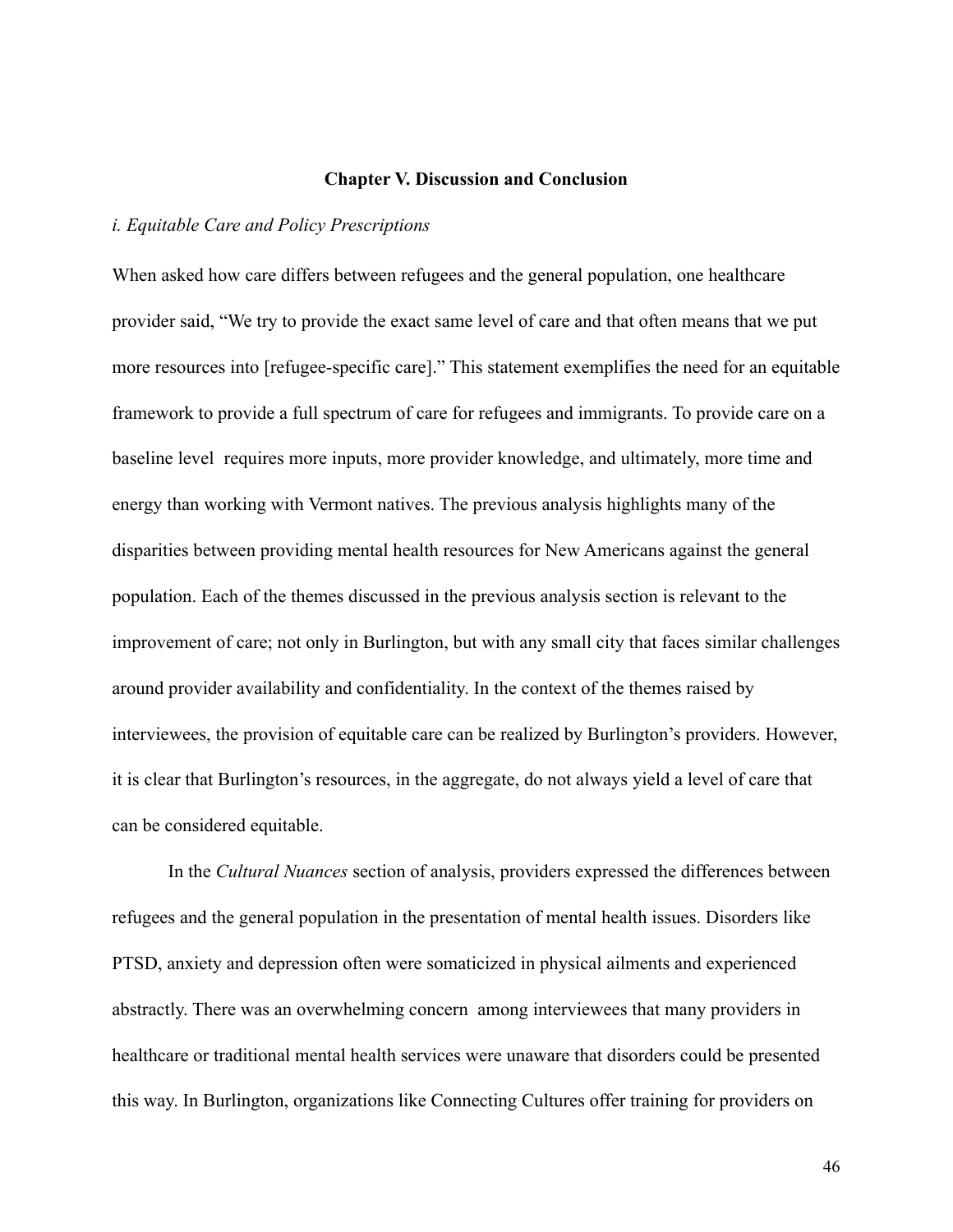## Chapter V. Discussion and Conclusion

### *i. Equitable Care and Policy Prescriptions*

When asked how care differs between refugees and the general population, one healthcare provider said, "We try to provide the exact same level of care and that often means that we put more resources into [refugee-specific care]." This statement exemplifies the need for an equitable framework to provide a full spectrum of care for refugees and immigrants. To provide care on a baseline level requires more inputs, more provider knowledge, and ultimately, more time and energy than working with Vermont natives. The previous analysis highlights many of the disparities between providing mental health resources for New Americans against the general population. Each of the themes discussed in the previous analysis section is relevant to the improvement of care; not only in Burlington, but with any small city that faces similar challenges around provider availability and confidentiality. In the context of the themes raised by interviewees, the provision of equitable care can be realized by Burlington's providers. However, it is clear that Burlington's resources, in the aggregate, do not always yield a level of care that can be considered equitable.

In the *Cultural Nuances* section of analysis, providers expressed the differences between refugees and the general population in the presentation of mental health issues. Disorders like PTSD, anxiety and depression often were somaticized in physical ailments and experienced abstractly. There was an overwhelming concern among interviewees that many providers in healthcare or traditional mental health services were unaware that disorders could be presented this way. In Burlington, organizations like Connecting Cultures offer training for providers on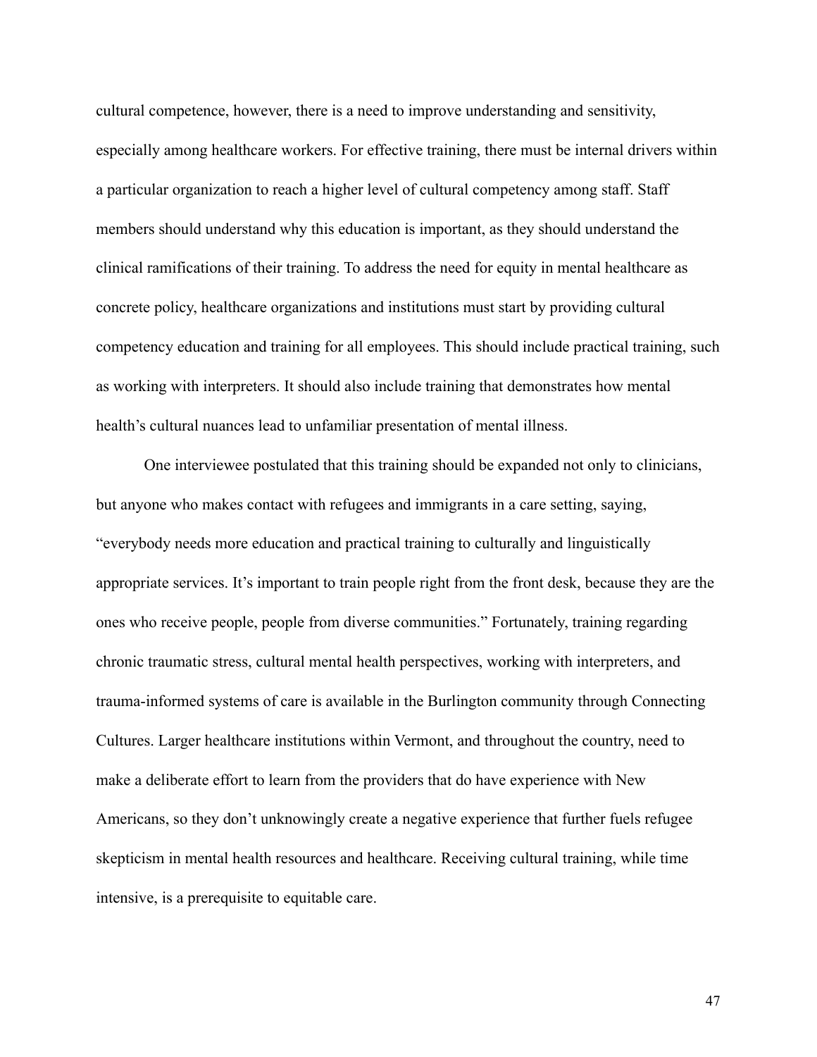cultural competence, however, there is a need to improve understanding and sensitivity, especially among healthcare workers. For effective training, there must be internal drivers within a particular organization to reach a higher level of cultural competency among staff. Staff members should understand why this education is important, as they should understand the clinical ramifications of their training. To address the need for equity in mental healthcare as concrete policy, healthcare organizations and institutions must start by providing cultural competency education and training for all employees. This should include practical training, such as working with interpreters. It should also include training that demonstrates how mental health's cultural nuances lead to unfamiliar presentation of mental illness.

One interviewee postulated that this training should be expanded not only to clinicians, but anyone who makes contact with refugees and immigrants in a care setting, saying, "everybody needs more education and practical training to culturally and linguistically appropriate services. It's important to train people right from the front desk, because they are the ones who receive people, people from diverse communities." Fortunately, training regarding chronic traumatic stress, cultural mental health perspectives, working with interpreters, and trauma-informed systems of care is available in the Burlington community through Connecting Cultures. Larger healthcare institutions within Vermont, and throughout the country, need to make a deliberate effort to learn from the providers that do have experience with New Americans, so they don't unknowingly create a negative experience that further fuels refugee skepticism in mental health resources and healthcare. Receiving cultural training, while time intensive, is a prerequisite to equitable care.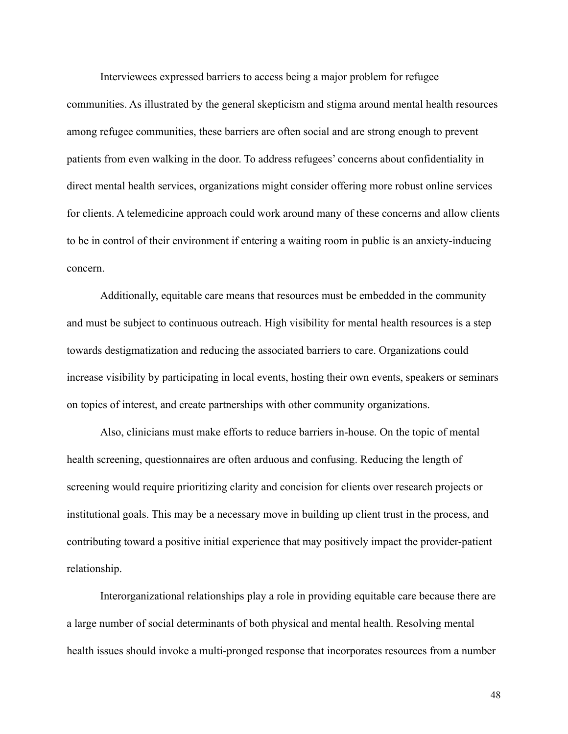Interviewees expressed barriers to access being a major problem for refugee communities. As illustrated by the general skepticism and stigma around mental health resources among refugee communities, these barriers are often social and are strong enough to prevent patients from even walking in the door. To address refugees' concerns about confidentiality in direct mental health services, organizations might consider offering more robust online services for clients. A telemedicine approach could work around many of these concerns and allow clients to be in control of their environment if entering a waiting room in public is an anxiety-inducing concern.

Additionally, equitable care means that resources must be embedded in the community and must be subject to continuous outreach. High visibility for mental health resources is a step towards destigmatization and reducing the associated barriers to care. Organizations could increase visibility by participating in local events, hosting their own events, speakers or seminars on topics of interest, and create partnerships with other community organizations.

Also, clinicians must make efforts to reduce barriers in-house. On the topic of mental health screening, questionnaires are often arduous and confusing. Reducing the length of screening would require prioritizing clarity and concision for clients over research projects or institutional goals. This may be a necessary move in building up client trust in the process, and contributing toward a positive initial experience that may positively impact the provider-patient relationship.

Interorganizational relationships play a role in providing equitable care because there are a large number of social determinants of both physical and mental health. Resolving mental health issues should invoke a multi-pronged response that incorporates resources from a number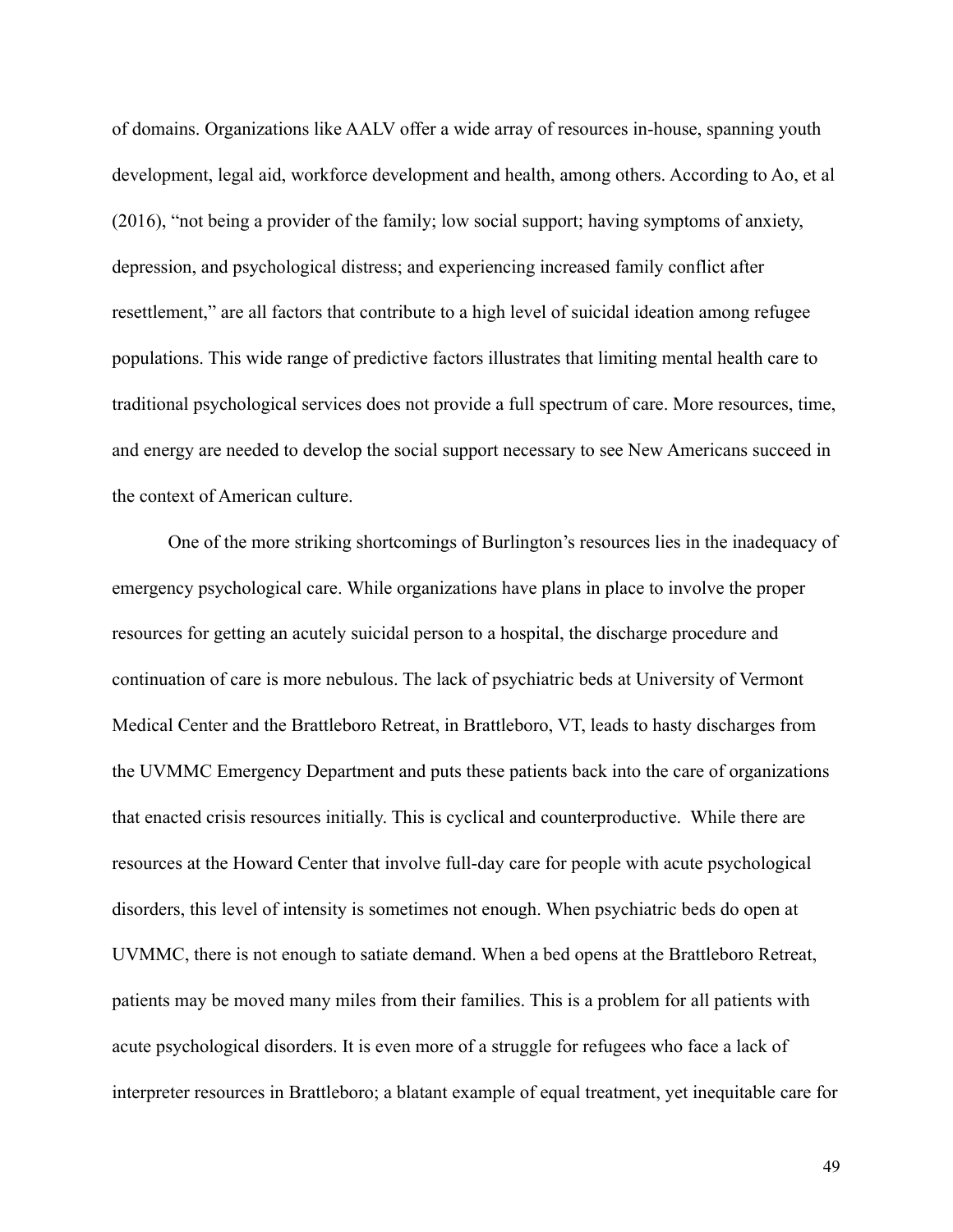of domains. Organizations like AALV offer a wide array of resources in-house, spanning youth development, legal aid, workforce development and health, among others. According to Ao, et al (2016), "not being a provider of the family; low social support; having symptoms of anxiety, depression, and psychological distress; and experiencing increased family conflict after resettlement," are all factors that contribute to a high level of suicidal ideation among refugee populations. This wide range of predictive factors illustrates that limiting mental health care to traditional psychological services does not provide a full spectrum of care. More resources, time, and energy are needed to develop the social support necessary to see New Americans succeed in the context of American culture.

One of the more striking shortcomings of Burlington's resources lies in the inadequacy of emergency psychological care. While organizations have plans in place to involve the proper resources for getting an acutely suicidal person to a hospital, the discharge procedure and continuation of care is more nebulous. The lack of psychiatric beds at University of Vermont Medical Center and the Brattleboro Retreat, in Brattleboro, VT, leads to hasty discharges from the UVMMC Emergency Department and puts these patients back into the care of organizations that enacted crisis resources initially. This is cyclical and counterproductive. While there are resources at the Howard Center that involve full-day care for people with acute psychological disorders, this level of intensity is sometimes not enough. When psychiatric beds do open at UVMMC, there is not enough to satiate demand. When a bed opens at the Brattleboro Retreat, patients may be moved many miles from their families. This is a problem for all patients with acute psychological disorders. It is even more of a struggle for refugees who face a lack of interpreter resources in Brattleboro; a blatant example of equal treatment, yet inequitable care for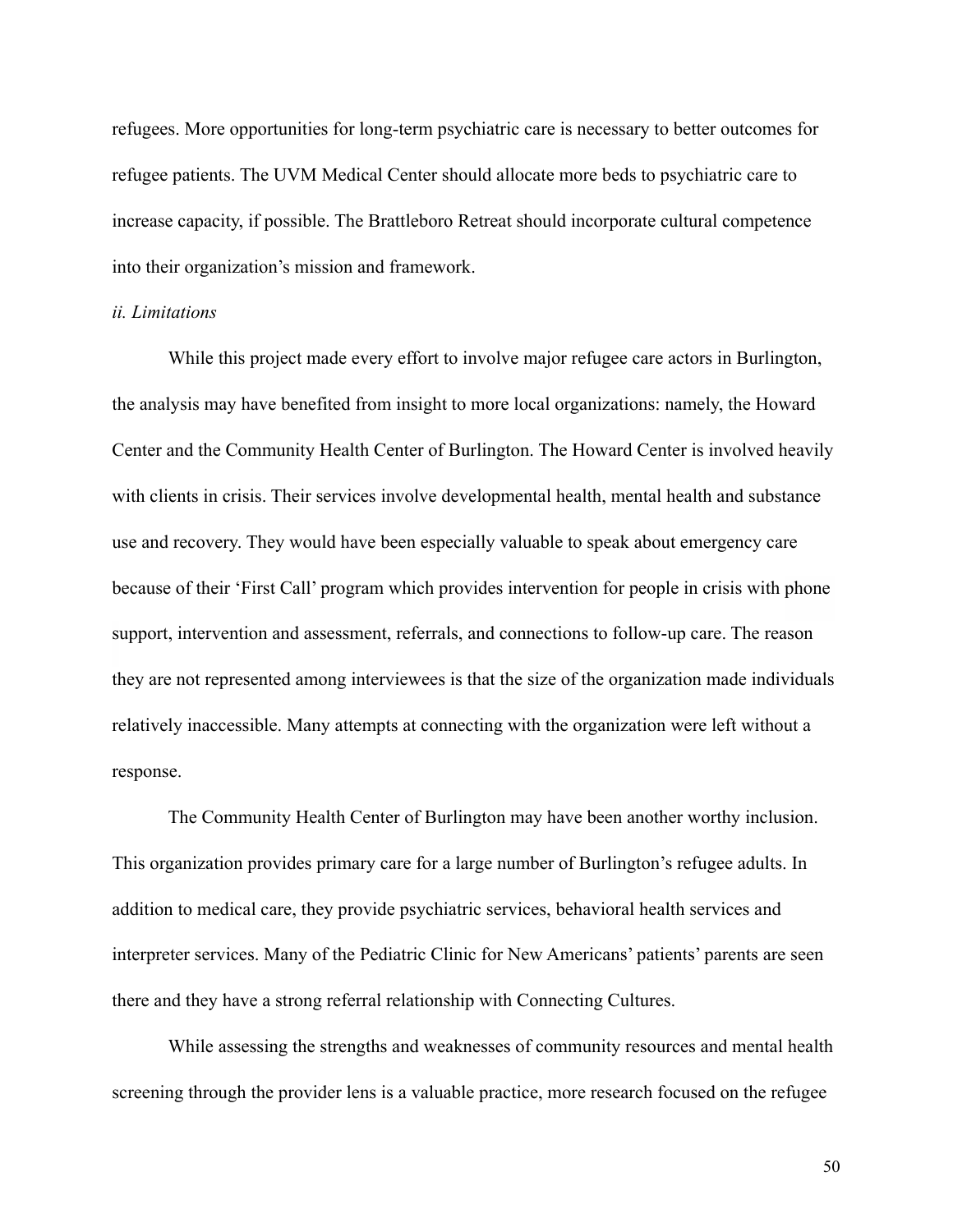refugees. More opportunities for long-term psychiatric care is necessary to better outcomes for refugee patients. The UVM Medical Center should allocate more beds to psychiatric care to increase capacity, if possible. The Brattleboro Retreat should incorporate cultural competence into their organization's mission and framework.

*ii. Limitations*

While this project made every effort to involve major refugee care actors in Burlington, the analysis may have benefited from insight to more local organizations: namely, the Howard Center and the Community Health Center of Burlington. The Howard Center is involved heavily with clients in crisis. Their services involve developmental health, mental health and substance use and recovery. They would have been especially valuable to speak about emergency care because of their 'First Call' program which provides intervention for people in crisis with phone support, intervention and assessment, referrals, and connections to follow-up care. The reason they are not represented among interviewees is that the size of the organization made individuals relatively inaccessible. Many attempts at connecting with the organization were left without a response.

The Community Health Center of Burlington may have been another worthy inclusion. This organization provides primary care for a large number of Burlington's refugee adults. In addition to medical care, they provide psychiatric services, behavioral health services and interpreter services. Many of the Pediatric Clinic for New Americans' patients' parents are seen there and they have a strong referral relationship with Connecting Cultures.

While assessing the strengths and weaknesses of community resources and mental health screening through the provider lens is a valuable practice, more research focused on the refugee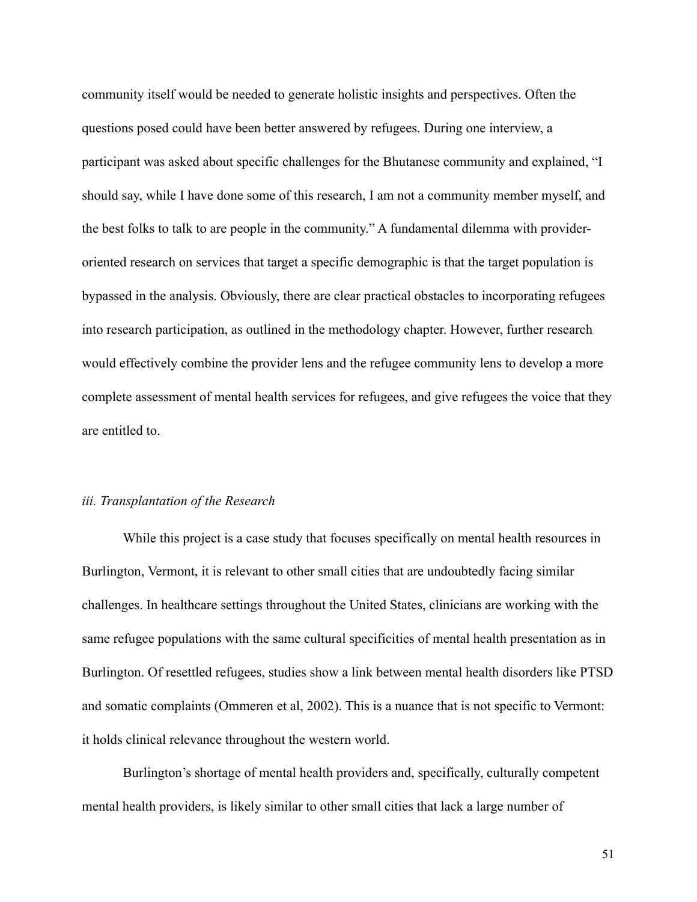community itself would be needed to generate holistic insights and perspectives. Often the questions posed could have been better answered by refugees. During one interview, a participant was asked about specific challenges for the Bhutanese community and explained, "I should say, while I have done some of this research, I am not a community member myself, and the best folks to talk to are people in the community." A fundamental dilemma with provider-oriented research on services that target a specific demographic is that the target population is bypassed in the analysis. Obviously, there are clear practical obstacles to incorporating refugees into research participation, as outlined in the methodology chapter. However, further research would effectively combine the provider lens and the refugee community lens to develop a more complete assessment of mental health services for refugees, and give refugees the voice that they are entitled to.

### *iii. Transplantation of the Research*

While this project is a case study that focuses specifically on mental health resources in Burlington, Vermont, it is relevant to other small cities that are undoubtedly facing similar challenges. In healthcare settings throughout the United States, clinicians are working with the same refugee populations with the same cultural specificities of mental health presentation as in Burlington. Of resettled refugees, studies show a link between mental health disorders like PTSD and somatic complaints (Ommeren et al, 2002). This is a nuance that is not specific to Vermont: it holds clinical relevance throughout the western world.

Burlington's shortage of mental health providers and, specifically, culturally competent mental health providers, is likely similar to other small cities that lack a large number of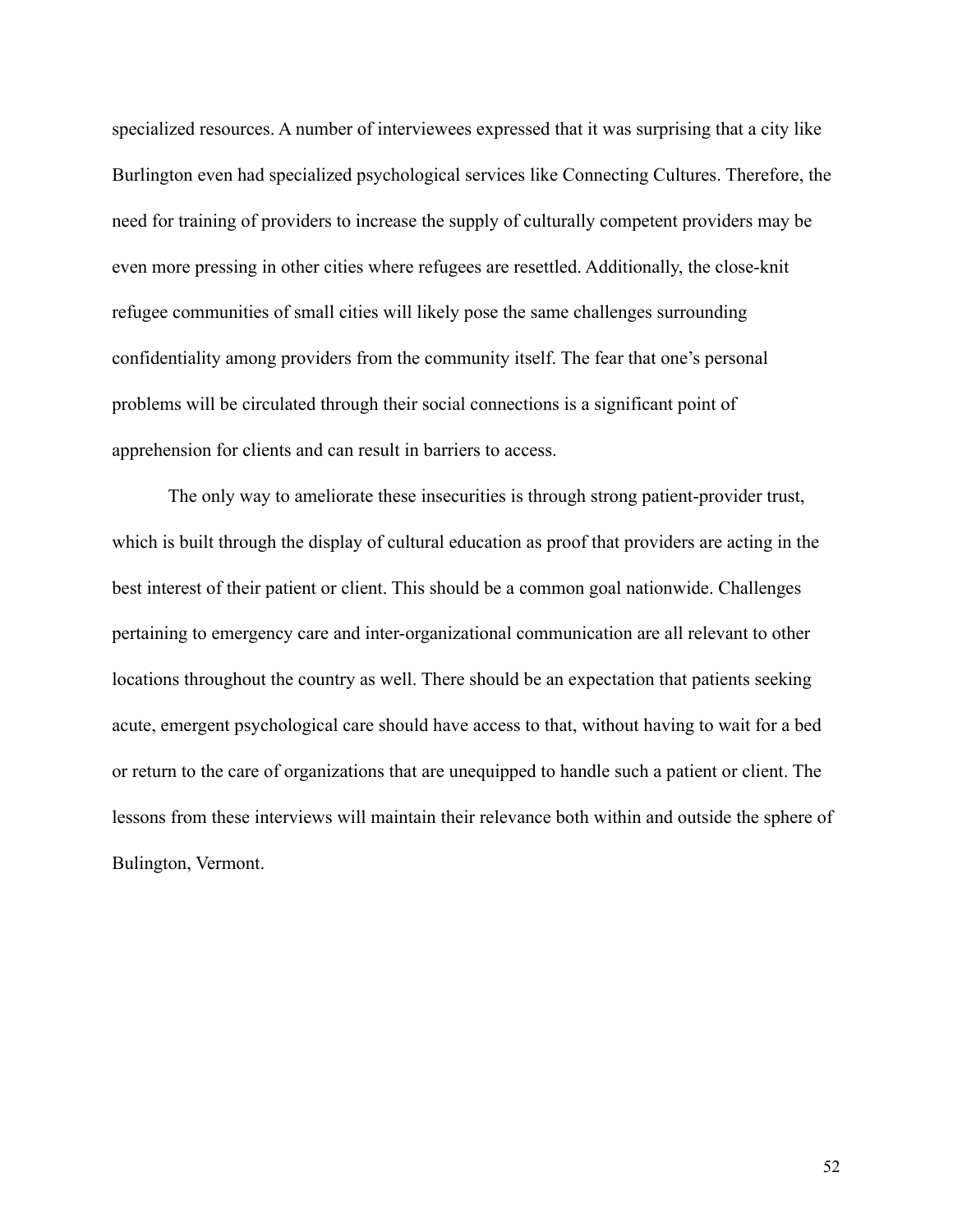specialized resources. A number of interviewees expressed that it was surprising that a city like Burlington even had specialized psychological services like Connecting Cultures. Therefore, the need for training of providers to increase the supply of culturally competent providers may be even more pressing in other cities where refugees are resettled. Additionally, the close-knit refugee communities of small cities will likely pose the same challenges surrounding confidentiality among providers from the community itself. The fear that one's personal problems will be circulated through their social connections is a significant point of apprehension for clients and can result in barriers to access.

The only way to ameliorate these insecurities is through strong patient-provider trust, which is built through the display of cultural education as proof that providers are acting in the best interest of their patient or client. This should be a common goal nationwide. Challenges pertaining to emergency care and inter-organizational communication are all relevant to other locations throughout the country as well. There should be an expectation that patients seeking acute, emergent psychological care should have access to that, without having to wait for a bed or return to the care of organizations that are unequipped to handle such a patient or client. The lessons from these interviews will maintain their relevance both within and outside the sphere of Bulington, Vermont.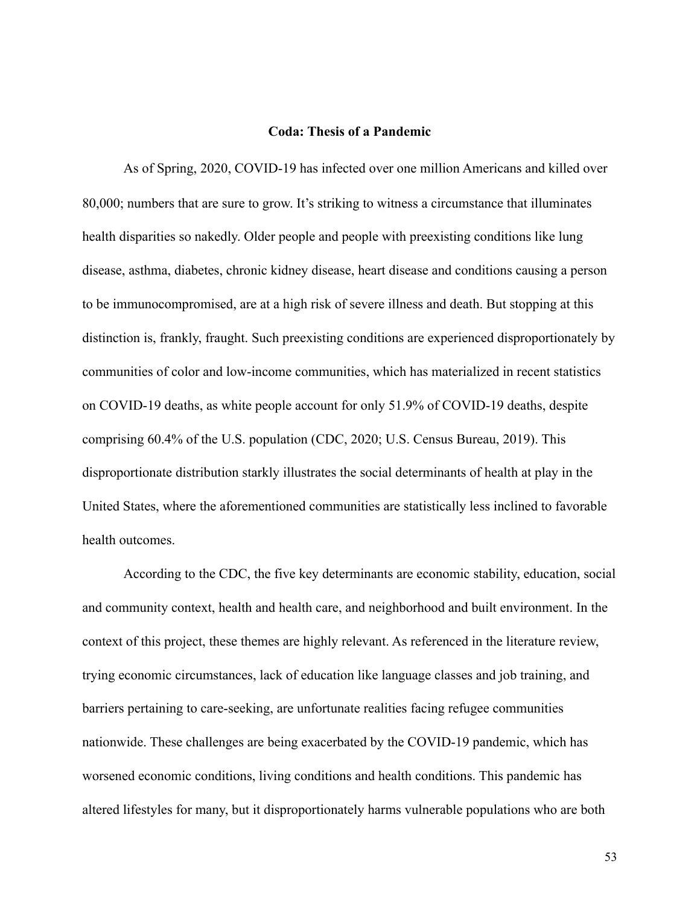## Coda: Thesis of a Pandemic

As of Spring, 2020, COVID-19 has infected over one million Americans and killed over 80,000; numbers that are sure to grow. It's striking to witness a circumstance that illuminates health disparities so nakedly. Older people and people with preexisting conditions like lung disease, asthma, diabetes, chronic kidney disease, heart disease and conditions causing a person to be immunocompromised, are at a high risk of severe illness and death. But stopping at this distinction is, frankly, fraught. Such preexisting conditions are experienced disproportionately by communities of color and low-income communities, which has materialized in recent statistics on COVID-19 deaths, as white people account for only 51.9% of COVID-19 deaths, despite comprising 60.4% of the U.S. population (CDC, 2020; U.S. Census Bureau, 2019). This disproportionate distribution starkly illustrates the social determinants of health at play in the United States, where the aforementioned communities are statistically less inclined to favorable health outcomes.

According to the CDC, the five key determinants are economic stability, education, social and community context, health and health care, and neighborhood and built environment. In the context of this project, these themes are highly relevant. As referenced in the literature review, trying economic circumstances, lack of education like language classes and job training, and barriers pertaining to care-seeking, are unfortunate realities facing refugee communities nationwide. These challenges are being exacerbated by the COVID-19 pandemic, which has worsened economic conditions, living conditions and health conditions. This pandemic has altered lifestyles for many, but it disproportionately harms vulnerable populations who are both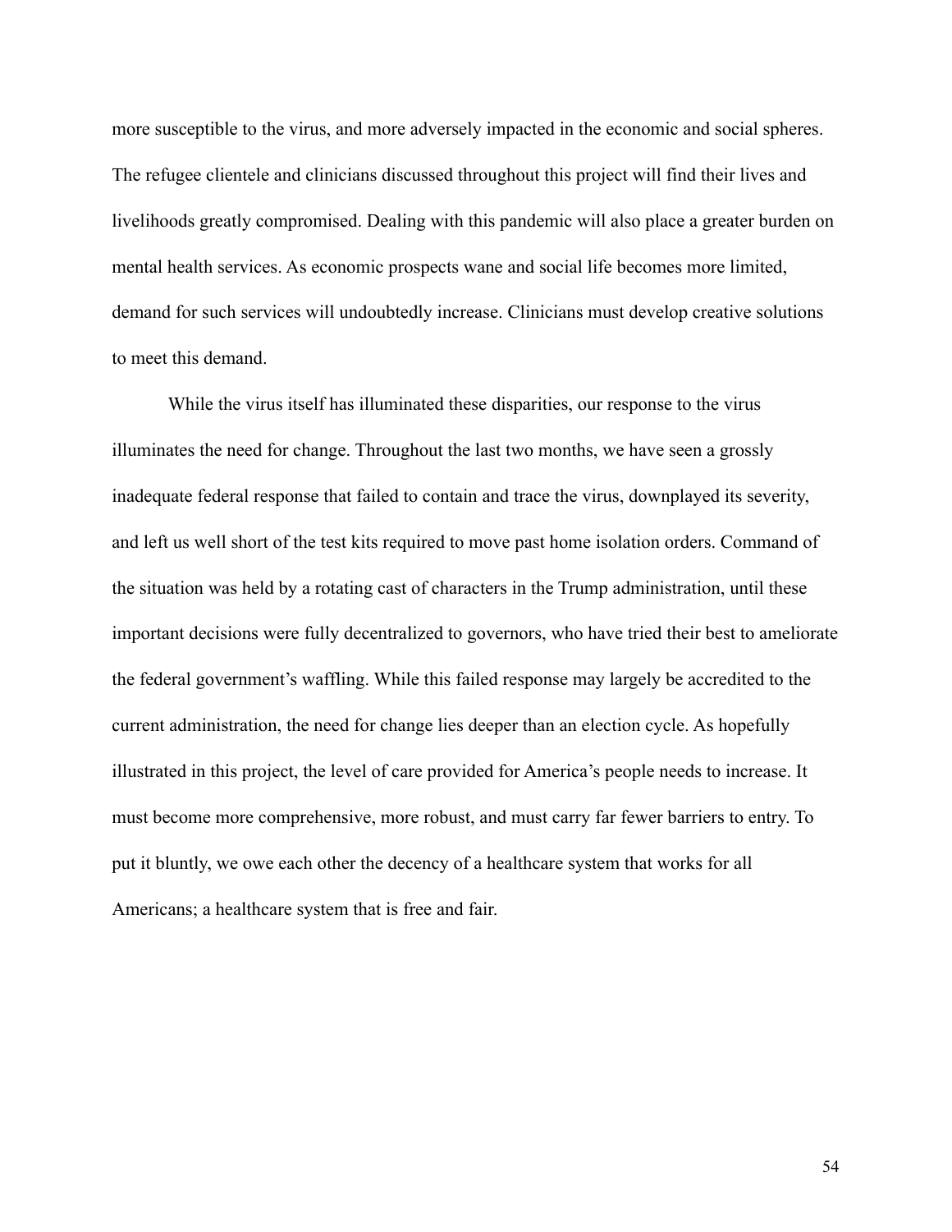more susceptible to the virus, and more adversely impacted in the economic and social spheres. The refugee clientele and clinicians discussed throughout this project will find their lives and livelihoods greatly compromised. Dealing with this pandemic will also place a greater burden on mental health services. As economic prospects wane and social life becomes more limited, demand for such services will undoubtedly increase. Clinicians must develop creative solutions to meet this demand.

While the virus itself has illuminated these disparities, our response to the virus illuminates the need for change. Throughout the last two months, we have seen a grossly inadequate federal response that failed to contain and trace the virus, downplayed its severity, and left us well short of the test kits required to move past home isolation orders. Command of the situation was held by a rotating cast of characters in the Trump administration, until these important decisions were fully decentralized to governors, who have tried their best to ameliorate the federal government's waffling. While this failed response may largely be accredited to the current administration, the need for change lies deeper than an election cycle. As hopefully illustrated in this project, the level of care provided for America's people needs to increase. It must become more comprehensive, more robust, and must carry far fewer barriers to entry. To put it bluntly, we owe each other the decency of a healthcare system that works for all Americans; a healthcare system that is free and fair.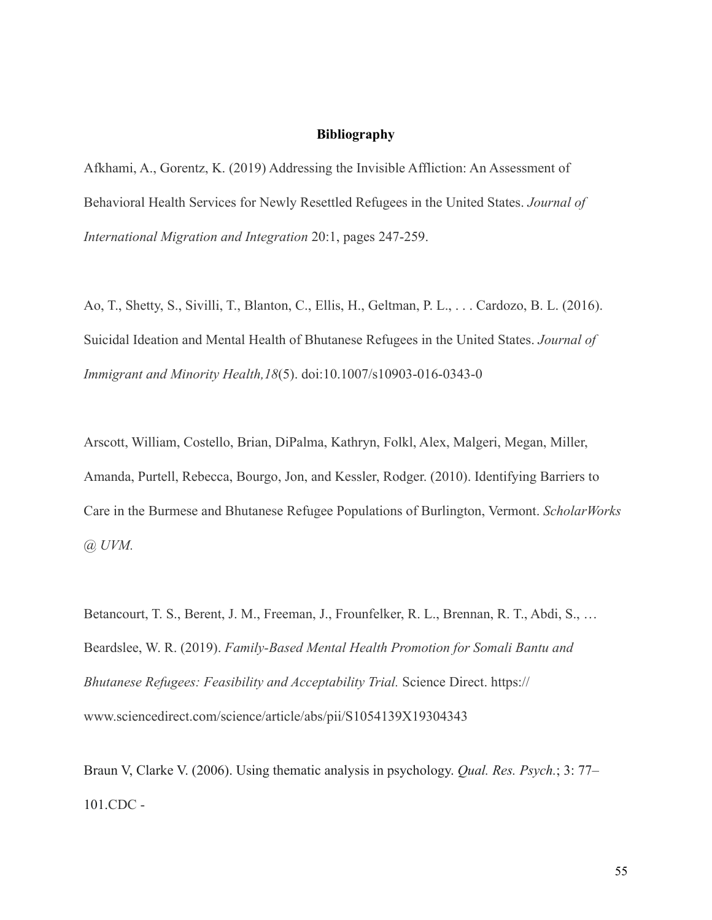## Bibliography

Afkhami, A., Gorentz, K. (2019) Addressing the Invisible Affliction: An Assessment of Behavioral Health Services for Newly Resettled Refugees in the United States. *Journal of International Migration and Integration* 20:1, pages 247-259.

Ao, T., Shetty, S., Sivilli, T., Blanton, C., Ellis, H., Geltman, P. L., . . . Cardozo, B. L. (2016). Suicidal Ideation and Mental Health of Bhutanese Refugees in the United States. *Journal of Immigrant and Minority Health,18*(5). doi:10.1007/s10903-016-0343-0

Arscott, William, Costello, Brian, DiPalma, Kathryn, Folkl, Alex, Malgeri, Megan, Miller, Amanda, Purtell, Rebecca, Bourgo, Jon, and Kessler, Rodger. (2010). Identifying Barriers to Care in the Burmese and Bhutanese Refugee Populations of Burlington, Vermont. *ScholarWorks @ UVM.*

Betancourt, T. S., Berent, J. M., Freeman, J., Frounfelker, R. L., Brennan, R. T., Abdi, S., … Beardslee, W. R. (2019). *Family-Based Mental Health Promotion for Somali Bantu and Bhutanese Refugees: Feasibility and Acceptability Trial.* Science Direct. https://www.sciencedirect.com/science/article/abs/pii/S1054139X19304343

Braun V, Clarke V. (2006). Using thematic analysis in psychology. *Qual. Res. Psych.*; 3: 77–101.CDC -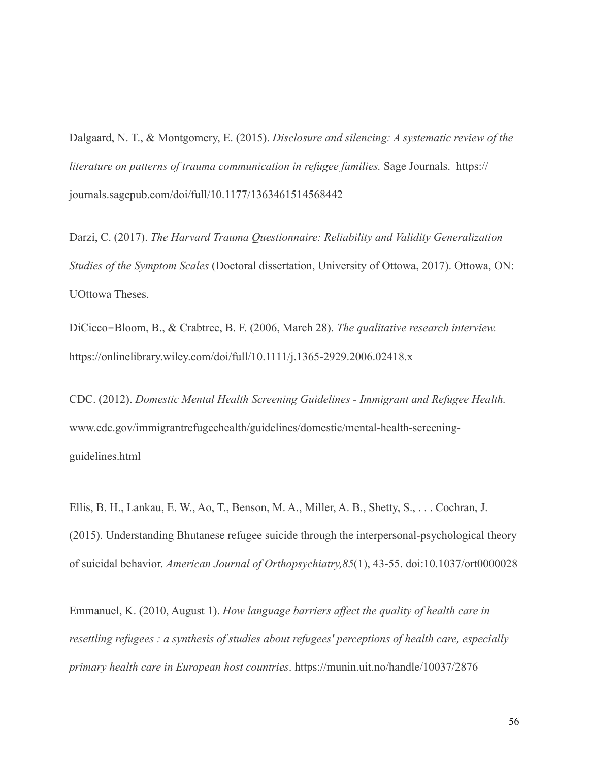Dalgaard, N. T., & Montgomery, E. (2015). *Disclosure and silencing: A systematic review of the literature on patterns of trauma communication in refugee families.* Sage Journals. https://journals.sagepub.com/doi/full/10.1177/1363461514568442

Darzi, C. (2017). *The Harvard Trauma Questionnaire: Reliability and Validity Generalization Studies of the Symptom Scales* (Doctoral dissertation, University of Ottowa, 2017). Ottowa, ON: UOttowa Theses.

DiCicco‐Bloom, B., & Crabtree, B. F. (2006, March 28). *The qualitative research interview.* https://onlinelibrary.wiley.com/doi/full/10.1111/j.1365-2929.2006.02418.x

CDC. (2012). *Domestic Mental Health Screening Guidelines - Immigrant and Refugee Health.* www.cdc.gov/immigrantrefugeehealth/guidelines/domestic/mental-health-screening-guidelines.html

Ellis, B. H., Lankau, E. W., Ao, T., Benson, M. A., Miller, A. B., Shetty, S., . . . Cochran, J. (2015). Understanding Bhutanese refugee suicide through the interpersonal-psychological theory of suicidal behavior. *American Journal of Orthopsychiatry,85*(1), 43-55. doi:10.1037/ort0000028

Emmanuel, K. (2010, August 1). *How language barriers affect the quality of health care in resettling refugees : a synthesis of studies about refugees' perceptions of health care, especially primary health care in European host countries*. https://munin.uit.no/handle/10037/2876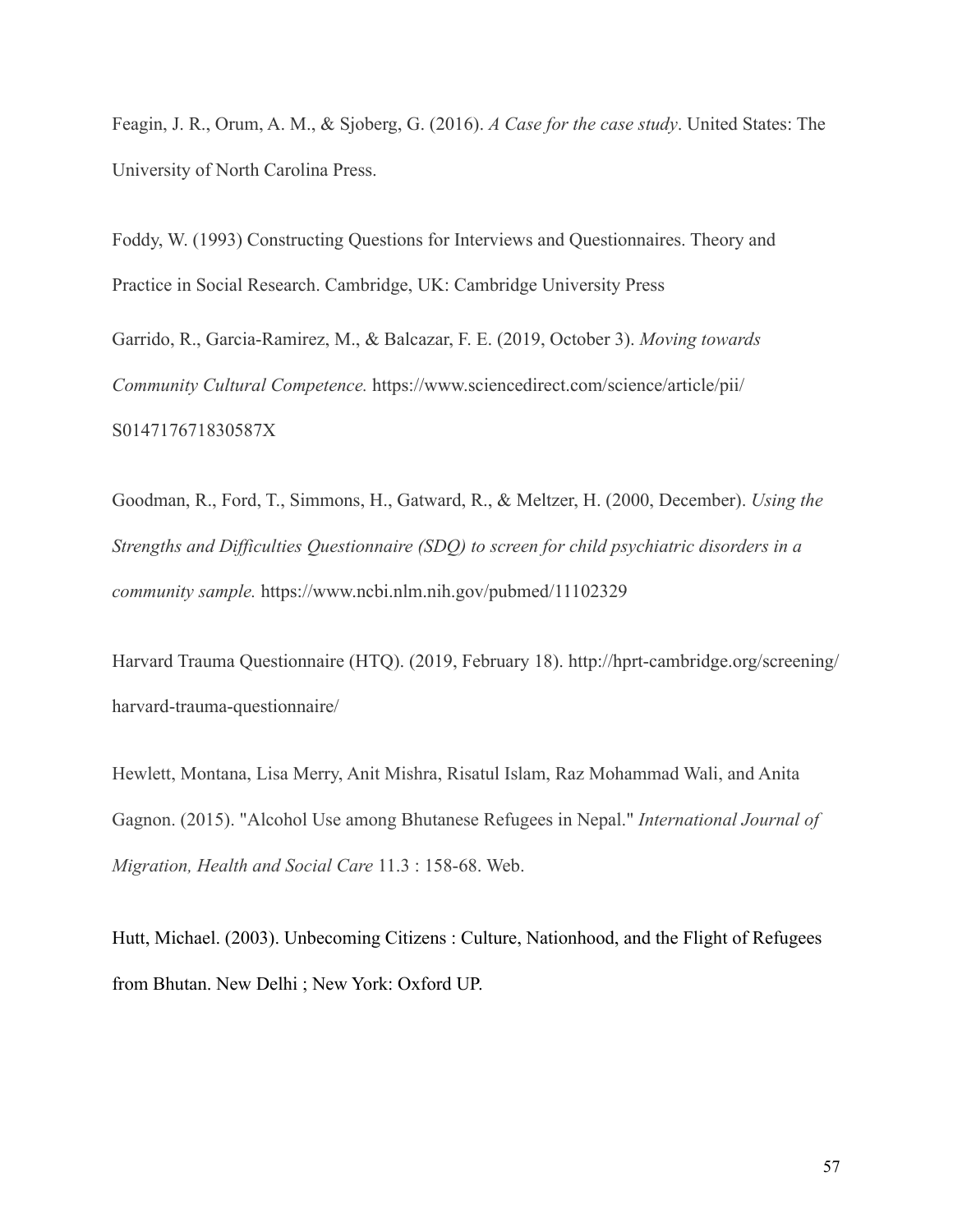Feagin, J. R., Orum, A. M., & Sjoberg, G. (2016). *A Case for the case study*. United States: The University of North Carolina Press.

Foddy, W. (1993) Constructing Questions for Interviews and Questionnaires. Theory and Practice in Social Research. Cambridge, UK: Cambridge University Press

Garrido, R., Garcia-Ramirez, M., & Balcazar, F. E. (2019, October 3). *Moving towards Community Cultural Competence.* https://www.sciencedirect.com/science/article/pii/S014717671830587X

Goodman, R., Ford, T., Simmons, H., Gatward, R., & Meltzer, H. (2000, December). *Using the Strengths and Difficulties Questionnaire (SDQ) to screen for child psychiatric disorders in a community sample.* https://www.ncbi.nlm.nih.gov/pubmed/11102329

Harvard Trauma Questionnaire (HTQ). (2019, February 18). http://hprt-cambridge.org/screening/harvard-trauma-questionnaire/

Hewlett, Montana, Lisa Merry, Anit Mishra, Risatul Islam, Raz Mohammad Wali, and Anita Gagnon. (2015). "Alcohol Use among Bhutanese Refugees in Nepal." *International Journal of Migration, Health and Social Care* 11.3 : 158-68. Web.

Hutt, Michael. (2003). Unbecoming Citizens : Culture, Nationhood, and the Flight of Refugees from Bhutan. New Delhi ; New York: Oxford UP.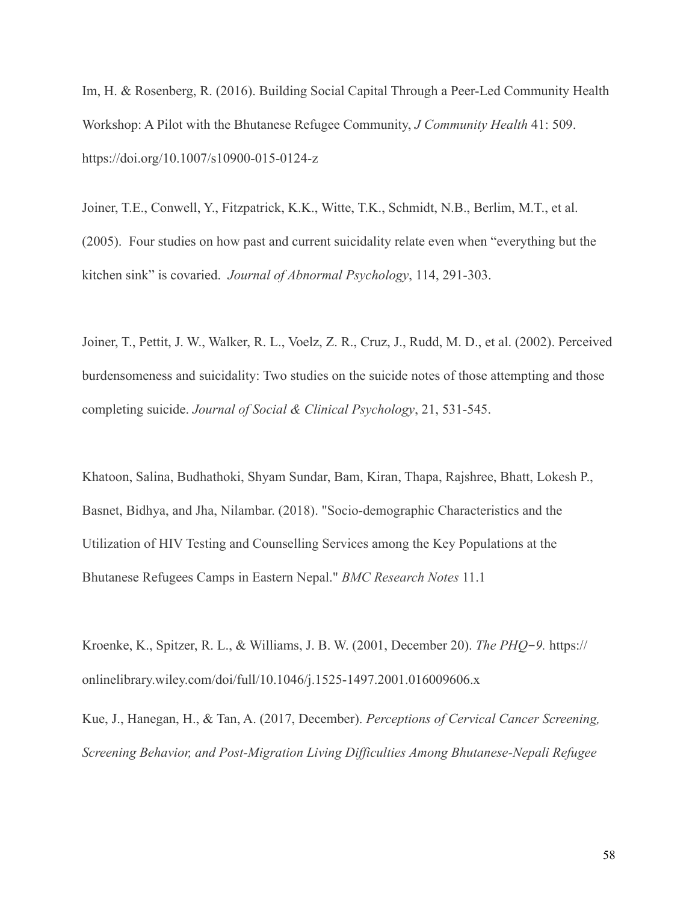Im, H. & Rosenberg, R. (2016). Building Social Capital Through a Peer-Led Community Health Workshop: A Pilot with the Bhutanese Refugee Community, *J Community Health* 41: 509. https://doi.org/10.1007/s10900-015-0124-z

Joiner, T.E., Conwell, Y., Fitzpatrick, K.K., Witte, T.K., Schmidt, N.B., Berlim, M.T., et al. (2005). Four studies on how past and current suicidality relate even when "everything but the kitchen sink" is covaried. *Journal of Abnormal Psychology*, 114, 291-303.

Joiner, T., Pettit, J. W., Walker, R. L., Voelz, Z. R., Cruz, J., Rudd, M. D., et al. (2002). Perceived burdensomeness and suicidality: Two studies on the suicide notes of those attempting and those completing suicide. *Journal of Social & Clinical Psychology*, 21, 531-545.

Khatoon, Salina, Budhathoki, Shyam Sundar, Bam, Kiran, Thapa, Rajshree, Bhatt, Lokesh P., Basnet, Bidhya, and Jha, Nilambar. (2018). "Socio-demographic Characteristics and the Utilization of HIV Testing and Counselling Services among the Key Populations at the Bhutanese Refugees Camps in Eastern Nepal." *BMC Research Notes* 11.1

Kroenke, K., Spitzer, R. L., & Williams, J. B. W. (2001, December 20). *The PHQ-9.* https://onlinelibrary.wiley.com/doi/full/10.1046/j.1525-1497.2001.016009606.x

Kue, J., Hanegan, H., & Tan, A. (2017, December). *Perceptions of Cervical Cancer Screening, Screening Behavior, and Post-Migration Living Difficulties Among Bhutanese-Nepali Refugee*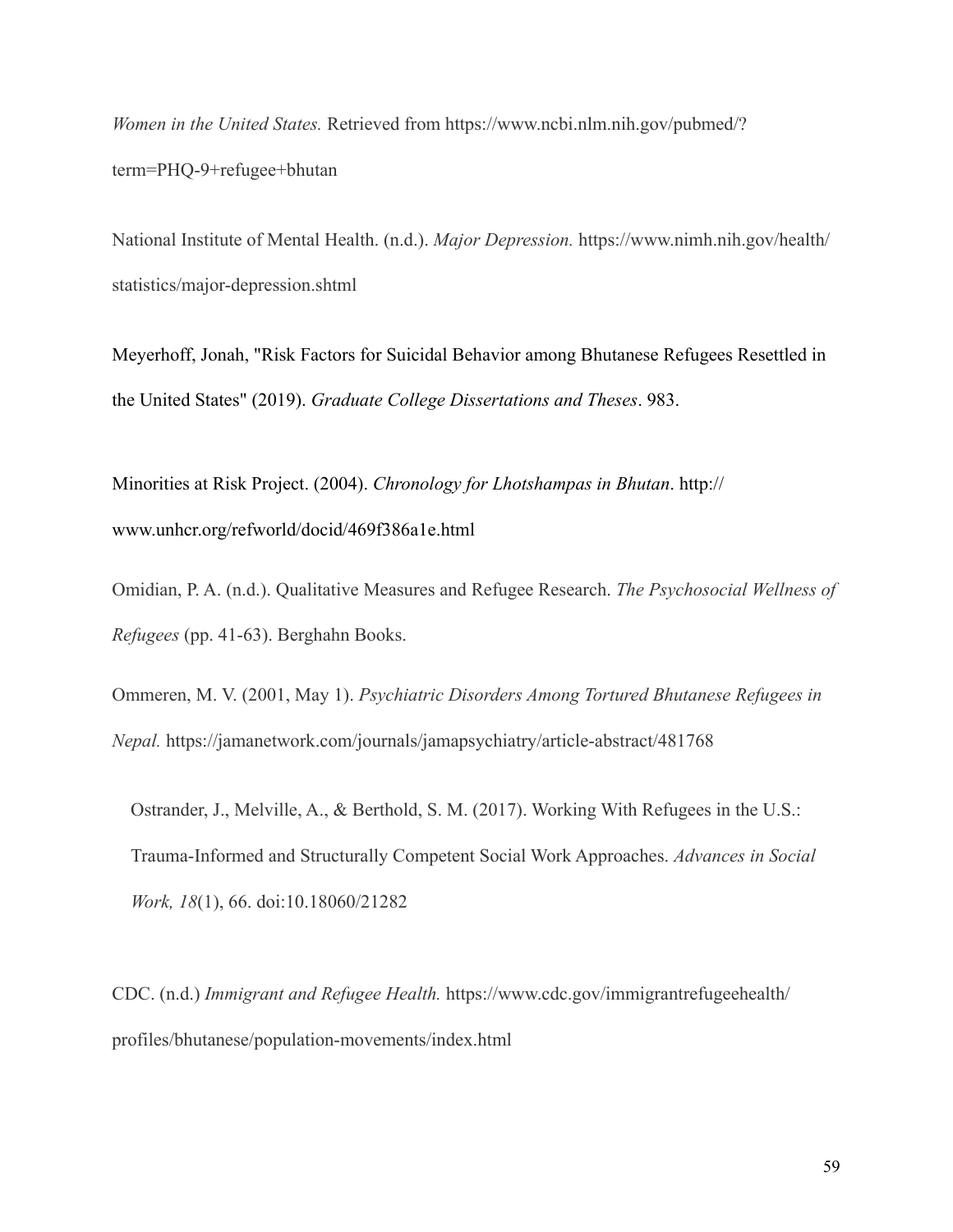*Women in the United States.* Retrieved from https://www.ncbi.nlm.nih.gov/pubmed/?term=PHQ-9+refugee+bhutan

National Institute of Mental Health. (n.d.). *Major Depression.* https://www.nimh.nih.gov/health/statistics/major-depression.shtml

Meyerhoff, Jonah, "Risk Factors for Suicidal Behavior among Bhutanese Refugees Resettled in the United States" (2019). *Graduate College Dissertations and Theses*. 983.

Minorities at Risk Project. (2004). *Chronology for Lhotshampas in Bhutan*. http://www.unhcr.org/refworld/docid/469f386a1e.html

Omidian, P. A. (n.d.). Qualitative Measures and Refugee Research. *The Psychosocial Wellness of Refugees* (pp. 41-63). Berghahn Books.

Ommeren, M. V. (2001, May 1). *Psychiatric Disorders Among Tortured Bhutanese Refugees in Nepal.* https://jamanetwork.com/journals/jamapsychiatry/article-abstract/481768

Ostrander, J., Melville, A., & Berthold, S. M. (2017). Working With Refugees in the U.S.: Trauma-Informed and Structurally Competent Social Work Approaches. *Advances in Social Work, 18*(1), 66. doi:10.18060/21282

CDC. (n.d.) *Immigrant and Refugee Health.* https://www.cdc.gov/immigrantrefugeehealth/profiles/bhutanese/population-movements/index.html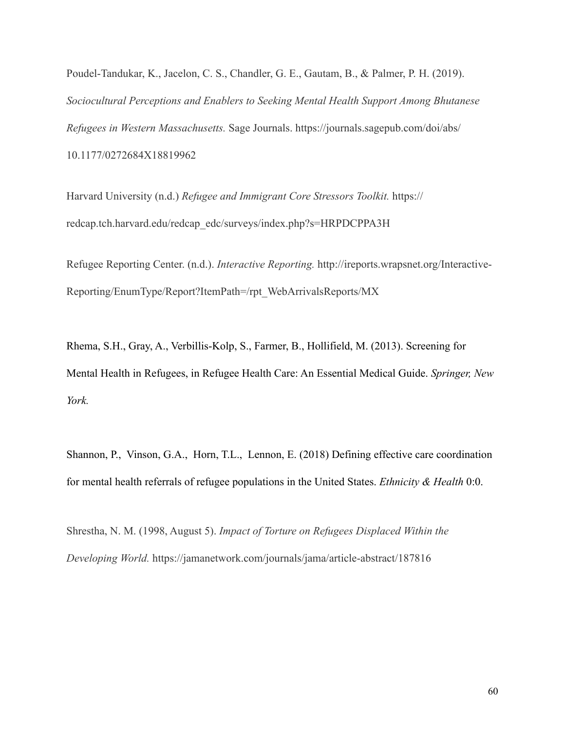Poudel-Tandukar, K., Jacelon, C. S., Chandler, G. E., Gautam, B., & Palmer, P. H. (2019). *Sociocultural Perceptions and Enablers to Seeking Mental Health Support Among Bhutanese Refugees in Western Massachusetts.* Sage Journals. https://journals.sagepub.com/doi/abs/10.1177/0272684X18819962

Harvard University (n.d.) *Refugee and Immigrant Core Stressors Toolkit.* https://redcap.tch.harvard.edu/redcap_edc/surveys/index.php?s=HRPDCPPA3H

Refugee Reporting Center. (n.d.). *Interactive Reporting.* http://ireports.wrapsnet.org/Interactive-Reporting/EnumType/Report?ItemPath=/rpt_WebArrivalsReports/MX

Rhema, S.H., Gray, A., Verbillis-Kolp, S., Farmer, B., Hollifield, M. (2013). Screening for Mental Health in Refugees, in Refugee Health Care: An Essential Medical Guide. *Springer, New York.*

Shannon, P., Vinson, G.A., Horn, T.L., Lennon, E. (2018) Defining effective care coordination for mental health referrals of refugee populations in the United States. *Ethnicity & Health* 0:0.

Shrestha, N. M. (1998, August 5). *Impact of Torture on Refugees Displaced Within the Developing World.* https://jamanetwork.com/journals/jama/article-abstract/187816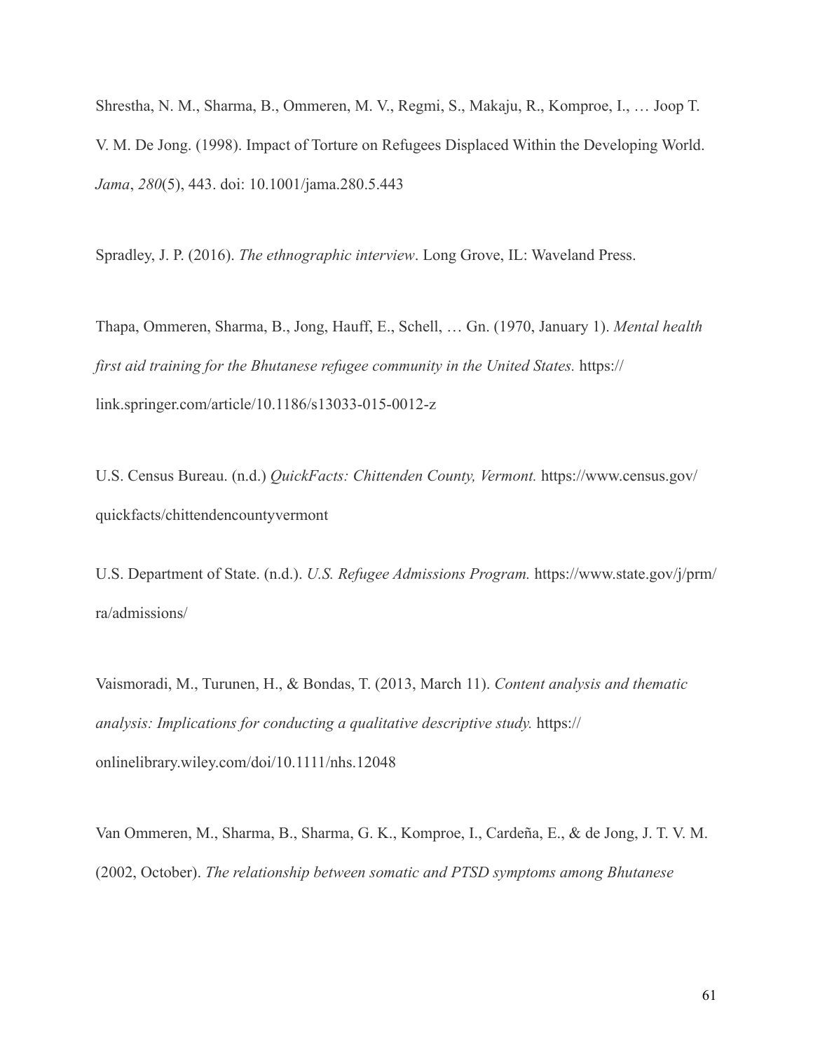Shrestha, N. M., Sharma, B., Ommeren, M. V., Regmi, S., Makaju, R., Komproe, I., … Joop T. V. M. De Jong. (1998). Impact of Torture on Refugees Displaced Within the Developing World. *Jama*, *280*(5), 443. doi: 10.1001/jama.280.5.443

Spradley, J. P. (2016). *The ethnographic interview*. Long Grove, IL: Waveland Press.

Thapa, Ommeren, Sharma, B., Jong, Hauff, E., Schell, … Gn. (1970, January 1). *Mental health first aid training for the Bhutanese refugee community in the United States.* https://link.springer.com/article/10.1186/s13033-015-0012-z

U.S. Census Bureau. (n.d.) *QuickFacts: Chittenden County, Vermont.* https://www.census.gov/quickfacts/chittendencountyvermont

U.S. Department of State. (n.d.). *U.S. Refugee Admissions Program.* https://www.state.gov/j/prm/ra/admissions/

Vaismoradi, M., Turunen, H., & Bondas, T. (2013, March 11). *Content analysis and thematic analysis: Implications for conducting a qualitative descriptive study.* https://onlinelibrary.wiley.com/doi/10.1111/nhs.12048

Van Ommeren, M., Sharma, B., Sharma, G. K., Komproe, I., Cardeña, E., & de Jong, J. T. V. M. (2002, October). *The relationship between somatic and PTSD symptoms among Bhutanese*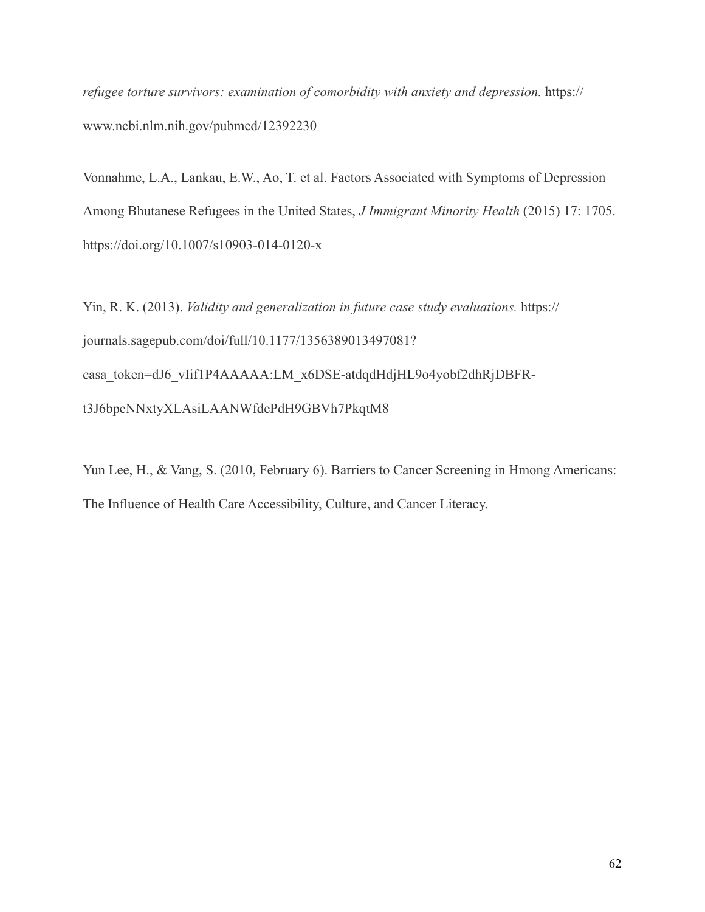*refugee torture survivors: examination of comorbidity with anxiety and depression.* https://www.ncbi.nlm.nih.gov/pubmed/12392230

Vonnahme, L.A., Lankau, E.W., Ao, T. et al. Factors Associated with Symptoms of Depression Among Bhutanese Refugees in the United States, *J Immigrant Minority Health* (2015) 17: 1705. https://doi.org/10.1007/s10903-014-0120-x

Yin, R. K. (2013). *Validity and generalization in future case study evaluations.* https://journals.sagepub.com/doi/full/10.1177/1356389013497081?casa_token=dJ6_vIif1P4AAAAA:LM_x6DSE-atdqdHdjHL9o4yobf2dhRjDBFR-t3J6bpeNNxtyXLAsiLAANWfdePdH9GBVh7PkqtM8

Yun Lee, H., & Vang, S. (2010, February 6). Barriers to Cancer Screening in Hmong Americans: The Influence of Health Care Accessibility, Culture, and Cancer Literacy.